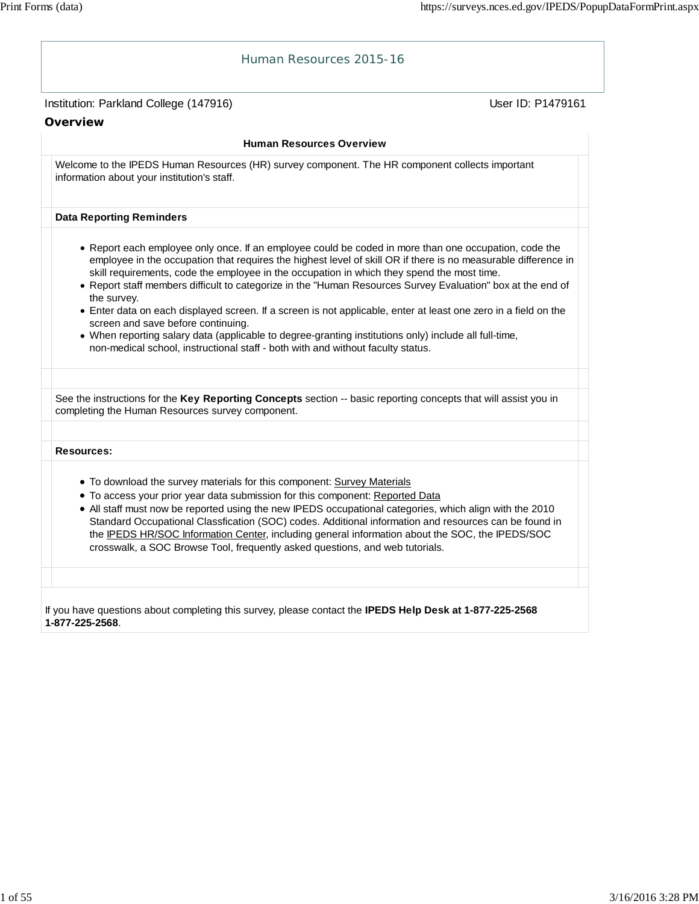# Human Resources 2015-16

Institution: Parkland College (147916) User ID: P1479161

## Overview

**Human Resources Overview**

Welcome to the IPEDS Human Resources (HR) survey component. The HR component collects important information about your institution's staff.

**Data Reporting Reminders**

- Report each employee only once. If an employee could be coded in more than one occupation, code the employee in the occupation that requires the highest level of skill OR if there is no measurable difference in skill requirements, code the employee in the occupation in which they spend the most time.
- Report staff members difficult to categorize in the "Human Resources Survey Evaluation" box at the end of the survey.
- Enter data on each displayed screen. If a screen is not applicable, enter at least one zero in a field on the screen and save before continuing.
- When reporting salary data (applicable to degree-granting institutions only) include all full-time, non-medical school, instructional staff - both with and without faculty status.

See the instructions for the **Key Reporting Concepts** section -- basic reporting concepts that will assist you in completing the Human Resources survey component.

**Resources:**

- To download the survey materials for this component: Survey Materials
- To access your prior year data submission for this component: Reported Data
- All staff must now be reported using the new IPEDS occupational categories, which align with the 2010 Standard Occupational Classfication (SOC) codes. Additional information and resources can be found in the IPEDS HR/SOC Information Center, including general information about the SOC, the IPEDS/SOC crosswalk, a SOC Browse Tool, frequently asked questions, and web tutorials.

If you have questions about completing this survey, please contact the **IPEDS Help Desk at 1-877-225-2568 1-877-225-2568**.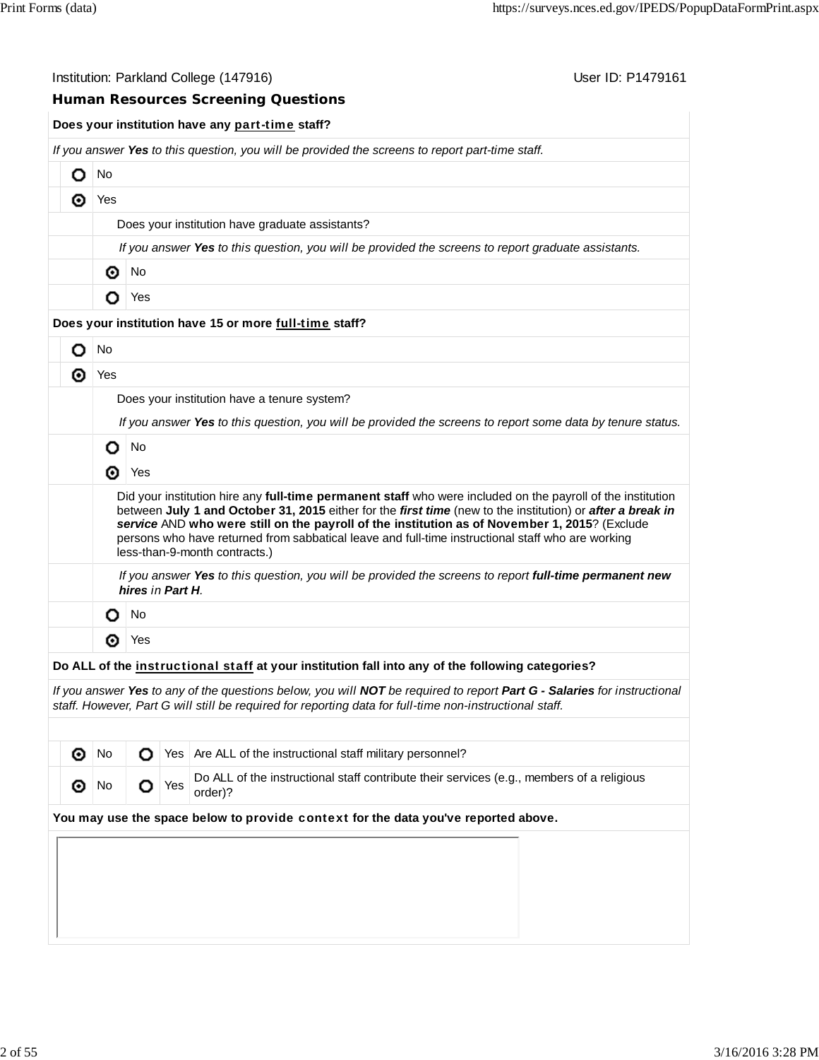Institution: Parkland College (147916) User ID: P1479161

## Human Resources Screening Questions

**Does your institution have any part-time staff?**

*If you answer **Yes** to this question, you will be provided the screens to report part-time staff.*

- ○ No
- ◉ Yes

  Does your institution have graduate assistants?

  *If you answer **Yes** to this question, you will be provided the screens to report graduate assistants.*

  - ◉ No
  - ○ Yes

**Does your institution have 15 or more full-time staff?**

- ○ No
- ◉ Yes

  Does your institution have a tenure system?

  *If you answer **Yes** to this question, you will be provided the screens to report some data by tenure status.*

  - ○ No
  - ◉ Yes

  Did your institution hire any **full-time permanent staff** who were included on the payroll of the institution between **July 1 and October 31, 2015** either for the ***first time*** (new to the institution) or ***after a break in service*** AND **who were still on the payroll of the institution as of November 1, 2015**? (Exclude persons who have returned from sabbatical leave and full-time instructional staff who are working less-than-9-month contracts.)

  *If you answer **Yes** to this question, you will be provided the screens to report **full-time permanent new hires** in **Part H**.*

  - ○ No
  - ◉ Yes

**Do ALL of the instructional staff at your institution fall into any of the following categories?**

*If you answer **Yes** to any of the questions below, you will **NOT** be required to report **Part G - Salaries** for instructional staff. However, Part G will still be required for reporting data for full-time non-instructional staff.*

| No | Yes | Question |
|---|---|---|
| ◉ No | ○ Yes | Are ALL of the instructional staff military personnel? |
| ◉ No | ○ Yes | Do ALL of the instructional staff contribute their services (e.g., members of a religious order)? |

**You may use the space below to provide context for the data you've reported above.**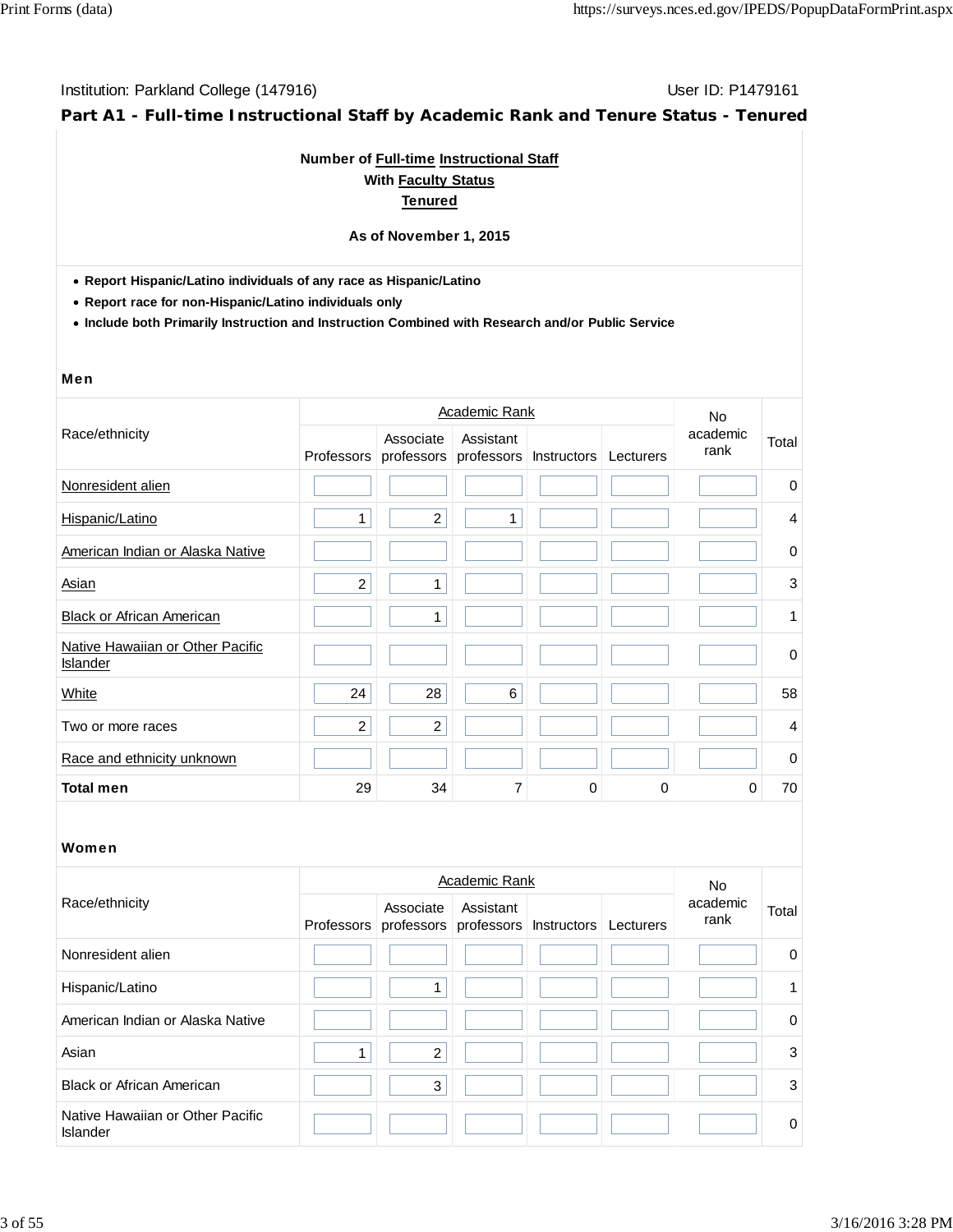Institution: Parkland College (147916)  User ID: P1479161

## Part A1 - Full-time Instructional Staff by Academic Rank and Tenure Status - Tenured

**Number of Full-time Instructional Staff**
**With Faculty Status**
**Tenured**

**As of November 1, 2015**

- **Report Hispanic/Latino individuals of any race as Hispanic/Latino**
- **Report race for non-Hispanic/Latino individuals only**
- **Include both Primarily Instruction and Instruction Combined with Research and/or Public Service**

### Men

| Race/ethnicity | Academic Rank | | | | | No academic rank | Total |
|---|---|---|---|---|---|---|---|
| | Professors | Associate professors | Assistant professors | Instructors | Lecturers | | |
| Nonresident alien | | | | | | | 0 |
| Hispanic/Latino | 1 | 2 | 1 | | | | 4 |
| American Indian or Alaska Native | | | | | | | 0 |
| Asian | 2 | 1 | | | | | 3 |
| Black or African American | | 1 | | | | | 1 |
| Native Hawaiian or Other Pacific Islander | | | | | | | 0 |
| White | 24 | 28 | 6 | | | | 58 |
| Two or more races | 2 | 2 | | | | | 4 |
| Race and ethnicity unknown | | | | | | | 0 |
| **Total men** | 29 | 34 | 7 | 0 | 0 | 0 | 70 |

### Women

| Race/ethnicity | Academic Rank | | | | | No academic rank | Total |
|---|---|---|---|---|---|---|---|
| | Professors | Associate professors | Assistant professors | Instructors | Lecturers | | |
| Nonresident alien | | | | | | | 0 |
| Hispanic/Latino | | 1 | | | | | 1 |
| American Indian or Alaska Native | | | | | | | 0 |
| Asian | 1 | 2 | | | | | 3 |
| Black or African American | | 3 | | | | | 3 |
| Native Hawaiian or Other Pacific Islander | | | | | | | 0 |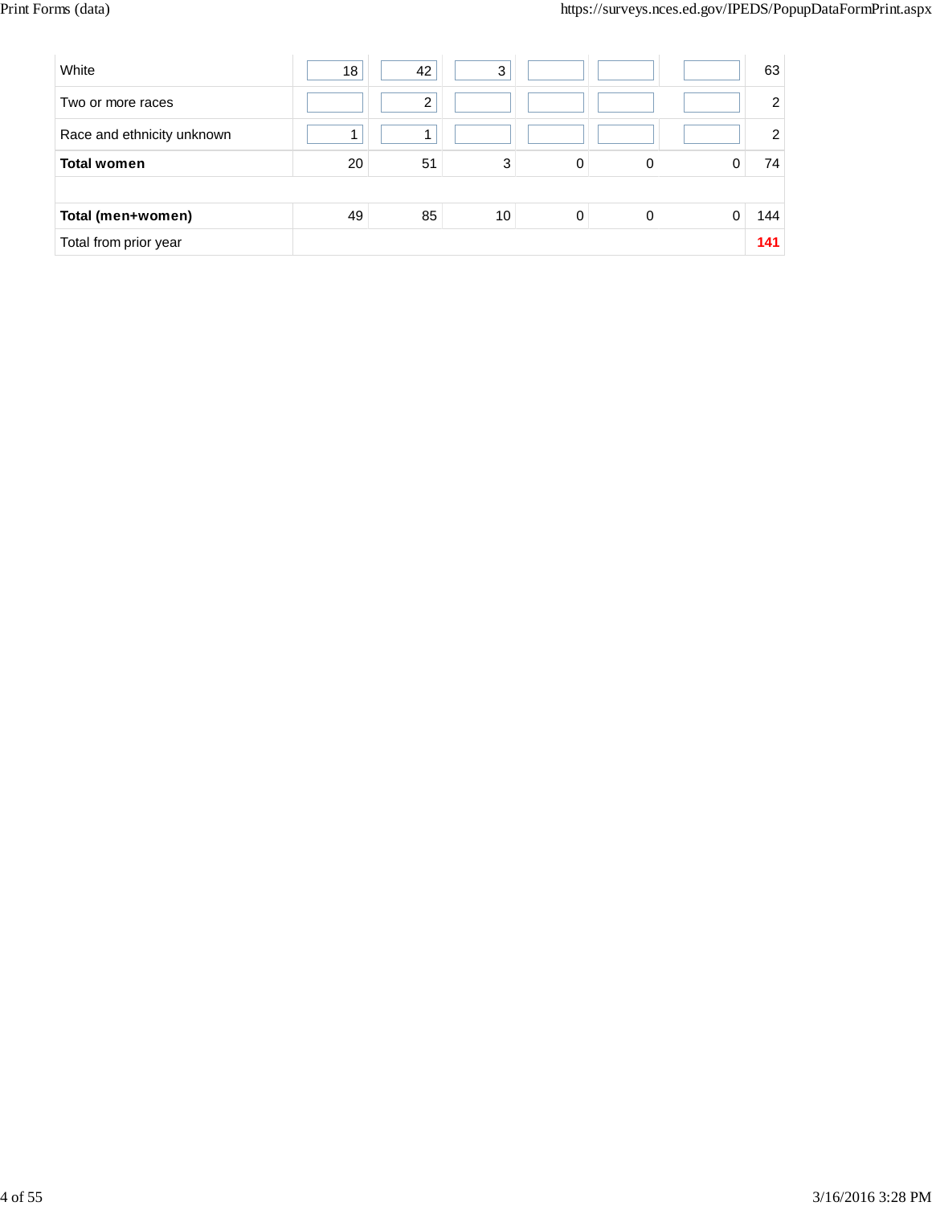| | | | | | | | |
|---|---|---|---|---|---|---|---|
| White | 18 | 42 | 3 | | | | 63 |
| Two or more races | | 2 | | | | | 2 |
| Race and ethnicity unknown | 1 | 1 | | | | | 2 |
| **Total women** | 20 | 51 | 3 | 0 | 0 | 0 | 74 |
| | | | | | | | |
| **Total (men+women)** | 49 | 85 | 10 | 0 | 0 | 0 | 144 |
| Total from prior year | | | | | | | **141** |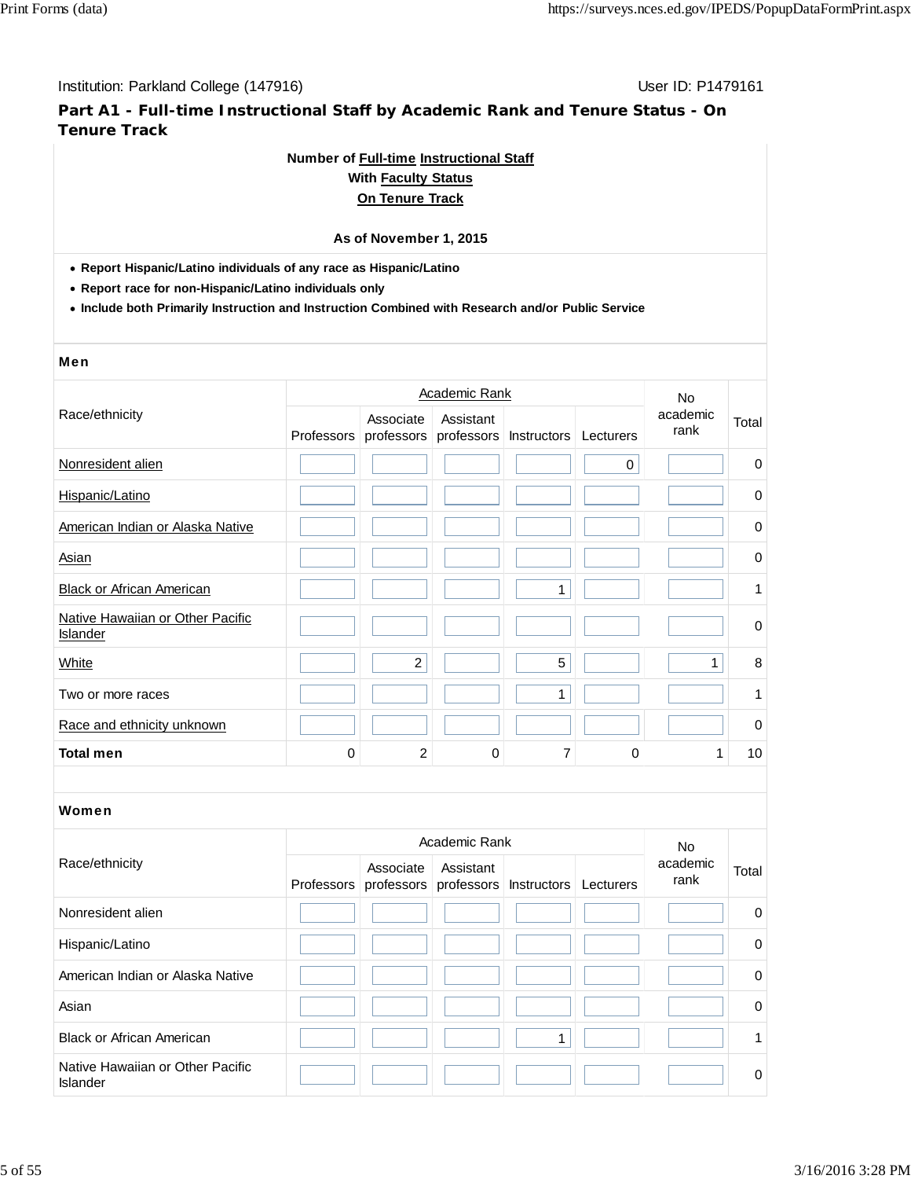Institution: Parkland College (147916) User ID: P1479161

## Part A1 - Full-time Instructional Staff by Academic Rank and Tenure Status - On Tenure Track

**Number of Full-time Instructional Staff**
**With Faculty Status**
**On Tenure Track**

**As of November 1, 2015**

- **Report Hispanic/Latino individuals of any race as Hispanic/Latino**
- **Report race for non-Hispanic/Latino individuals only**
- **Include both Primarily Instruction and Instruction Combined with Research and/or Public Service**

### Men

| Race/ethnicity | Academic Rank | | | | | No academic rank | Total |
|---|---|---|---|---|---|---|---|
| | Professors | Associate professors | Assistant professors | Instructors | Lecturers | | |
| Nonresident alien | | | | | 0 | | 0 |
| Hispanic/Latino | | | | | | | 0 |
| American Indian or Alaska Native | | | | | | | 0 |
| Asian | | | | | | | 0 |
| Black or African American | | | | 1 | | | 1 |
| Native Hawaiian or Other Pacific Islander | | | | | | | 0 |
| White | | 2 | | 5 | | 1 | 8 |
| Two or more races | | | | 1 | | | 1 |
| Race and ethnicity unknown | | | | | | | 0 |
| **Total men** | 0 | 2 | 0 | 7 | 0 | 1 | 10 |

### Women

| Race/ethnicity | Academic Rank | | | | | No academic rank | Total |
|---|---|---|---|---|---|---|---|
| | Professors | Associate professors | Assistant professors | Instructors | Lecturers | | |
| Nonresident alien | | | | | | | 0 |
| Hispanic/Latino | | | | | | | 0 |
| American Indian or Alaska Native | | | | | | | 0 |
| Asian | | | | | | | 0 |
| Black or African American | | | | 1 | | | 1 |
| Native Hawaiian or Other Pacific Islander | | | | | | | 0 |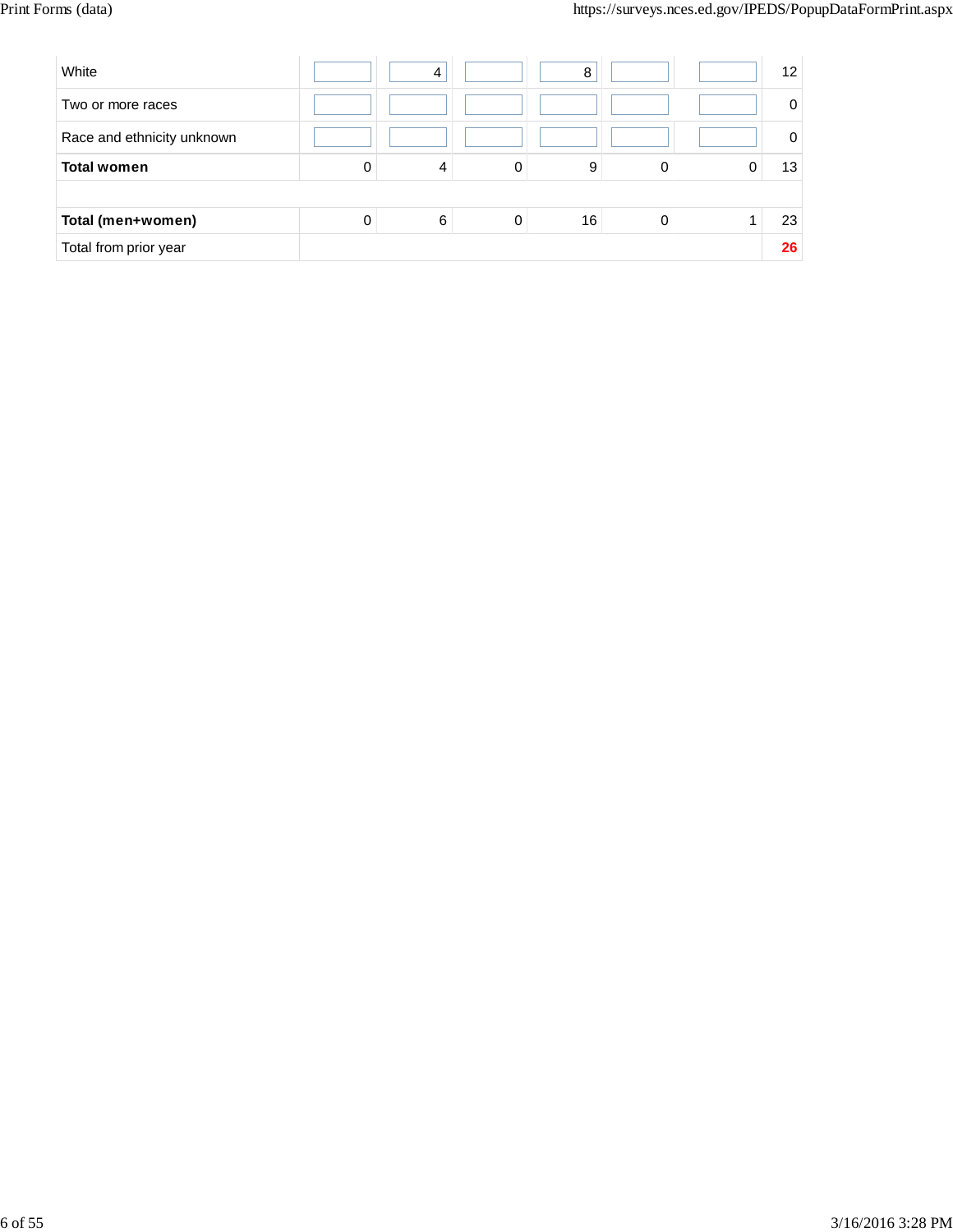| | | | | | | | |
|---|---|---|---|---|---|---|---|
| White | | 4 | | 8 | | | 12 |
| Two or more races | | | | | | | 0 |
| Race and ethnicity unknown | | | | | | | 0 |
| **Total women** | 0 | 4 | 0 | 9 | 0 | 0 | 13 |
| | | | | | | | |
| **Total (men+women)** | 0 | 6 | 0 | 16 | 0 | 1 | 23 |
| Total from prior year | | | | | | | **26** |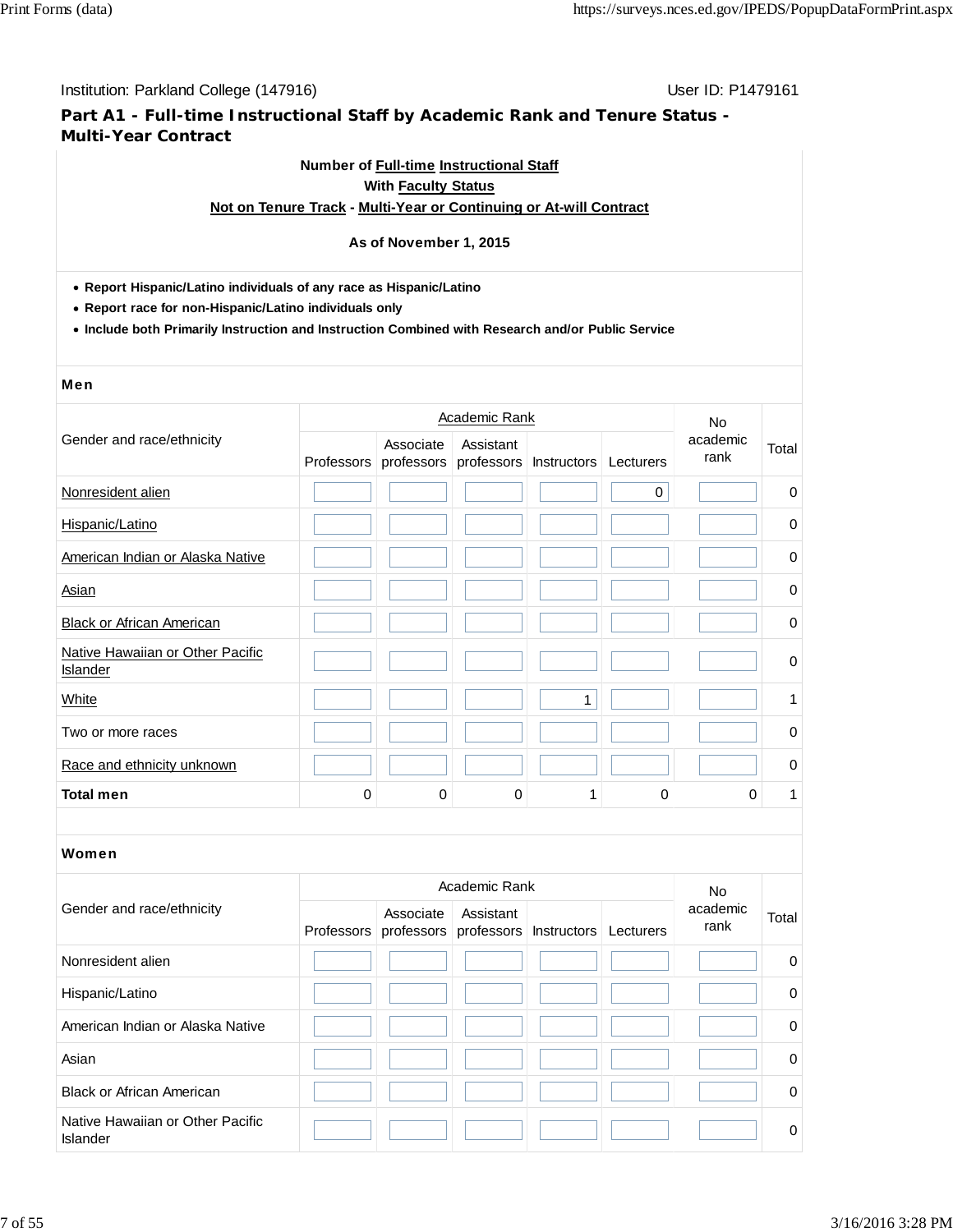Institution: Parkland College (147916)

User ID: P1479161

## Part A1 - Full-time Instructional Staff by Academic Rank and Tenure Status - Multi-Year Contract

**Number of Full-time Instructional Staff**
**With Faculty Status**
**Not on Tenure Track - Multi-Year or Continuing or At-will Contract**

**As of November 1, 2015**

- **Report Hispanic/Latino individuals of any race as Hispanic/Latino**
- **Report race for non-Hispanic/Latino individuals only**
- **Include both Primarily Instruction and Instruction Combined with Research and/or Public Service**

### Men

| Gender and race/ethnicity | Academic Rank | | | | | No academic rank | Total |
|---|---|---|---|---|---|---|---|
| | Professors | Associate professors | Assistant professors | Instructors | Lecturers | | |
| Nonresident alien | | | | | 0 | | 0 |
| Hispanic/Latino | | | | | | | 0 |
| American Indian or Alaska Native | | | | | | | 0 |
| Asian | | | | | | | 0 |
| Black or African American | | | | | | | 0 |
| Native Hawaiian or Other Pacific Islander | | | | | | | 0 |
| White | | | | 1 | | | 1 |
| Two or more races | | | | | | | 0 |
| Race and ethnicity unknown | | | | | | | 0 |
| **Total men** | 0 | 0 | 0 | 1 | 0 | 0 | 1 |

### Women

| Gender and race/ethnicity | Academic Rank | | | | | No academic rank | Total |
|---|---|---|---|---|---|---|---|
| | Professors | Associate professors | Assistant professors | Instructors | Lecturers | | |
| Nonresident alien | | | | | | | 0 |
| Hispanic/Latino | | | | | | | 0 |
| American Indian or Alaska Native | | | | | | | 0 |
| Asian | | | | | | | 0 |
| Black or African American | | | | | | | 0 |
| Native Hawaiian or Other Pacific Islander | | | | | | | 0 |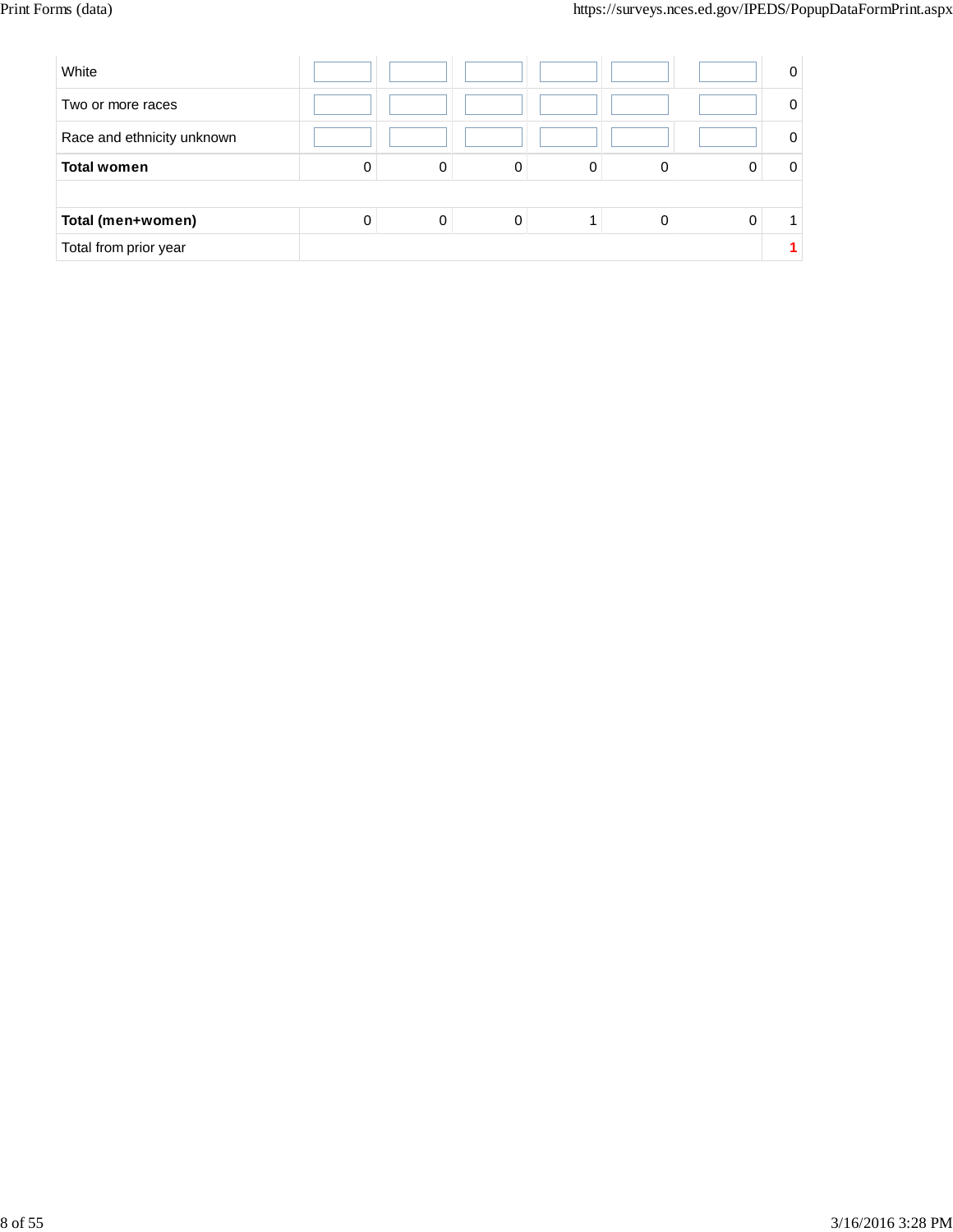| | | | | | | | |
|---|---|---|---|---|---|---|---|
| White | | | | | | | 0 |
| Two or more races | | | | | | | 0 |
| Race and ethnicity unknown | | | | | | | 0 |
| **Total women** | 0 | 0 | 0 | 0 | 0 | 0 | 0 |
| | | | | | | | |
| **Total (men+women)** | 0 | 0 | 0 | 1 | 0 | 0 | 1 |
| Total from prior year | | | | | | | **1** |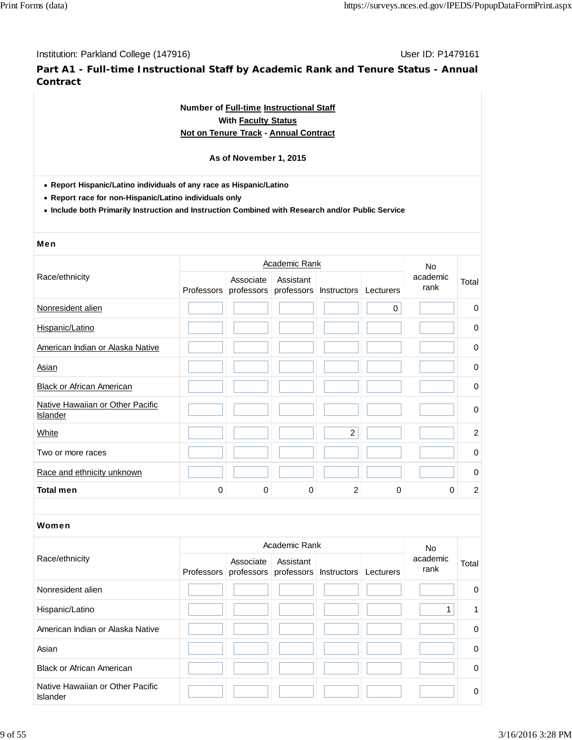Institution: Parkland College (147916)

User ID: P1479161

## Part A1 - Full-time Instructional Staff by Academic Rank and Tenure Status - Annual Contract

**Number of Full-time Instructional Staff**
**With Faculty Status**
**Not on Tenure Track - Annual Contract**

**As of November 1, 2015**

- **Report Hispanic/Latino individuals of any race as Hispanic/Latino**
- **Report race for non-Hispanic/Latino individuals only**
- **Include both Primarily Instruction and Instruction Combined with Research and/or Public Service**

### Men

| Race/ethnicity | Academic Rank | | | | | No academic rank | Total |
|---|---|---|---|---|---|---|---|
| | Professors | Associate professors | Assistant professors | Instructors | Lecturers | | |
| Nonresident alien | | | | | 0 | | 0 |
| Hispanic/Latino | | | | | | | 0 |
| American Indian or Alaska Native | | | | | | | 0 |
| Asian | | | | | | | 0 |
| Black or African American | | | | | | | 0 |
| Native Hawaiian or Other Pacific Islander | | | | | | | 0 |
| White | | | | 2 | | | 2 |
| Two or more races | | | | | | | 0 |
| Race and ethnicity unknown | | | | | | | 0 |
| **Total men** | 0 | 0 | 0 | 2 | 0 | 0 | 2 |

### Women

| Race/ethnicity | Academic Rank | | | | | No academic rank | Total |
|---|---|---|---|---|---|---|---|
| | Professors | Associate professors | Assistant professors | Instructors | Lecturers | | |
| Nonresident alien | | | | | | | 0 |
| Hispanic/Latino | | | | | | 1 | 1 |
| American Indian or Alaska Native | | | | | | | 0 |
| Asian | | | | | | | 0 |
| Black or African American | | | | | | | 0 |
| Native Hawaiian or Other Pacific Islander | | | | | | | 0 |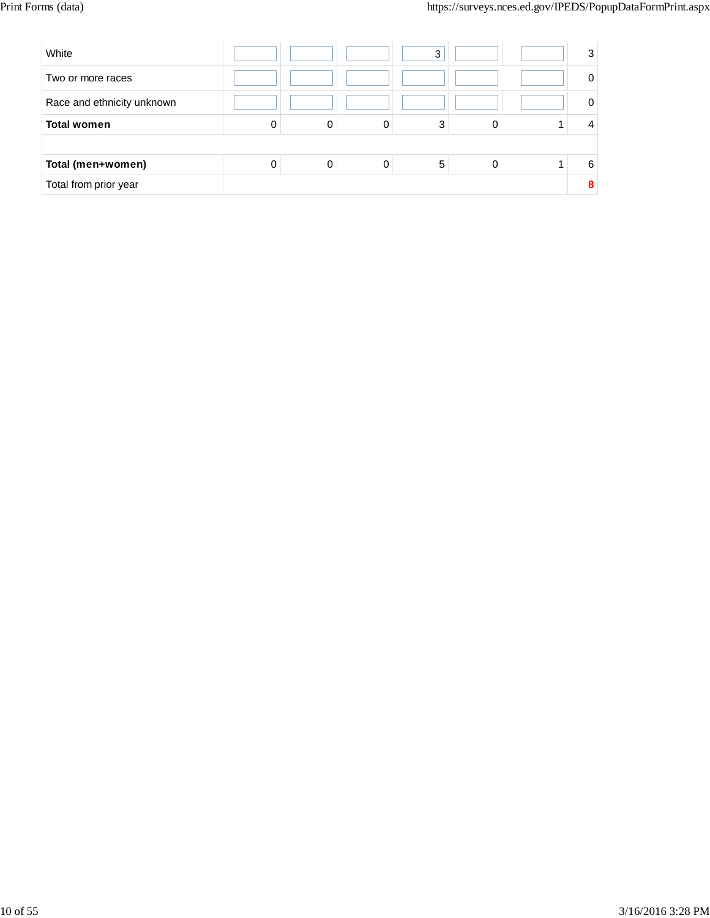| | | | | | | | |
|---|---|---|---|---|---|---|---|
| White | | | | 3 | | | 3 |
| Two or more races | | | | | | | 0 |
| Race and ethnicity unknown | | | | | | | 0 |
| **Total women** | 0 | 0 | 0 | 3 | 0 | 1 | 4 |
| | | | | | | | |
| **Total (men+women)** | 0 | 0 | 0 | 5 | 0 | 1 | 6 |
| Total from prior year | | | | | | | 8 |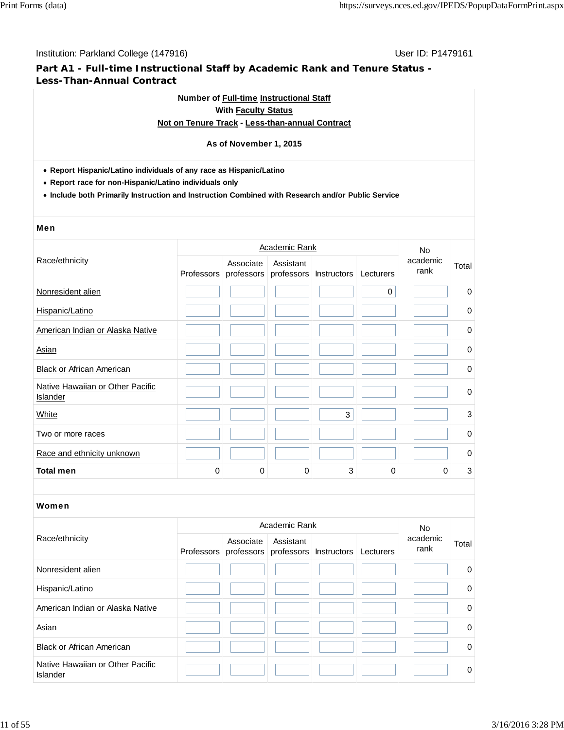Institution: Parkland College (147916)  User ID: P1479161

## Part A1 - Full-time Instructional Staff by Academic Rank and Tenure Status - Less-Than-Annual Contract

**Number of Full-time Instructional Staff**
**With Faculty Status**
**Not on Tenure Track - Less-than-annual Contract**

**As of November 1, 2015**

- **Report Hispanic/Latino individuals of any race as Hispanic/Latino**
- **Report race for non-Hispanic/Latino individuals only**
- **Include both Primarily Instruction and Instruction Combined with Research and/or Public Service**

### Men

| Race/ethnicity | Academic Rank | | | | | No academic rank | Total |
|---|---|---|---|---|---|---|---|
| | Professors | Associate professors | Assistant professors | Instructors | Lecturers | | |
| Nonresident alien | | | | | 0 | | 0 |
| Hispanic/Latino | | | | | | | 0 |
| American Indian or Alaska Native | | | | | | | 0 |
| Asian | | | | | | | 0 |
| Black or African American | | | | | | | 0 |
| Native Hawaiian or Other Pacific Islander | | | | | | | 0 |
| White | | | | 3 | | | 3 |
| Two or more races | | | | | | | 0 |
| Race and ethnicity unknown | | | | | | | 0 |
| **Total men** | 0 | 0 | 0 | 3 | 0 | 0 | 3 |

### Women

| Race/ethnicity | Academic Rank | | | | | No academic rank | Total |
|---|---|---|---|---|---|---|---|
| | Professors | Associate professors | Assistant professors | Instructors | Lecturers | | |
| Nonresident alien | | | | | | | 0 |
| Hispanic/Latino | | | | | | | 0 |
| American Indian or Alaska Native | | | | | | | 0 |
| Asian | | | | | | | 0 |
| Black or African American | | | | | | | 0 |
| Native Hawaiian or Other Pacific Islander | | | | | | | 0 |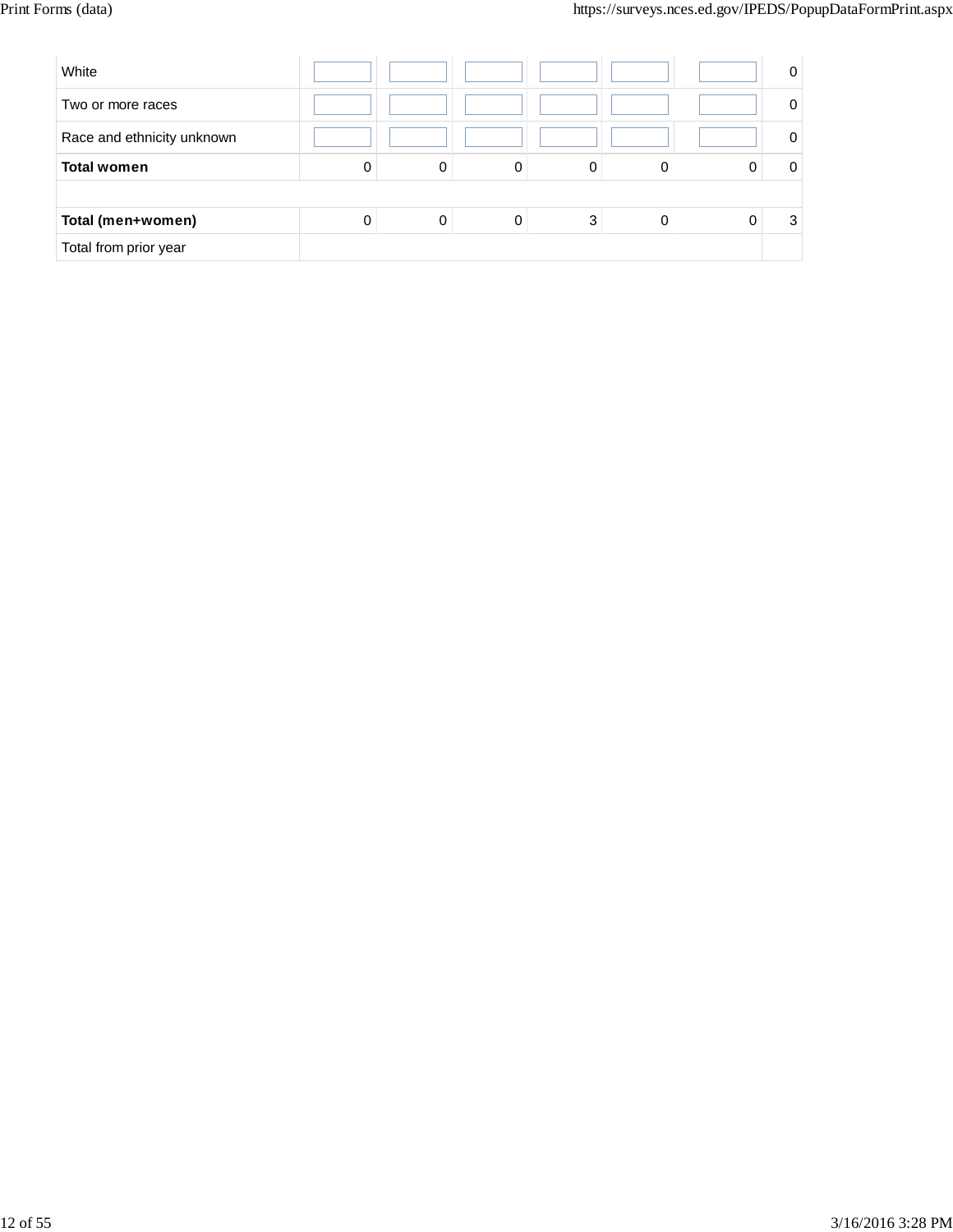| | | | | | | | |
|---|---|---|---|---|---|---|---|
| White | | | | | | | 0 |
| Two or more races | | | | | | | 0 |
| Race and ethnicity unknown | | | | | | | 0 |
| **Total women** | 0 | 0 | 0 | 0 | 0 | 0 | 0 |
| | | | | | | | |
| **Total (men+women)** | 0 | 0 | 0 | 3 | 0 | 0 | 3 |
| Total from prior year | | | | | | | |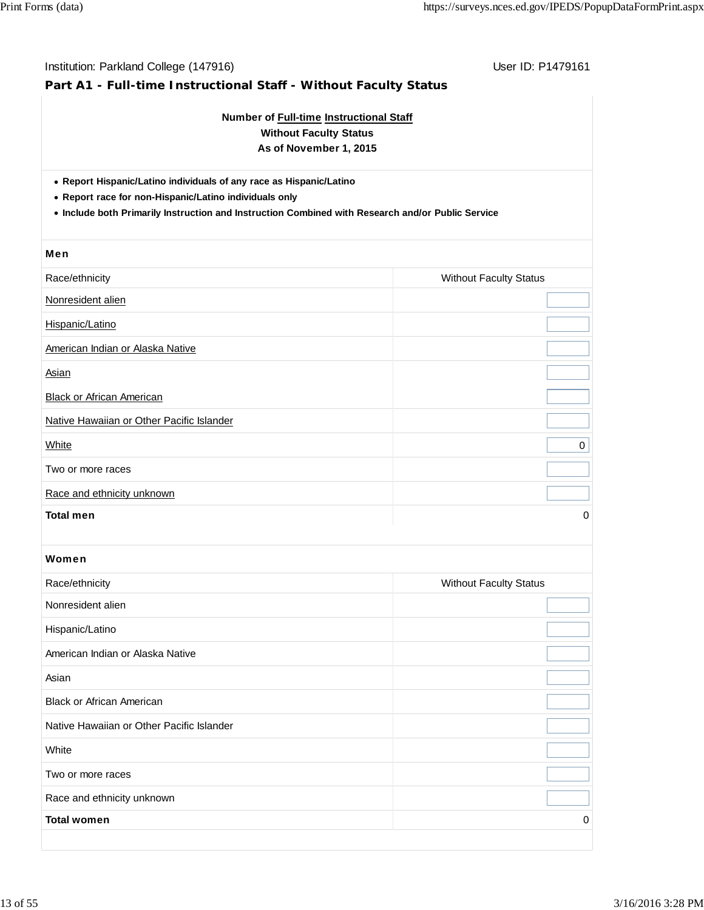Institution: Parkland College (147916)

User ID: P1479161

## Part A1 - Full-time Instructional Staff - Without Faculty Status

**Number of Full-time Instructional Staff**
**Without Faculty Status**
**As of November 1, 2015**

- **Report Hispanic/Latino individuals of any race as Hispanic/Latino**
- **Report race for non-Hispanic/Latino individuals only**
- **Include both Primarily Instruction and Instruction Combined with Research and/or Public Service**

**Men**

| Race/ethnicity | Without Faculty Status |
|---|---|
| Nonresident alien | |
| Hispanic/Latino | |
| American Indian or Alaska Native | |
| Asian | |
| Black or African American | |
| Native Hawaiian or Other Pacific Islander | |
| White | 0 |
| Two or more races | |
| Race and ethnicity unknown | |
| **Total men** | 0 |

**Women**

| Race/ethnicity | Without Faculty Status |
|---|---|
| Nonresident alien | |
| Hispanic/Latino | |
| American Indian or Alaska Native | |
| Asian | |
| Black or African American | |
| Native Hawaiian or Other Pacific Islander | |
| White | |
| Two or more races | |
| Race and ethnicity unknown | |
| **Total women** | 0 |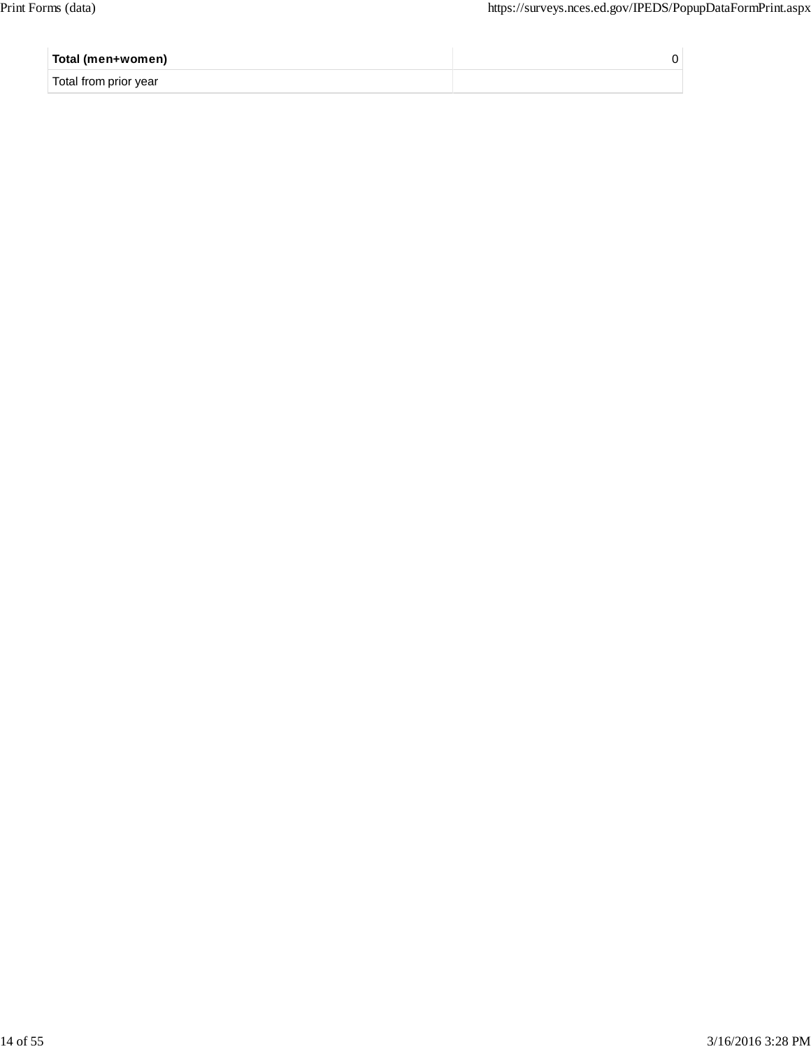| **Total (men+women)** | 0 |
| --- | --- |
| Total from prior year | |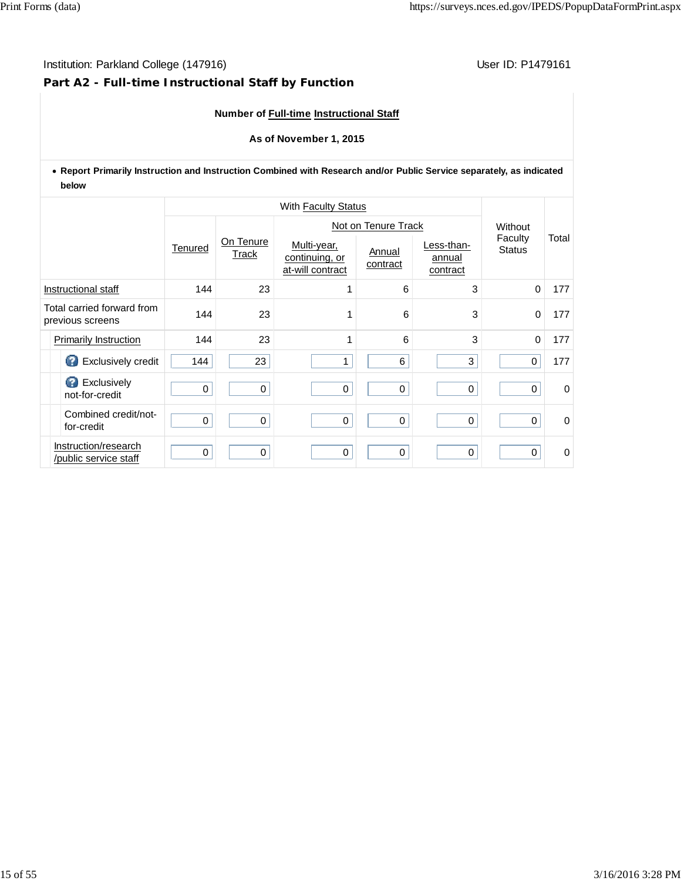Institution: Parkland College (147916)

User ID: P1479161

### Part A2 - Full-time Instructional Staff by Function

**Number of Full-time Instructional Staff**

**As of November 1, 2015**

- **Report Primarily Instruction and Instruction Combined with Research and/or Public Service separately, as indicated below**

| | With Faculty Status | | | | | Without Faculty Status | Total |
|---|---|---|---|---|---|---|---|
| | Tenured | On Tenure Track | Not on Tenure Track | | | | |
| | | | Multi-year, continuing, or at-will contract | Annual contract | Less-than-annual contract | | |
| Instructional staff | 144 | 23 | 1 | 6 | 3 | 0 | 177 |
| Total carried forward from previous screens | 144 | 23 | 1 | 6 | 3 | 0 | 177 |
| Primarily Instruction | 144 | 23 | 1 | 6 | 3 | 0 | 177 |
| Exclusively credit | 144 | 23 | 1 | 6 | 3 | 0 | 177 |
| Exclusively not-for-credit | 0 | 0 | 0 | 0 | 0 | 0 | 0 |
| Combined credit/not-for-credit | 0 | 0 | 0 | 0 | 0 | 0 | 0 |
| Instruction/research /public service staff | 0 | 0 | 0 | 0 | 0 | 0 | 0 |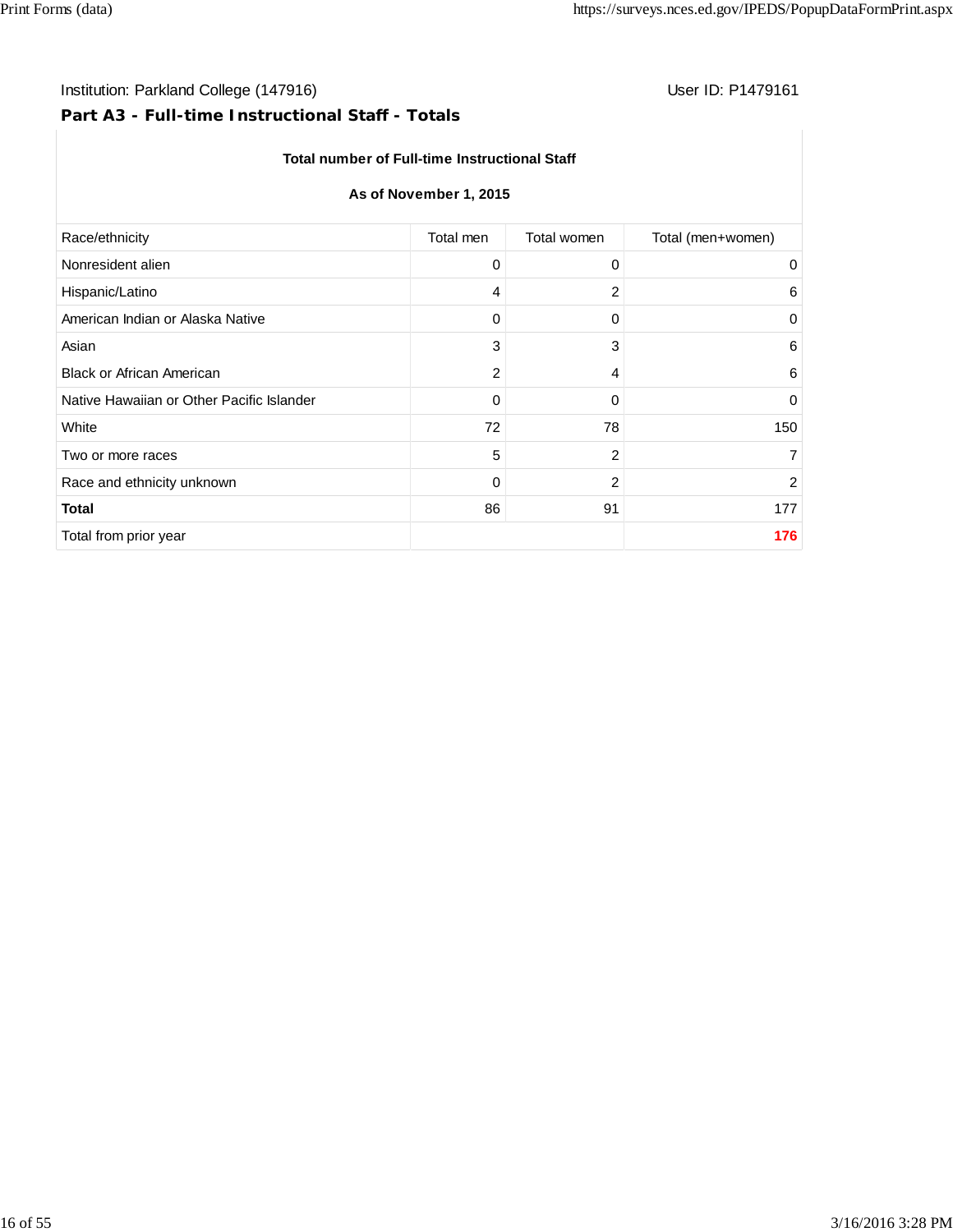Institution: Parkland College (147916)

User ID: P1479161

## Part A3 - Full-time Instructional Staff - Totals

**Total number of Full-time Instructional Staff**

**As of November 1, 2015**

| Race/ethnicity | Total men | Total women | Total (men+women) |
|---|---|---|---|
| Nonresident alien | 0 | 0 | 0 |
| Hispanic/Latino | 4 | 2 | 6 |
| American Indian or Alaska Native | 0 | 0 | 0 |
| Asian | 3 | 3 | 6 |
| Black or African American | 2 | 4 | 6 |
| Native Hawaiian or Other Pacific Islander | 0 | 0 | 0 |
| White | 72 | 78 | 150 |
| Two or more races | 5 | 2 | 7 |
| Race and ethnicity unknown | 0 | 2 | 2 |
| **Total** | 86 | 91 | 177 |
| Total from prior year | | | **176** |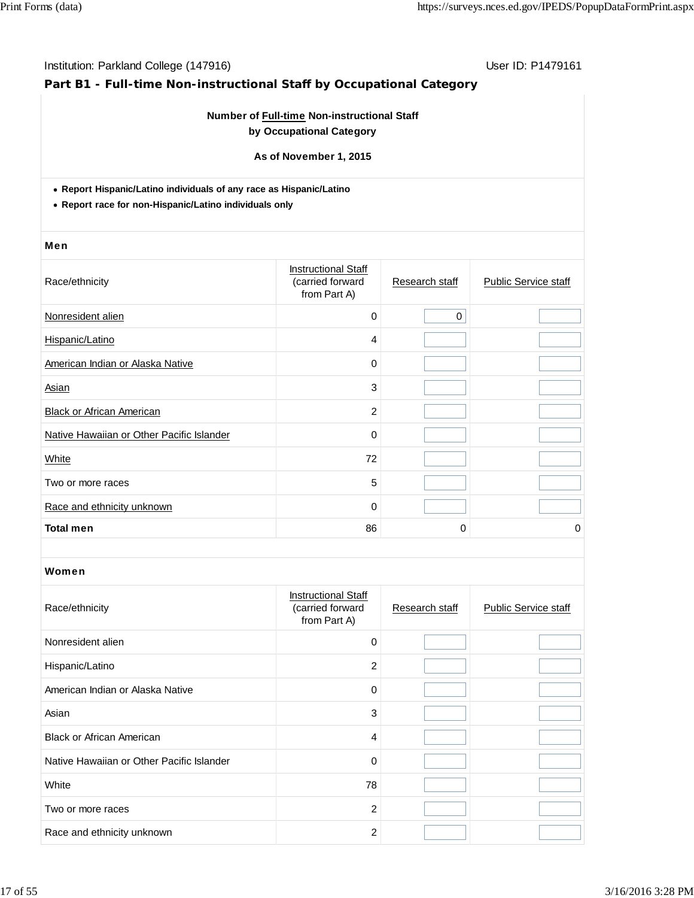Institution: Parkland College (147916)

User ID: P1479161

## Part B1 - Full-time Non-instructional Staff by Occupational Category

**Number of Full-time Non-instructional Staff by Occupational Category**

**As of November 1, 2015**

- **Report Hispanic/Latino individuals of any race as Hispanic/Latino**
- **Report race for non-Hispanic/Latino individuals only**

### Men

| Race/ethnicity | Instructional Staff (carried forward from Part A) | Research staff | Public Service staff |
|---|---|---|---|
| Nonresident alien | 0 | 0 | |
| Hispanic/Latino | 4 | | |
| American Indian or Alaska Native | 0 | | |
| Asian | 3 | | |
| Black or African American | 2 | | |
| Native Hawaiian or Other Pacific Islander | 0 | | |
| White | 72 | | |
| Two or more races | 5 | | |
| Race and ethnicity unknown | 0 | | |
| **Total men** | 86 | 0 | 0 |

### Women

| Race/ethnicity | Instructional Staff (carried forward from Part A) | Research staff | Public Service staff |
|---|---|---|---|
| Nonresident alien | 0 | | |
| Hispanic/Latino | 2 | | |
| American Indian or Alaska Native | 0 | | |
| Asian | 3 | | |
| Black or African American | 4 | | |
| Native Hawaiian or Other Pacific Islander | 0 | | |
| White | 78 | | |
| Two or more races | 2 | | |
| Race and ethnicity unknown | 2 | | |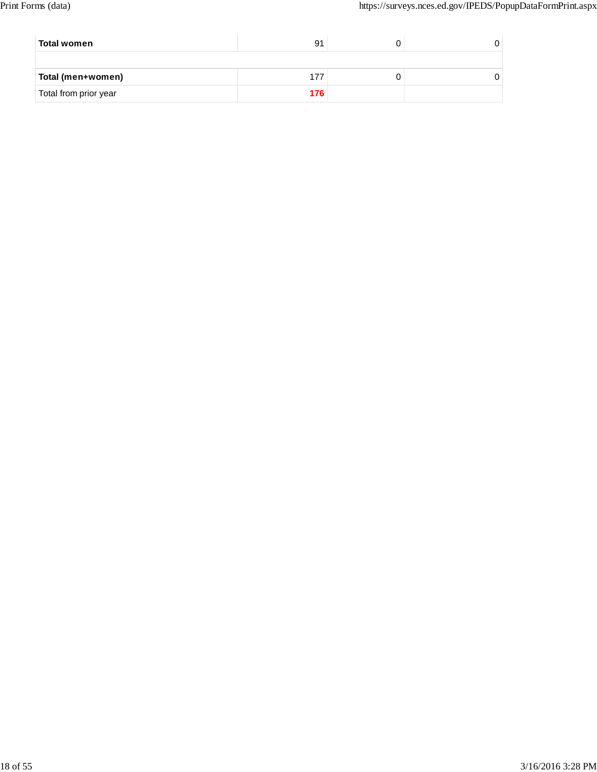| | | | |
|---|---|---|---|
| **Total women** | 91 | 0 | 0 |
| | | | |
| **Total (men+women)** | 177 | 0 | 0 |
| Total from prior year | **176** | | |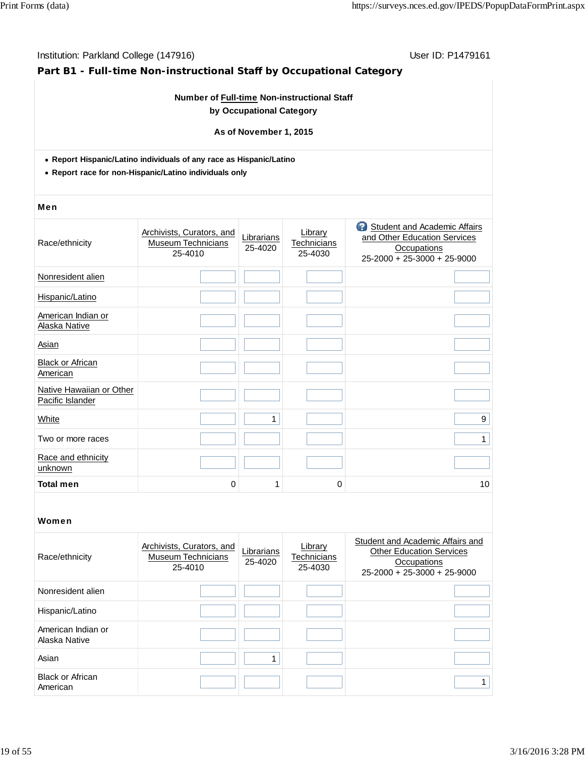Institution: Parkland College (147916)

User ID: P1479161

## Part B1 - Full-time Non-instructional Staff by Occupational Category

**Number of Full-time Non-instructional Staff by Occupational Category**

**As of November 1, 2015**

- **Report Hispanic/Latino individuals of any race as Hispanic/Latino**
- **Report race for non-Hispanic/Latino individuals only**

### Men

| Race/ethnicity | Archivists, Curators, and Museum Technicians 25-4010 | Librarians 25-4020 | Library Technicians 25-4030 | Student and Academic Affairs and Other Education Services Occupations 25-2000 + 25-3000 + 25-9000 |
|---|---|---|---|---|
| Nonresident alien | | | | |
| Hispanic/Latino | | | | |
| American Indian or Alaska Native | | | | |
| Asian | | | | |
| Black or African American | | | | |
| Native Hawaiian or Other Pacific Islander | | | | |
| White | | 1 | | 9 |
| Two or more races | | | | 1 |
| Race and ethnicity unknown | | | | |
| **Total men** | 0 | 1 | 0 | 10 |

### Women

| Race/ethnicity | Archivists, Curators, and Museum Technicians 25-4010 | Librarians 25-4020 | Library Technicians 25-4030 | Student and Academic Affairs and Other Education Services Occupations 25-2000 + 25-3000 + 25-9000 |
|---|---|---|---|---|
| Nonresident alien | | | | |
| Hispanic/Latino | | | | |
| American Indian or Alaska Native | | | | |
| Asian | | 1 | | |
| Black or African American | | | | 1 |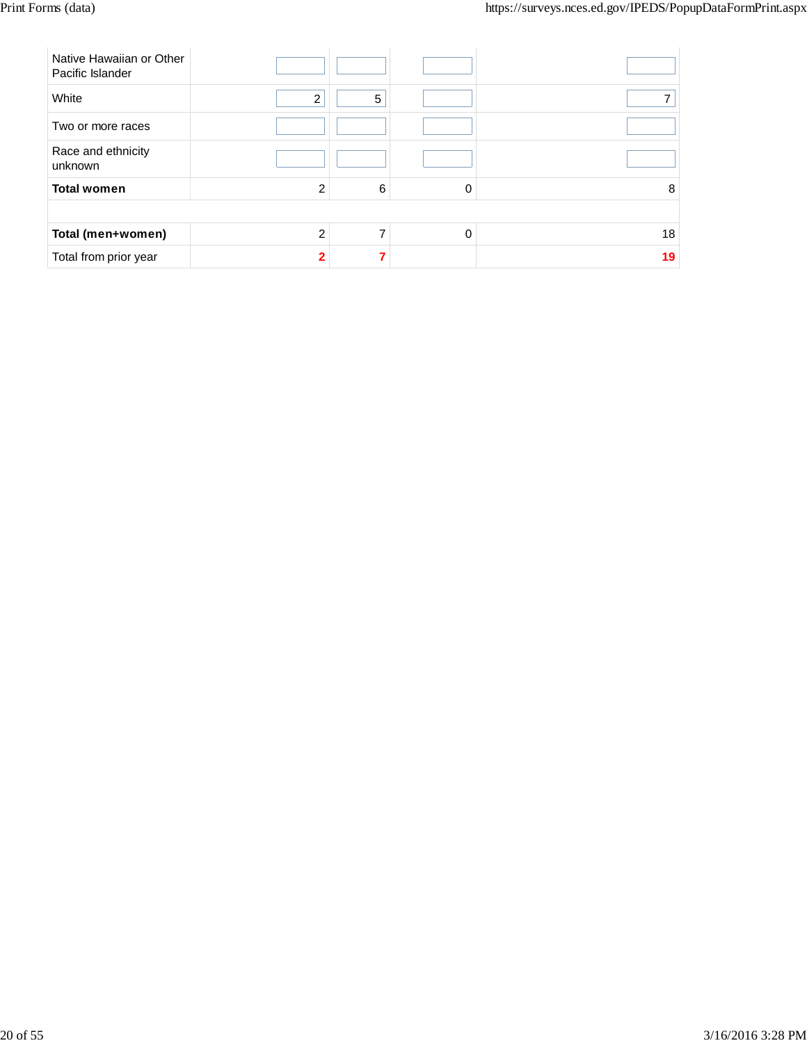| | | | | |
|---|---|---|---|---|
| Native Hawaiian or Other Pacific Islander | | | | |
| White | 2 | 5 | | 7 |
| Two or more races | | | | |
| Race and ethnicity unknown | | | | |
| **Total women** | 2 | 6 | 0 | 8 |
| | | | | |
| **Total (men+women)** | 2 | 7 | 0 | 18 |
| Total from prior year | **2** | **7** | | **19** |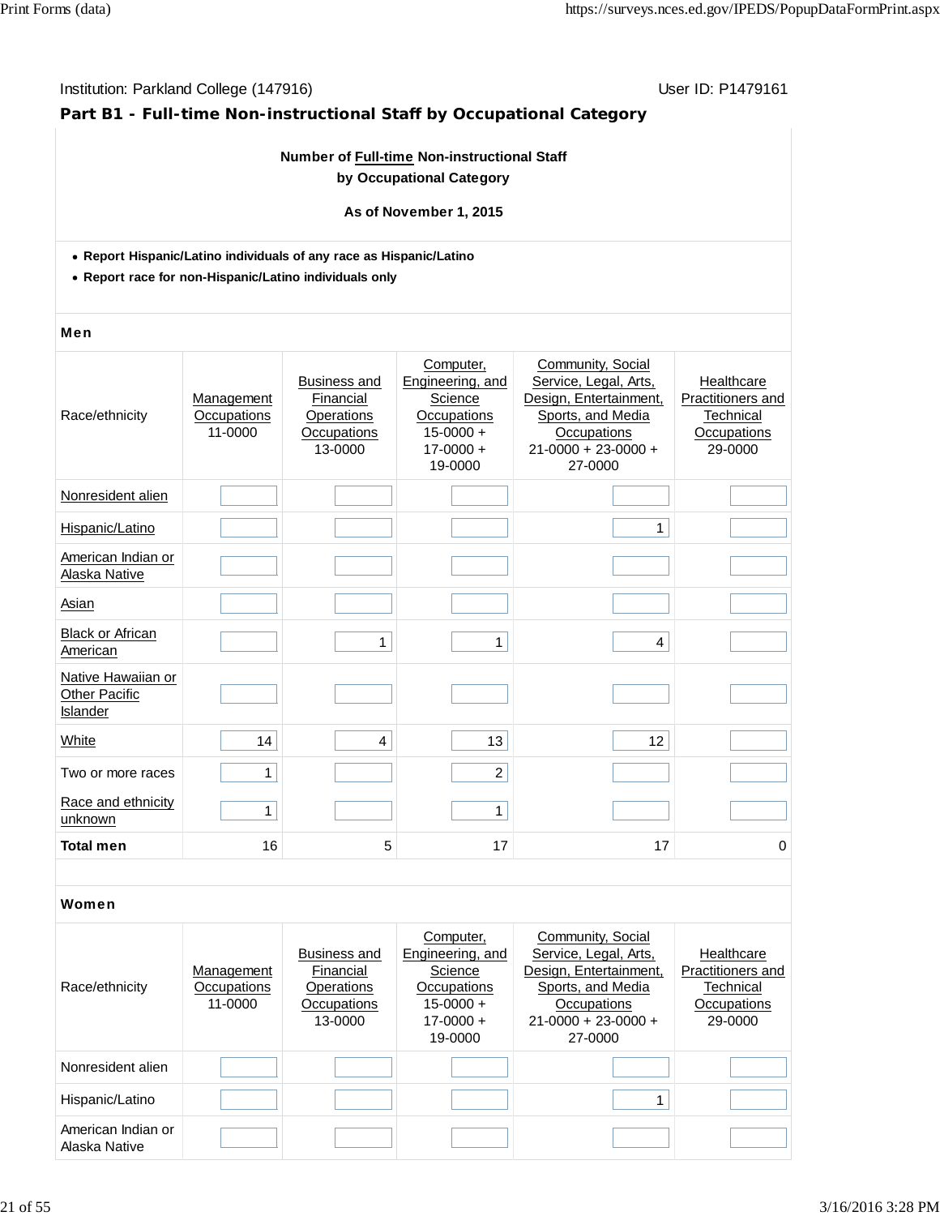Institution: Parkland College (147916) User ID: P1479161

## Part B1 - Full-time Non-instructional Staff by Occupational Category

**Number of Full-time Non-instructional Staff by Occupational Category**

**As of November 1, 2015**

- **Report Hispanic/Latino individuals of any race as Hispanic/Latino**
- **Report race for non-Hispanic/Latino individuals only**

**Men**

| Race/ethnicity | Management Occupations 11-0000 | Business and Financial Operations Occupations 13-0000 | Computer, Engineering, and Science Occupations 15-0000 + 17-0000 + 19-0000 | Community, Social Service, Legal, Arts, Design, Entertainment, Sports, and Media Occupations 21-0000 + 23-0000 + 27-0000 | Healthcare Practitioners and Technical Occupations 29-0000 |
|---|---|---|---|---|---|
| Nonresident alien | | | | | |
| Hispanic/Latino | | | | 1 | |
| American Indian or Alaska Native | | | | | |
| Asian | | | | | |
| Black or African American | | 1 | 1 | 4 | |
| Native Hawaiian or Other Pacific Islander | | | | | |
| White | 14 | 4 | 13 | 12 | |
| Two or more races | 1 | | 2 | | |
| Race and ethnicity unknown | 1 | | 1 | | |
| **Total men** | 16 | 5 | 17 | 17 | 0 |

**Women**

| Race/ethnicity | Management Occupations 11-0000 | Business and Financial Operations Occupations 13-0000 | Computer, Engineering, and Science Occupations 15-0000 + 17-0000 + 19-0000 | Community, Social Service, Legal, Arts, Design, Entertainment, Sports, and Media Occupations 21-0000 + 23-0000 + 27-0000 | Healthcare Practitioners and Technical Occupations 29-0000 |
|---|---|---|---|---|---|
| Nonresident alien | | | | | |
| Hispanic/Latino | | | | 1 | |
| American Indian or Alaska Native | | | | | |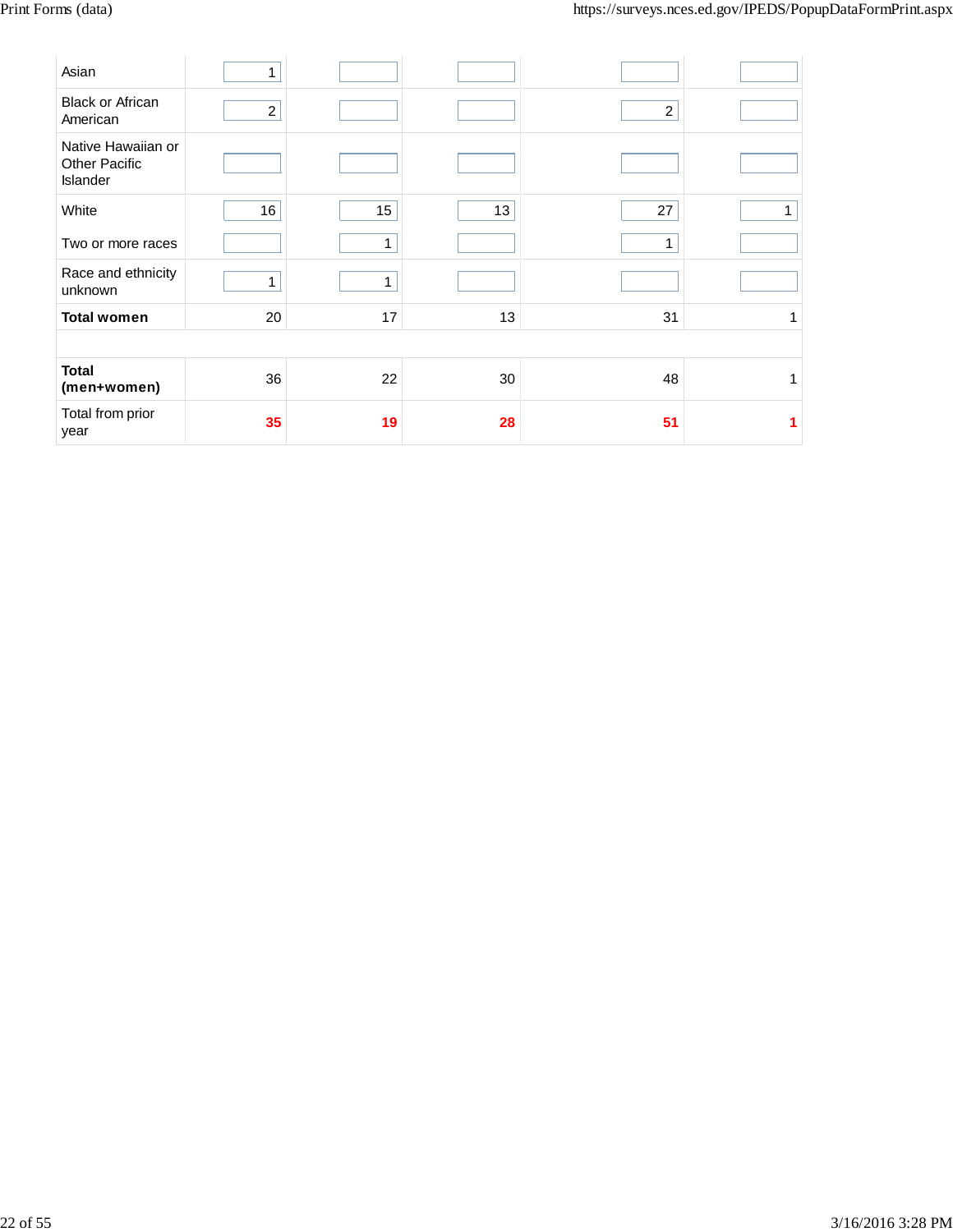| | | | | | |
|---|---|---|---|---|---|
| Asian | 1 | | | | |
| Black or African American | 2 | | | 2 | |
| Native Hawaiian or Other Pacific Islander | | | | | |
| White | 16 | 15 | 13 | 27 | 1 |
| Two or more races | | 1 | | 1 | |
| Race and ethnicity unknown | 1 | 1 | | | |
| **Total women** | 20 | 17 | 13 | 31 | 1 |
| | | | | | |
| **Total (men+women)** | 36 | 22 | 30 | 48 | 1 |
| Total from prior year | **35** | **19** | **28** | **51** | **1** |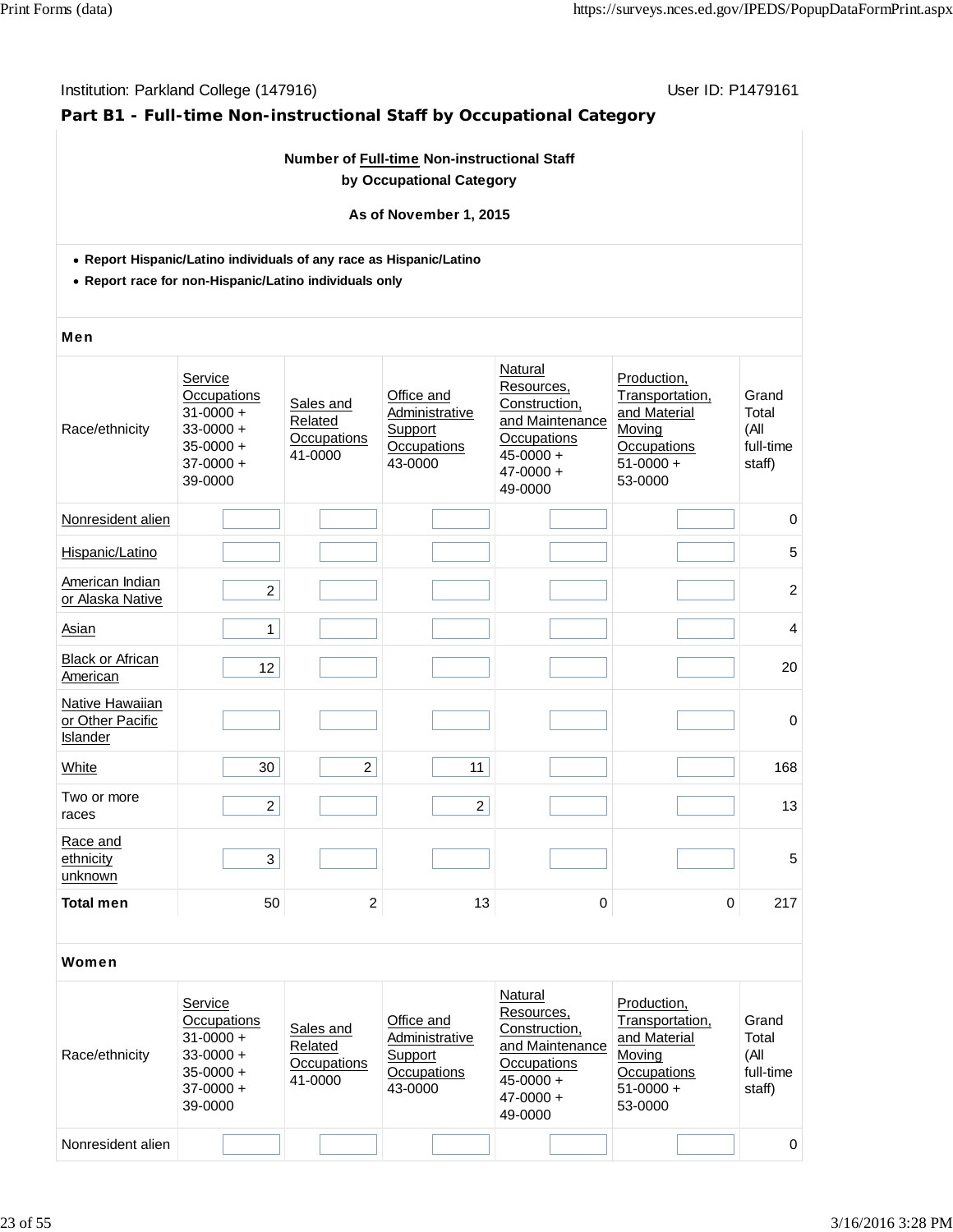Institution: Parkland College (147916) User ID: P1479161

## Part B1 - Full-time Non-instructional Staff by Occupational Category

**Number of Full-time Non-instructional Staff by Occupational Category**

**As of November 1, 2015**

- **Report Hispanic/Latino individuals of any race as Hispanic/Latino**
- **Report race for non-Hispanic/Latino individuals only**

### Men

| Race/ethnicity | Service Occupations 31-0000 + 33-0000 + 35-0000 + 37-0000 + 39-0000 | Sales and Related Occupations 41-0000 | Office and Administrative Support Occupations 43-0000 | Natural Resources, Construction, and Maintenance Occupations 45-0000 + 47-0000 + 49-0000 | Production, Transportation, and Material Moving Occupations 51-0000 + 53-0000 | Grand Total (All full-time staff) |
|---|---|---|---|---|---|---|
| Nonresident alien | | | | | | 0 |
| Hispanic/Latino | | | | | | 5 |
| American Indian or Alaska Native | 2 | | | | | 2 |
| Asian | 1 | | | | | 4 |
| Black or African American | 12 | | | | | 20 |
| Native Hawaiian or Other Pacific Islander | | | | | | 0 |
| White | 30 | 2 | 11 | | | 168 |
| Two or more races | 2 | | 2 | | | 13 |
| Race and ethnicity unknown | 3 | | | | | 5 |
| **Total men** | 50 | 2 | 13 | 0 | 0 | 217 |

### Women

| Race/ethnicity | Service Occupations 31-0000 + 33-0000 + 35-0000 + 37-0000 + 39-0000 | Sales and Related Occupations 41-0000 | Office and Administrative Support Occupations 43-0000 | Natural Resources, Construction, and Maintenance Occupations 45-0000 + 47-0000 + 49-0000 | Production, Transportation, and Material Moving Occupations 51-0000 + 53-0000 | Grand Total (All full-time staff) |
|---|---|---|---|---|---|---|
| Nonresident alien | | | | | | 0 |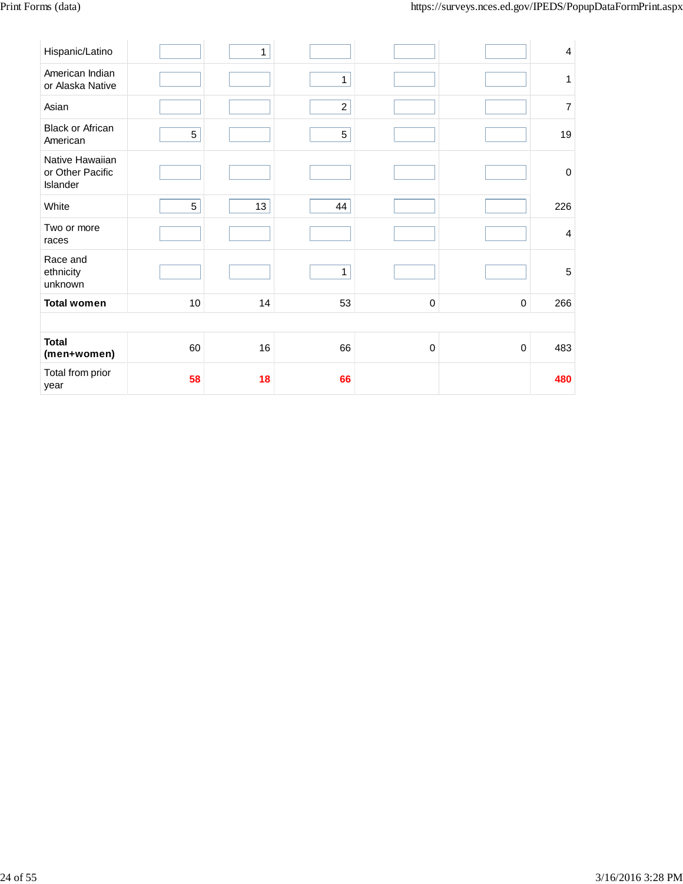| | | | | | | |
|---|---|---|---|---|---|---|
| Hispanic/Latino | | 1 | | | | 4 |
| American Indian or Alaska Native | | | 1 | | | 1 |
| Asian | | | 2 | | | 7 |
| Black or African American | 5 | | 5 | | | 19 |
| Native Hawaiian or Other Pacific Islander | | | | | | 0 |
| White | 5 | 13 | 44 | | | 226 |
| Two or more races | | | | | | 4 |
| Race and ethnicity unknown | | | 1 | | | 5 |
| **Total women** | 10 | 14 | 53 | 0 | 0 | 266 |
| | | | | | | |
| **Total (men+women)** | 60 | 16 | 66 | 0 | 0 | 483 |
| Total from prior year | **58** | **18** | **66** | | | **480** |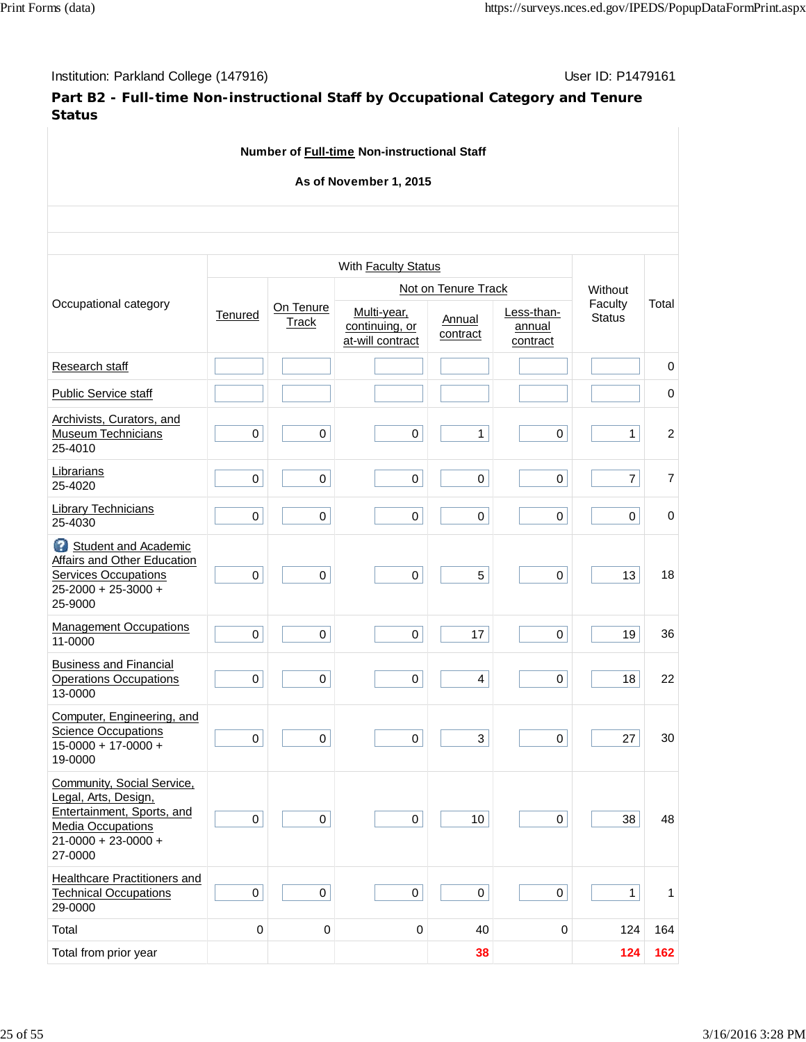Institution: Parkland College (147916)

User ID: P1479161

## Part B2 - Full-time Non-instructional Staff by Occupational Category and Tenure Status

**Number of Full-time Non-instructional Staff**

**As of November 1, 2015**

| Occupational category | With Faculty Status | | | | | Without Faculty Status | Total |
|---|---|---|---|---|---|---|---|
| | | | Not on Tenure Track | | | | |
| | Tenured | On Tenure Track | Multi-year, continuing, or at-will contract | Annual contract | Less-than-annual contract | | |
| Research staff | | | | | | | 0 |
| Public Service staff | | | | | | | 0 |
| Archivists, Curators, and Museum Technicians 25-4010 | 0 | 0 | 0 | 1 | 0 | 1 | 2 |
| Librarians 25-4020 | 0 | 0 | 0 | 0 | 0 | 7 | 7 |
| Library Technicians 25-4030 | 0 | 0 | 0 | 0 | 0 | 0 | 0 |
| Student and Academic Affairs and Other Education Services Occupations 25-2000 + 25-3000 + 25-9000 | 0 | 0 | 0 | 5 | 0 | 13 | 18 |
| Management Occupations 11-0000 | 0 | 0 | 0 | 17 | 0 | 19 | 36 |
| Business and Financial Operations Occupations 13-0000 | 0 | 0 | 0 | 4 | 0 | 18 | 22 |
| Computer, Engineering, and Science Occupations 15-0000 + 17-0000 + 19-0000 | 0 | 0 | 0 | 3 | 0 | 27 | 30 |
| Community, Social Service, Legal, Arts, Design, Entertainment, Sports, and Media Occupations 21-0000 + 23-0000 + 27-0000 | 0 | 0 | 0 | 10 | 0 | 38 | 48 |
| Healthcare Practitioners and Technical Occupations 29-0000 | 0 | 0 | 0 | 0 | 0 | 1 | 1 |
| Total | 0 | 0 | 0 | 40 | 0 | 124 | 164 |
| Total from prior year | | | | 38 | | 124 | 162 |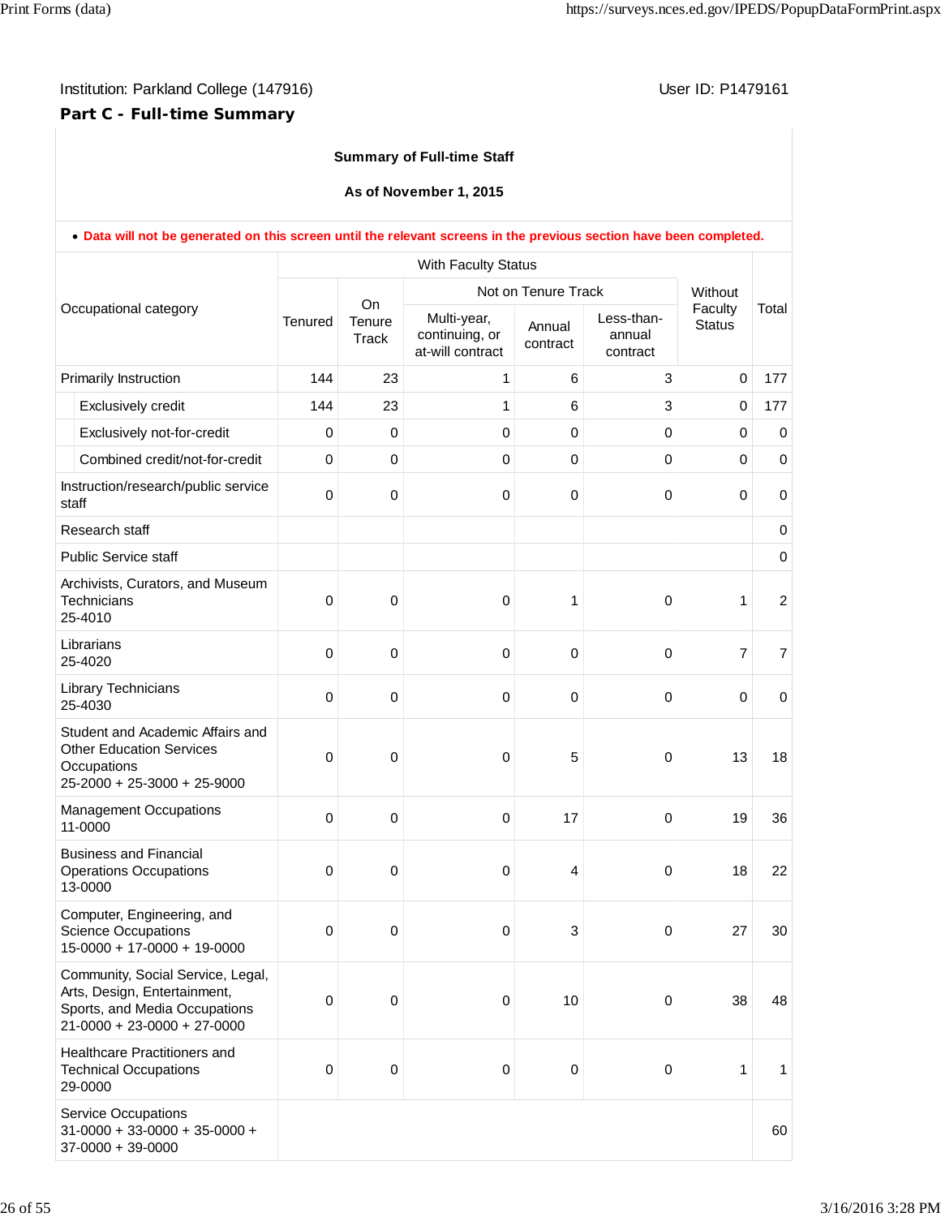Institution: Parkland College (147916)

User ID: P1479161

## Part C - Full-time Summary

**Summary of Full-time Staff**

**As of November 1, 2015**

- **Data will not be generated on this screen until the relevant screens in the previous section have been completed.**

| Occupational category | With Faculty Status | | | | | Without Faculty Status | Total |
|---|---|---|---|---|---|---|---|
| | Tenured | On Tenure Track | Not on Tenure Track | | | | |
| | | | Multi-year, continuing, or at-will contract | Annual contract | Less-than-annual contract | | |
| Primarily Instruction | 144 | 23 | 1 | 6 | 3 | 0 | 177 |
| Exclusively credit | 144 | 23 | 1 | 6 | 3 | 0 | 177 |
| Exclusively not-for-credit | 0 | 0 | 0 | 0 | 0 | 0 | 0 |
| Combined credit/not-for-credit | 0 | 0 | 0 | 0 | 0 | 0 | 0 |
| Instruction/research/public service staff | 0 | 0 | 0 | 0 | 0 | 0 | 0 |
| Research staff | | | | | | | 0 |
| Public Service staff | | | | | | | 0 |
| Archivists, Curators, and Museum Technicians 25-4010 | 0 | 0 | 0 | 1 | 0 | 1 | 2 |
| Librarians 25-4020 | 0 | 0 | 0 | 0 | 0 | 7 | 7 |
| Library Technicians 25-4030 | 0 | 0 | 0 | 0 | 0 | 0 | 0 |
| Student and Academic Affairs and Other Education Services Occupations 25-2000 + 25-3000 + 25-9000 | 0 | 0 | 0 | 5 | 0 | 13 | 18 |
| Management Occupations 11-0000 | 0 | 0 | 0 | 17 | 0 | 19 | 36 |
| Business and Financial Operations Occupations 13-0000 | 0 | 0 | 0 | 4 | 0 | 18 | 22 |
| Computer, Engineering, and Science Occupations 15-0000 + 17-0000 + 19-0000 | 0 | 0 | 0 | 3 | 0 | 27 | 30 |
| Community, Social Service, Legal, Arts, Design, Entertainment, Sports, and Media Occupations 21-0000 + 23-0000 + 27-0000 | 0 | 0 | 0 | 10 | 0 | 38 | 48 |
| Healthcare Practitioners and Technical Occupations 29-0000 | 0 | 0 | 0 | 0 | 0 | 1 | 1 |
| Service Occupations 31-0000 + 33-0000 + 35-0000 + 37-0000 + 39-0000 | | | | | | | 60 |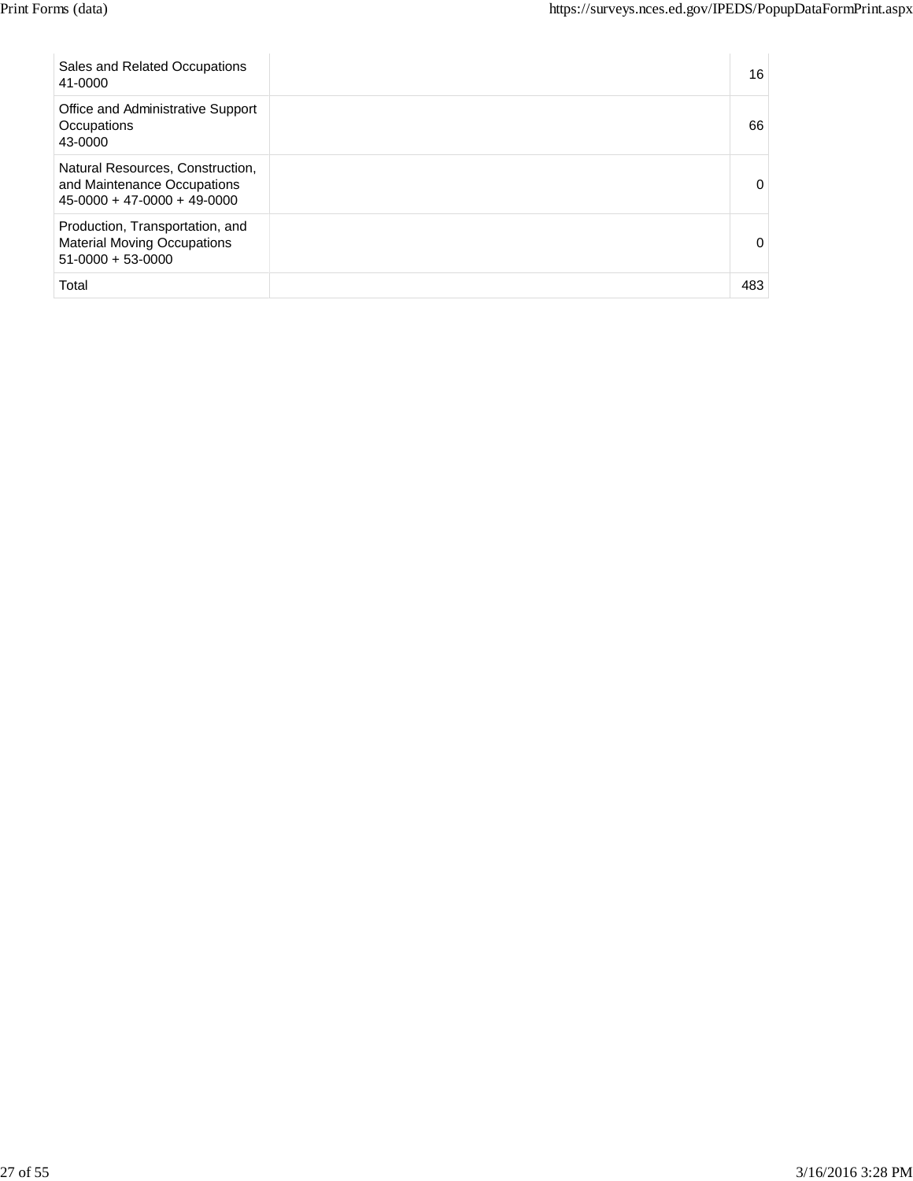| | | |
|---|---|---|
| Sales and Related Occupations<br>41-0000 | | 16 |
| Office and Administrative Support Occupations<br>43-0000 | | 66 |
| Natural Resources, Construction, and Maintenance Occupations<br>45-0000 + 47-0000 + 49-0000 | | 0 |
| Production, Transportation, and Material Moving Occupations<br>51-0000 + 53-0000 | | 0 |
| Total | | 483 |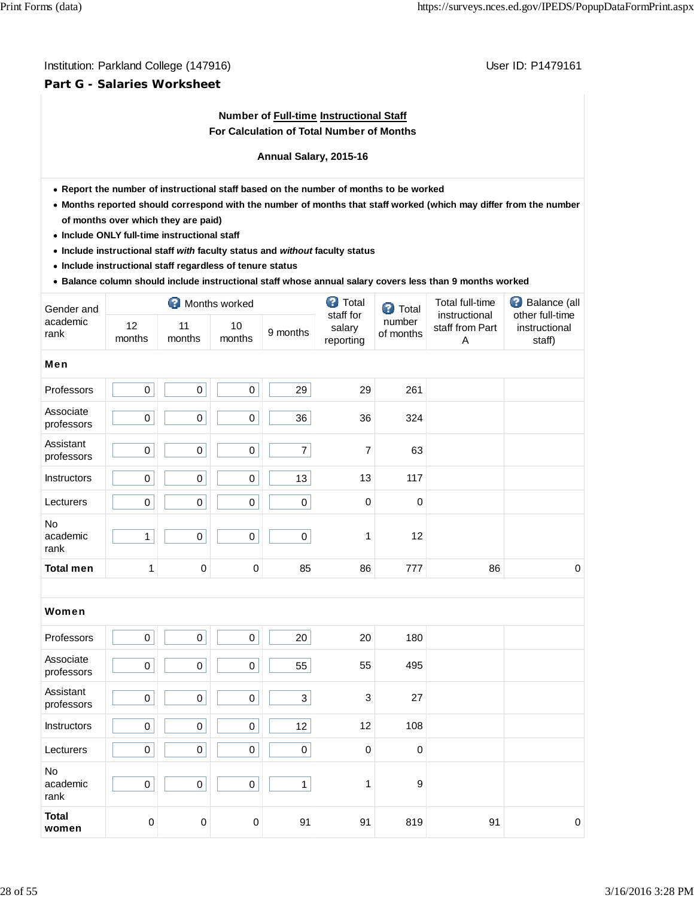Institution: Parkland College (147916) User ID: P1479161

## Part G - Salaries Worksheet

**Number of Full-time Instructional Staff**
**For Calculation of Total Number of Months**

**Annual Salary, 2015-16**

- **Report the number of instructional staff based on the number of months to be worked**
- **Months reported should correspond with the number of months that staff worked (which may differ from the number of months over which they are paid)**
- **Include ONLY full-time instructional staff**
- **Include instructional staff *with* faculty status and *without* faculty status**
- **Include instructional staff regardless of tenure status**
- **Balance column should include instructional staff whose annual salary covers less than 9 months worked**

| Gender and academic rank | Months worked | | | | Total staff for salary reporting | Total number of months | Total full-time instructional staff from Part A | Balance (all other full-time instructional staff) |
|---|---|---|---|---|---|---|---|---|
| | 12 months | 11 months | 10 months | 9 months | | | | |
| **Men** | | | | | | | | |
| Professors | 0 | 0 | 0 | 29 | 29 | 261 | | |
| Associate professors | 0 | 0 | 0 | 36 | 36 | 324 | | |
| Assistant professors | 0 | 0 | 0 | 7 | 7 | 63 | | |
| Instructors | 0 | 0 | 0 | 13 | 13 | 117 | | |
| Lecturers | 0 | 0 | 0 | 0 | 0 | 0 | | |
| No academic rank | 1 | 0 | 0 | 0 | 1 | 12 | | |
| **Total men** | 1 | 0 | 0 | 85 | 86 | 777 | 86 | 0 |
| **Women** | | | | | | | | |
| Professors | 0 | 0 | 0 | 20 | 20 | 180 | | |
| Associate professors | 0 | 0 | 0 | 55 | 55 | 495 | | |
| Assistant professors | 0 | 0 | 0 | 3 | 3 | 27 | | |
| Instructors | 0 | 0 | 0 | 12 | 12 | 108 | | |
| Lecturers | 0 | 0 | 0 | 0 | 0 | 0 | | |
| No academic rank | 0 | 0 | 0 | 1 | 1 | 9 | | |
| **Total women** | 0 | 0 | 0 | 91 | 91 | 819 | 91 | 0 |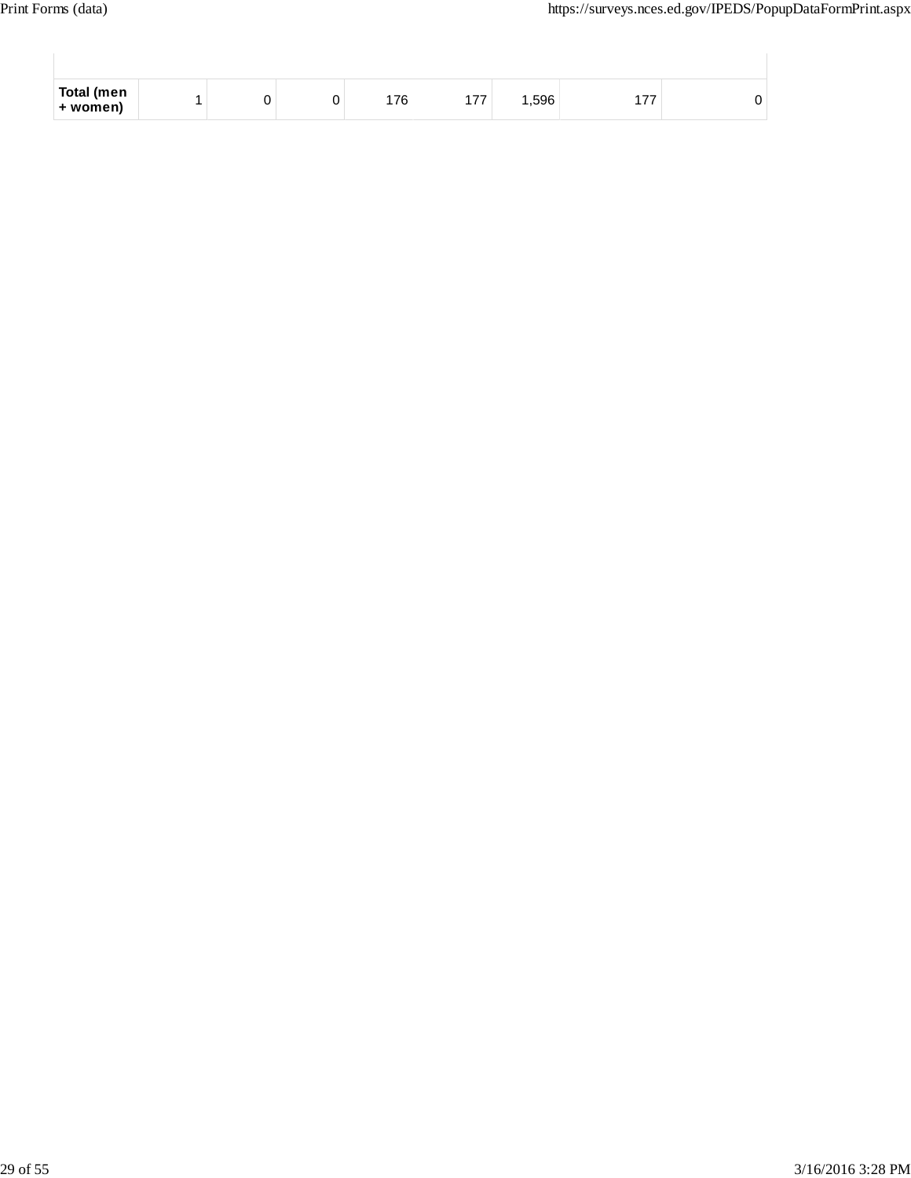| | | | | | | | | |
|---|---|---|---|---|---|---|---|---|
| **Total (men + women)** | 1 | 0 | 0 | 176 | 177 | 1,596 | 177 | 0 |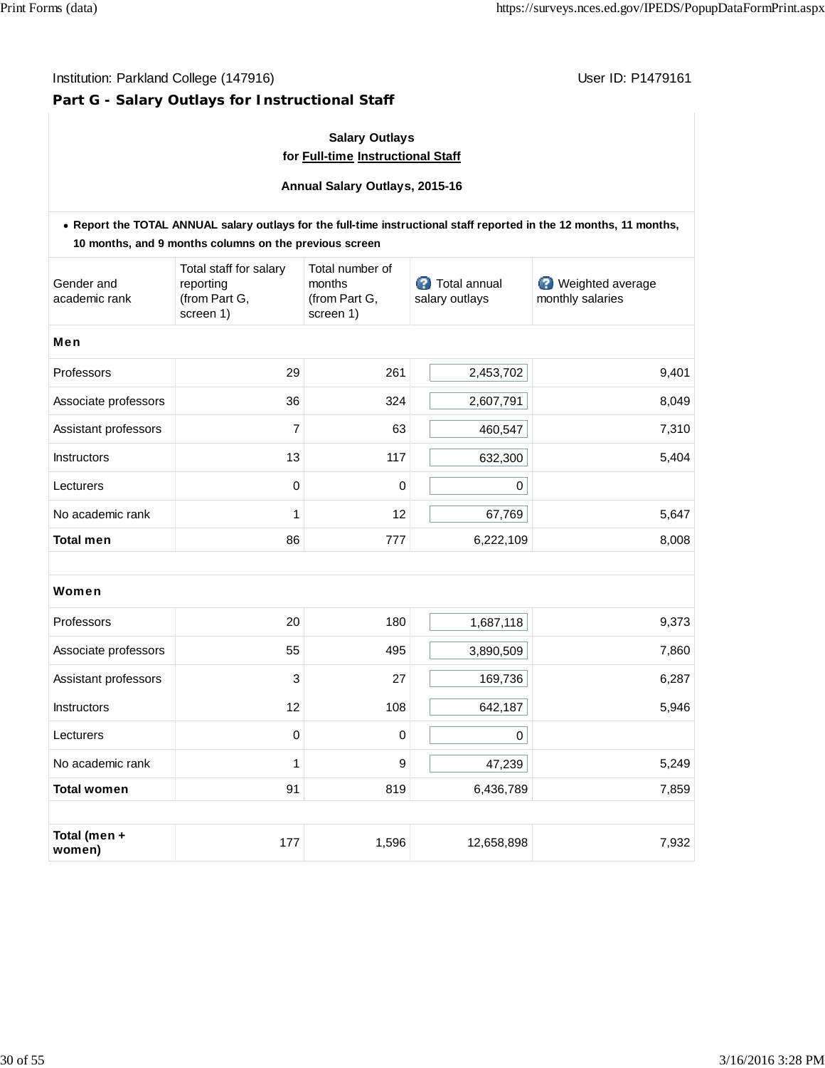Institution: Parkland College (147916) User ID: P1479161

## Part G - Salary Outlays for Instructional Staff

**Salary Outlays for Full-time Instructional Staff**

**Annual Salary Outlays, 2015-16**

- **Report the TOTAL ANNUAL salary outlays for the full-time instructional staff reported in the 12 months, 11 months, 10 months, and 9 months columns on the previous screen**

| Gender and academic rank | Total staff for salary reporting (from Part G, screen 1) | Total number of months (from Part G, screen 1) | Total annual salary outlays | Weighted average monthly salaries |
|---|---|---|---|---|
| **Men** | | | | |
| Professors | 29 | 261 | 2,453,702 | 9,401 |
| Associate professors | 36 | 324 | 2,607,791 | 8,049 |
| Assistant professors | 7 | 63 | 460,547 | 7,310 |
| Instructors | 13 | 117 | 632,300 | 5,404 |
| Lecturers | 0 | 0 | 0 | |
| No academic rank | 1 | 12 | 67,769 | 5,647 |
| **Total men** | 86 | 777 | 6,222,109 | 8,008 |
| | | | | |
| **Women** | | | | |
| Professors | 20 | 180 | 1,687,118 | 9,373 |
| Associate professors | 55 | 495 | 3,890,509 | 7,860 |
| Assistant professors | 3 | 27 | 169,736 | 6,287 |
| Instructors | 12 | 108 | 642,187 | 5,946 |
| Lecturers | 0 | 0 | 0 | |
| No academic rank | 1 | 9 | 47,239 | 5,249 |
| **Total women** | 91 | 819 | 6,436,789 | 7,859 |
| | | | | |
| **Total (men + women)** | 177 | 1,596 | 12,658,898 | 7,932 |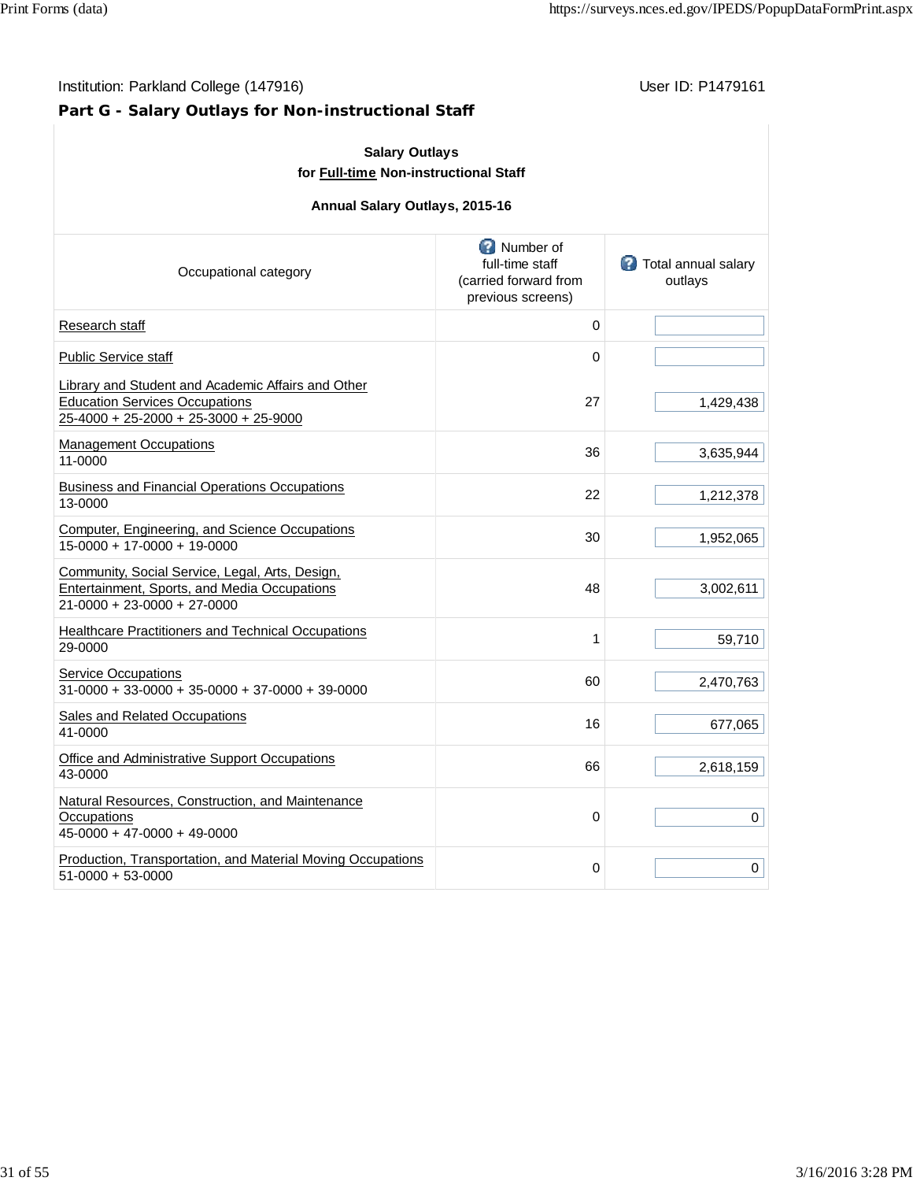Institution: Parkland College (147916)

User ID: P1479161

## Part G - Salary Outlays for Non-instructional Staff

**Salary Outlays**

**for Full-time Non-instructional Staff**

**Annual Salary Outlays, 2015-16**

| Occupational category | Number of full-time staff (carried forward from previous screens) | Total annual salary outlays |
|---|---|---|
| Research staff | 0 | |
| Public Service staff | 0 | |
| Library and Student and Academic Affairs and Other Education Services Occupations 25-4000 + 25-2000 + 25-3000 + 25-9000 | 27 | 1,429,438 |
| Management Occupations 11-0000 | 36 | 3,635,944 |
| Business and Financial Operations Occupations 13-0000 | 22 | 1,212,378 |
| Computer, Engineering, and Science Occupations 15-0000 + 17-0000 + 19-0000 | 30 | 1,952,065 |
| Community, Social Service, Legal, Arts, Design, Entertainment, Sports, and Media Occupations 21-0000 + 23-0000 + 27-0000 | 48 | 3,002,611 |
| Healthcare Practitioners and Technical Occupations 29-0000 | 1 | 59,710 |
| Service Occupations 31-0000 + 33-0000 + 35-0000 + 37-0000 + 39-0000 | 60 | 2,470,763 |
| Sales and Related Occupations 41-0000 | 16 | 677,065 |
| Office and Administrative Support Occupations 43-0000 | 66 | 2,618,159 |
| Natural Resources, Construction, and Maintenance Occupations 45-0000 + 47-0000 + 49-0000 | 0 | 0 |
| Production, Transportation, and Material Moving Occupations 51-0000 + 53-0000 | 0 | 0 |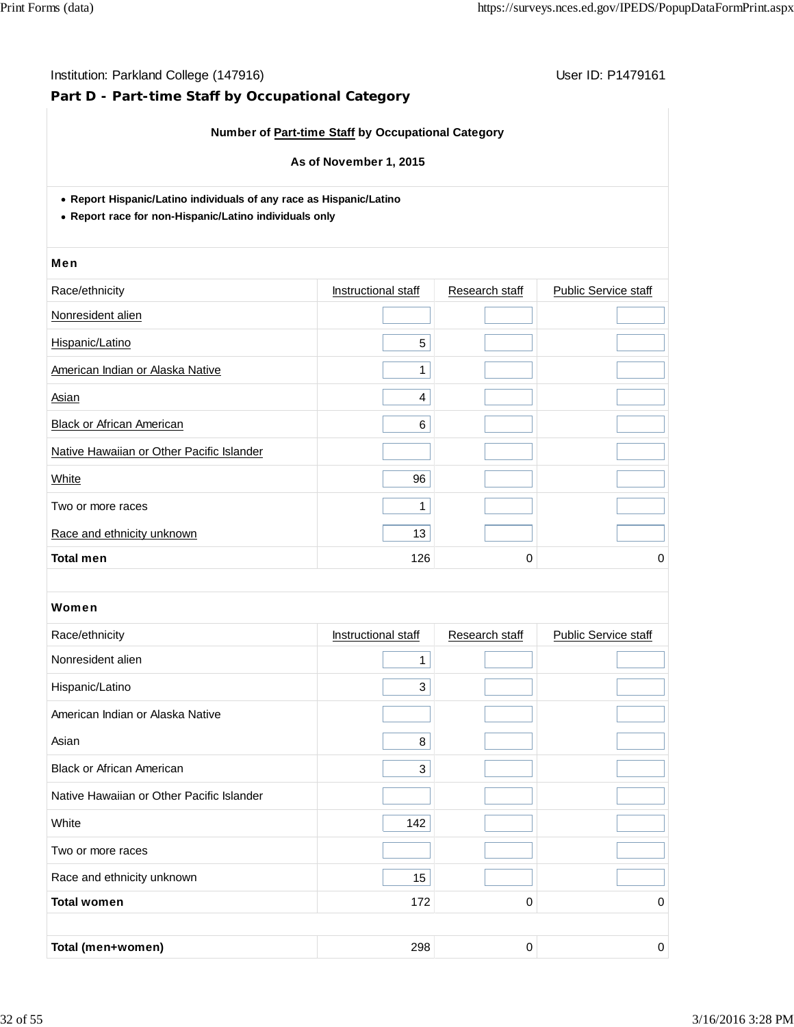Institution: Parkland College (147916) User ID: P1479161

## Part D - Part-time Staff by Occupational Category

**Number of Part-time Staff by Occupational Category**

**As of November 1, 2015**

- **Report Hispanic/Latino individuals of any race as Hispanic/Latino**
- **Report race for non-Hispanic/Latino individuals only**

**Men**

| Race/ethnicity | Instructional staff | Research staff | Public Service staff |
|---|---|---|---|
| Nonresident alien | | | |
| Hispanic/Latino | 5 | | |
| American Indian or Alaska Native | 1 | | |
| Asian | 4 | | |
| Black or African American | 6 | | |
| Native Hawaiian or Other Pacific Islander | | | |
| White | 96 | | |
| Two or more races | 1 | | |
| Race and ethnicity unknown | 13 | | |
| **Total men** | 126 | 0 | 0 |

**Women**

| Race/ethnicity | Instructional staff | Research staff | Public Service staff |
|---|---|---|---|
| Nonresident alien | 1 | | |
| Hispanic/Latino | 3 | | |
| American Indian or Alaska Native | | | |
| Asian | 8 | | |
| Black or African American | 3 | | |
| Native Hawaiian or Other Pacific Islander | | | |
| White | 142 | | |
| Two or more races | | | |
| Race and ethnicity unknown | 15 | | |
| **Total women** | 172 | 0 | 0 |
| | | | |
| **Total (men+women)** | 298 | 0 | 0 |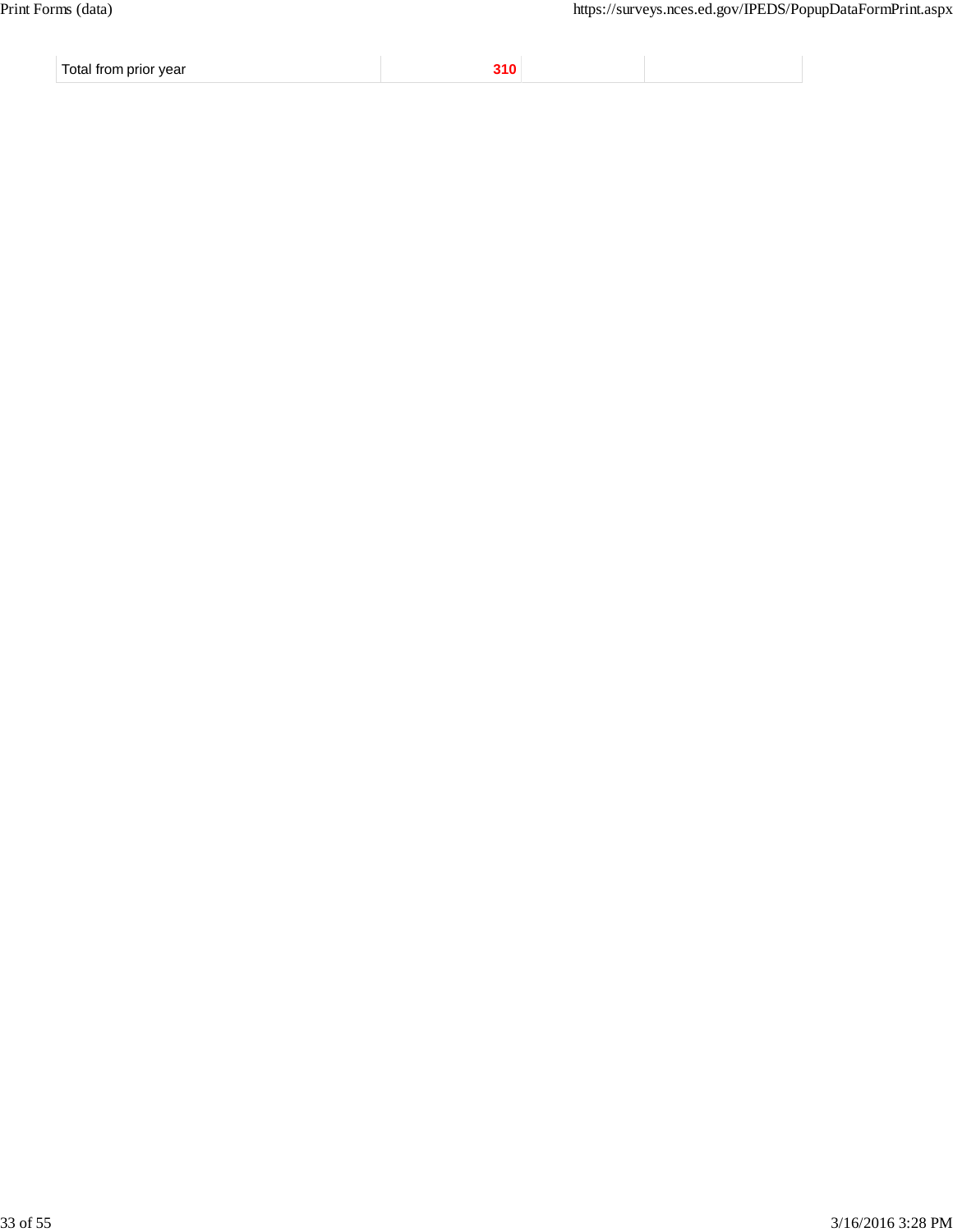| Total from prior year | 310 | | |
|---|---|---|---|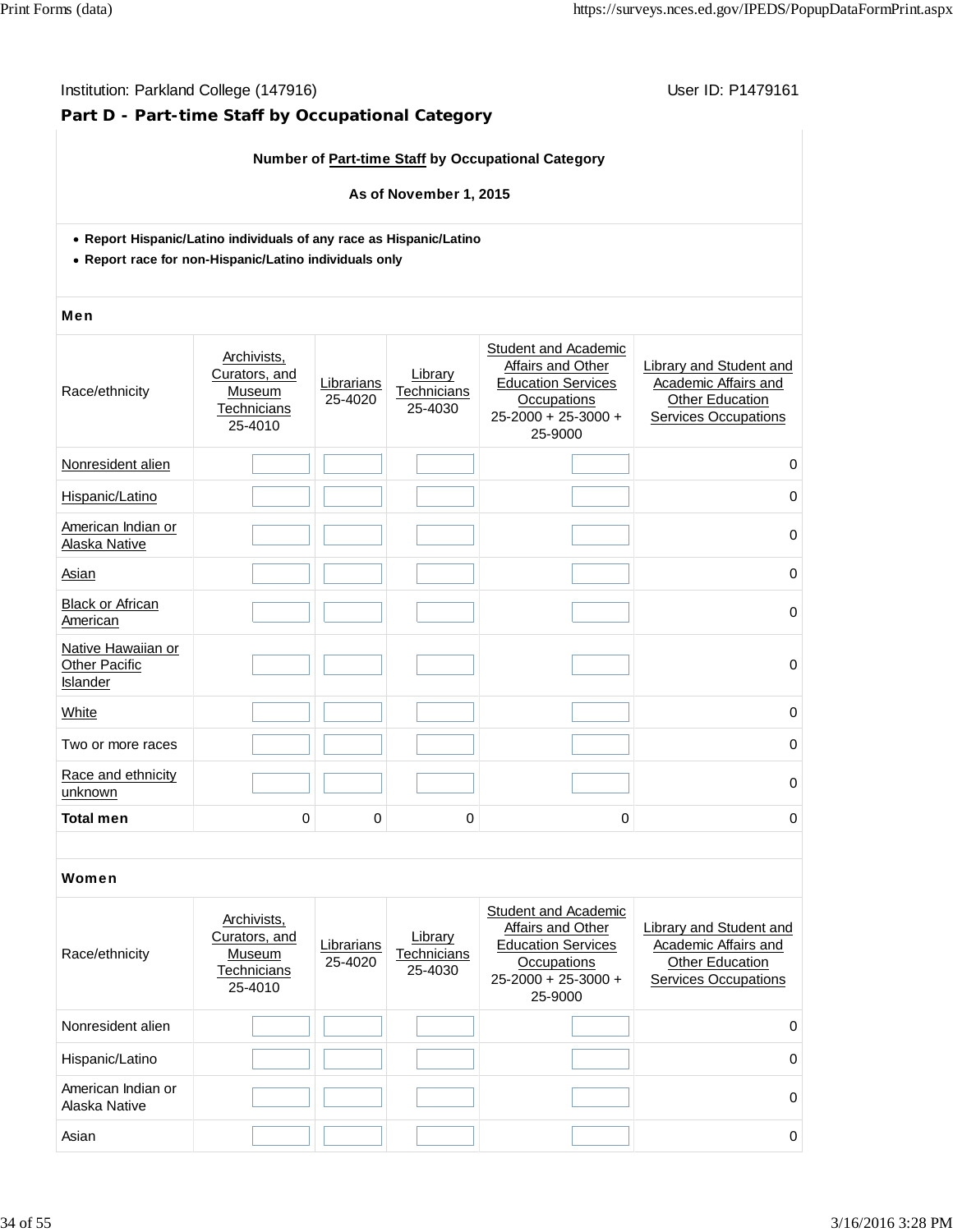Institution: Parkland College (147916)

User ID: P1479161

## Part D - Part-time Staff by Occupational Category

**Number of Part-time Staff by Occupational Category**

**As of November 1, 2015**

- **Report Hispanic/Latino individuals of any race as Hispanic/Latino**
- **Report race for non-Hispanic/Latino individuals only**

**Men**

| Race/ethnicity | Archivists, Curators, and Museum Technicians 25-4010 | Librarians 25-4020 | Library Technicians 25-4030 | Student and Academic Affairs and Other Education Services Occupations 25-2000 + 25-3000 + 25-9000 | Library and Student and Academic Affairs and Other Education Services Occupations |
|---|---|---|---|---|---|
| Nonresident alien | | | | | 0 |
| Hispanic/Latino | | | | | 0 |
| American Indian or Alaska Native | | | | | 0 |
| Asian | | | | | 0 |
| Black or African American | | | | | 0 |
| Native Hawaiian or Other Pacific Islander | | | | | 0 |
| White | | | | | 0 |
| Two or more races | | | | | 0 |
| Race and ethnicity unknown | | | | | 0 |
| **Total men** | 0 | 0 | 0 | 0 | 0 |

**Women**

| Race/ethnicity | Archivists, Curators, and Museum Technicians 25-4010 | Librarians 25-4020 | Library Technicians 25-4030 | Student and Academic Affairs and Other Education Services Occupations 25-2000 + 25-3000 + 25-9000 | Library and Student and Academic Affairs and Other Education Services Occupations |
|---|---|---|---|---|---|
| Nonresident alien | | | | | 0 |
| Hispanic/Latino | | | | | 0 |
| American Indian or Alaska Native | | | | | 0 |
| Asian | | | | | 0 |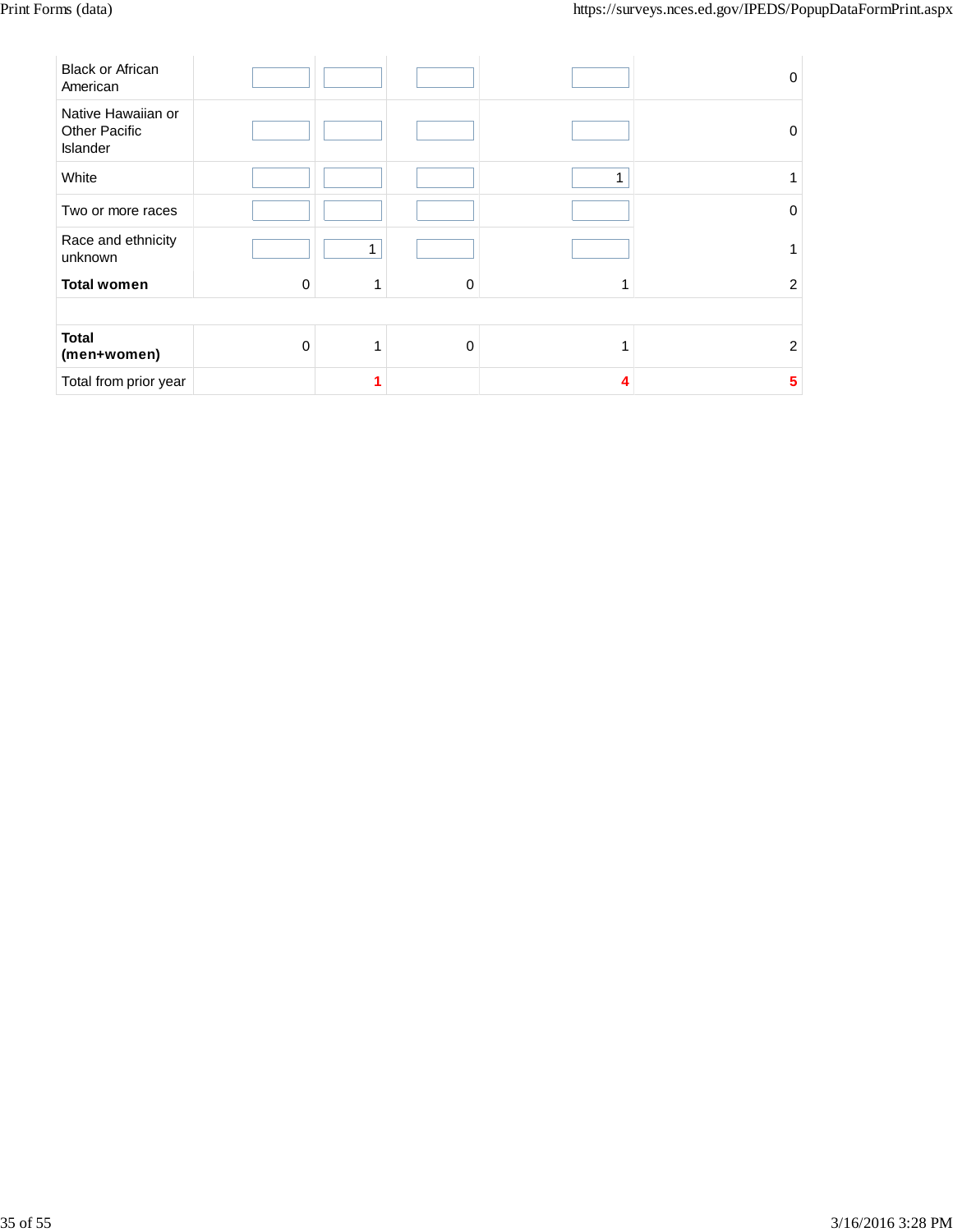| | | | | | |
|---|---|---|---|---|---|
| Black or African American | | | | | 0 |
| Native Hawaiian or Other Pacific Islander | | | | | 0 |
| White | | | | 1 | 1 |
| Two or more races | | | | | 0 |
| Race and ethnicity unknown | | 1 | | | 1 |
| **Total women** | 0 | 1 | 0 | 1 | 2 |
| | | | | | |
| **Total (men+women)** | 0 | 1 | 0 | 1 | 2 |
| Total from prior year | | **1** | | **4** | **5** |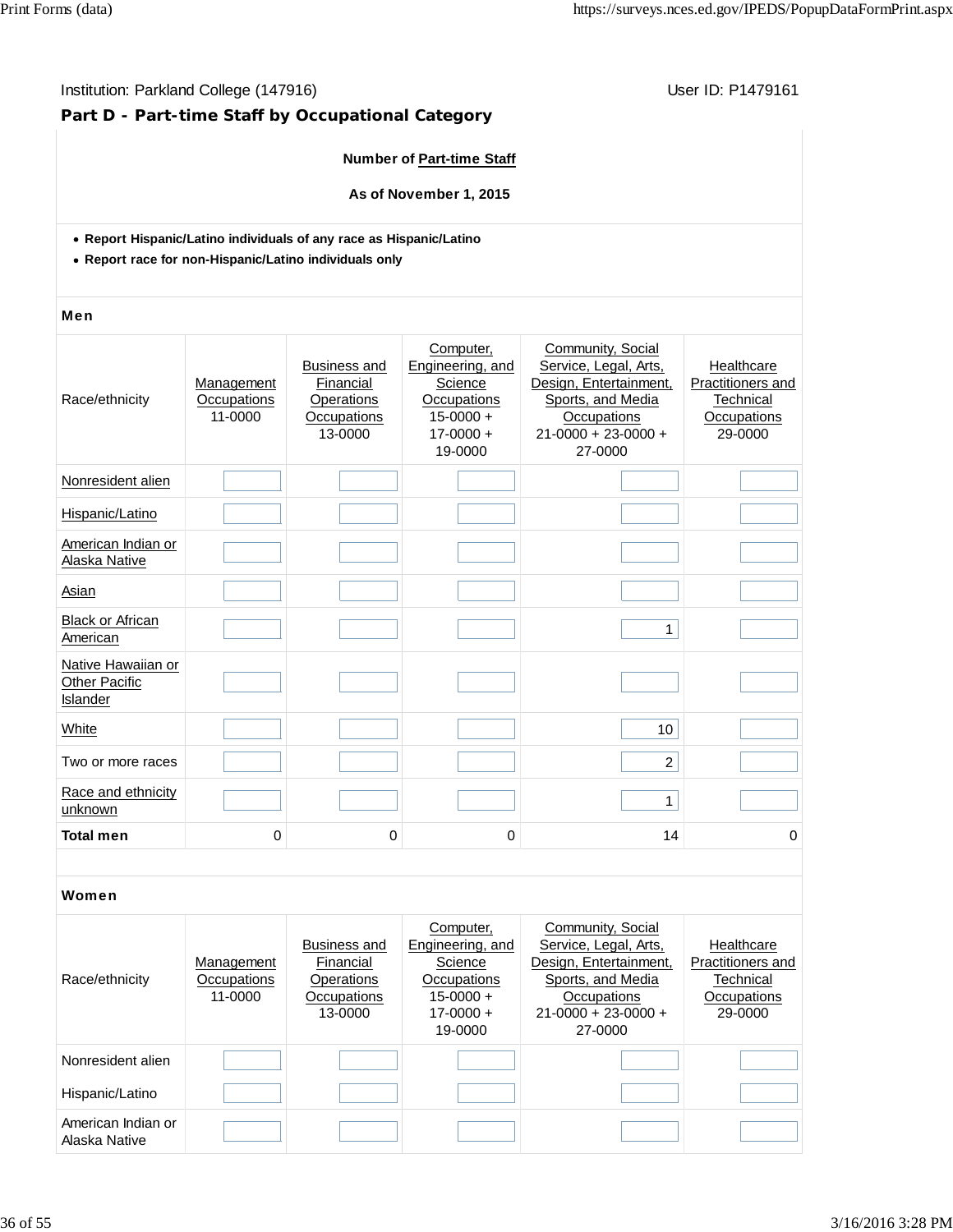Institution: Parkland College (147916) User ID: P1479161

## Part D - Part-time Staff by Occupational Category

**Number of Part-time Staff**

**As of November 1, 2015**

- **Report Hispanic/Latino individuals of any race as Hispanic/Latino**
- **Report race for non-Hispanic/Latino individuals only**

### Men

| Race/ethnicity | Management Occupations 11-0000 | Business and Financial Operations Occupations 13-0000 | Computer, Engineering, and Science Occupations 15-0000 + 17-0000 + 19-0000 | Community, Social Service, Legal, Arts, Design, Entertainment, Sports, and Media Occupations 21-0000 + 23-0000 + 27-0000 | Healthcare Practitioners and Technical Occupations 29-0000 |
|---|---|---|---|---|---|
| Nonresident alien | | | | | |
| Hispanic/Latino | | | | | |
| American Indian or Alaska Native | | | | | |
| Asian | | | | | |
| Black or African American | | | | 1 | |
| Native Hawaiian or Other Pacific Islander | | | | | |
| White | | | | 10 | |
| Two or more races | | | | 2 | |
| Race and ethnicity unknown | | | | 1 | |
| **Total men** | 0 | 0 | 0 | 14 | 0 |

### Women

| Race/ethnicity | Management Occupations 11-0000 | Business and Financial Operations Occupations 13-0000 | Computer, Engineering, and Science Occupations 15-0000 + 17-0000 + 19-0000 | Community, Social Service, Legal, Arts, Design, Entertainment, Sports, and Media Occupations 21-0000 + 23-0000 + 27-0000 | Healthcare Practitioners and Technical Occupations 29-0000 |
|---|---|---|---|---|---|
| Nonresident alien | | | | | |
| Hispanic/Latino | | | | | |
| American Indian or Alaska Native | | | | | |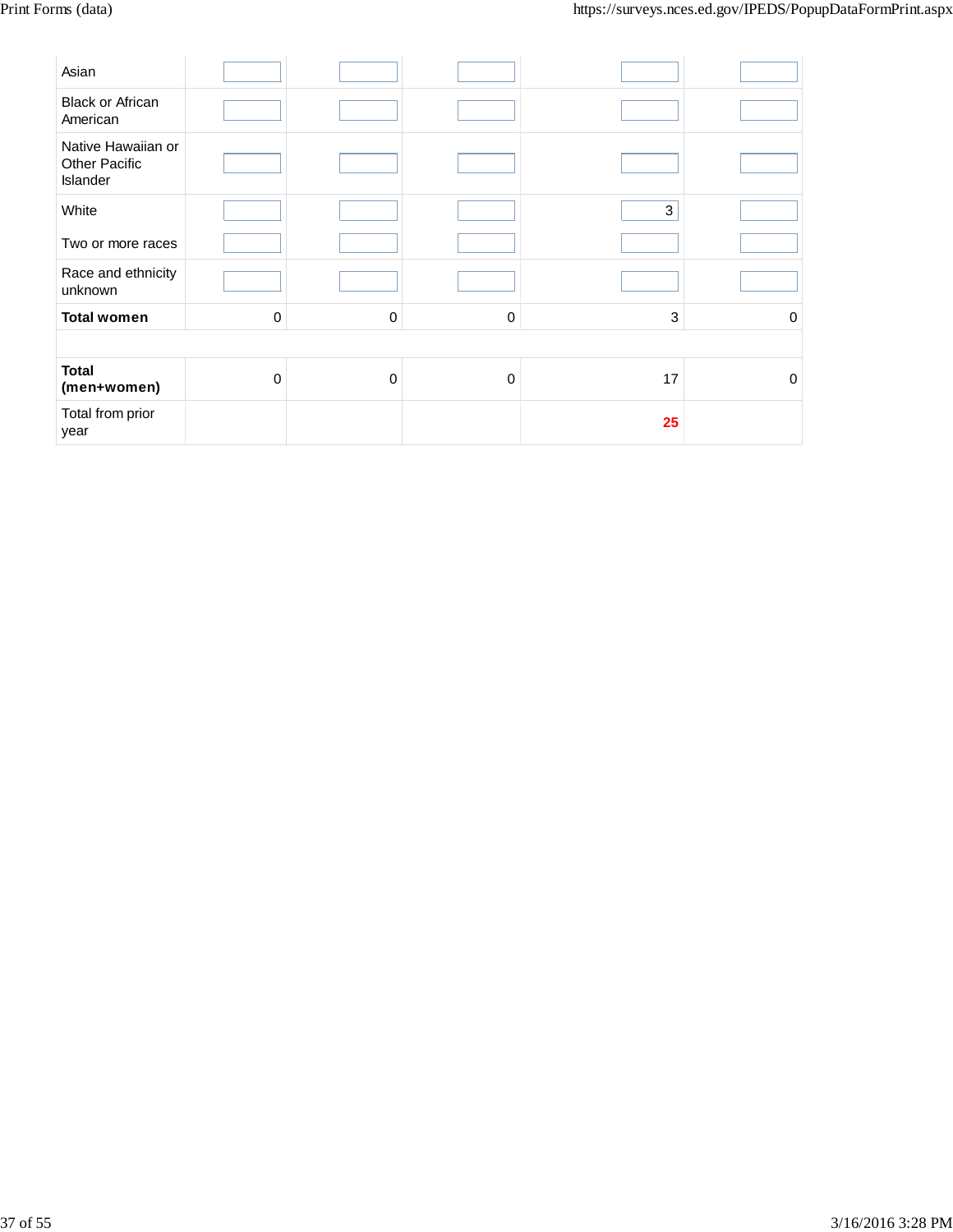| | | | | | |
|---|---|---|---|---|---|
| Asian | | | | | |
| Black or African American | | | | | |
| Native Hawaiian or Other Pacific Islander | | | | | |
| White | | | | 3 | |
| Two or more races | | | | | |
| Race and ethnicity unknown | | | | | |
| **Total women** | 0 | 0 | 0 | 3 | 0 |
| | | | | | |
| **Total (men+women)** | 0 | 0 | 0 | 17 | 0 |
| Total from prior year | | | | **25** | |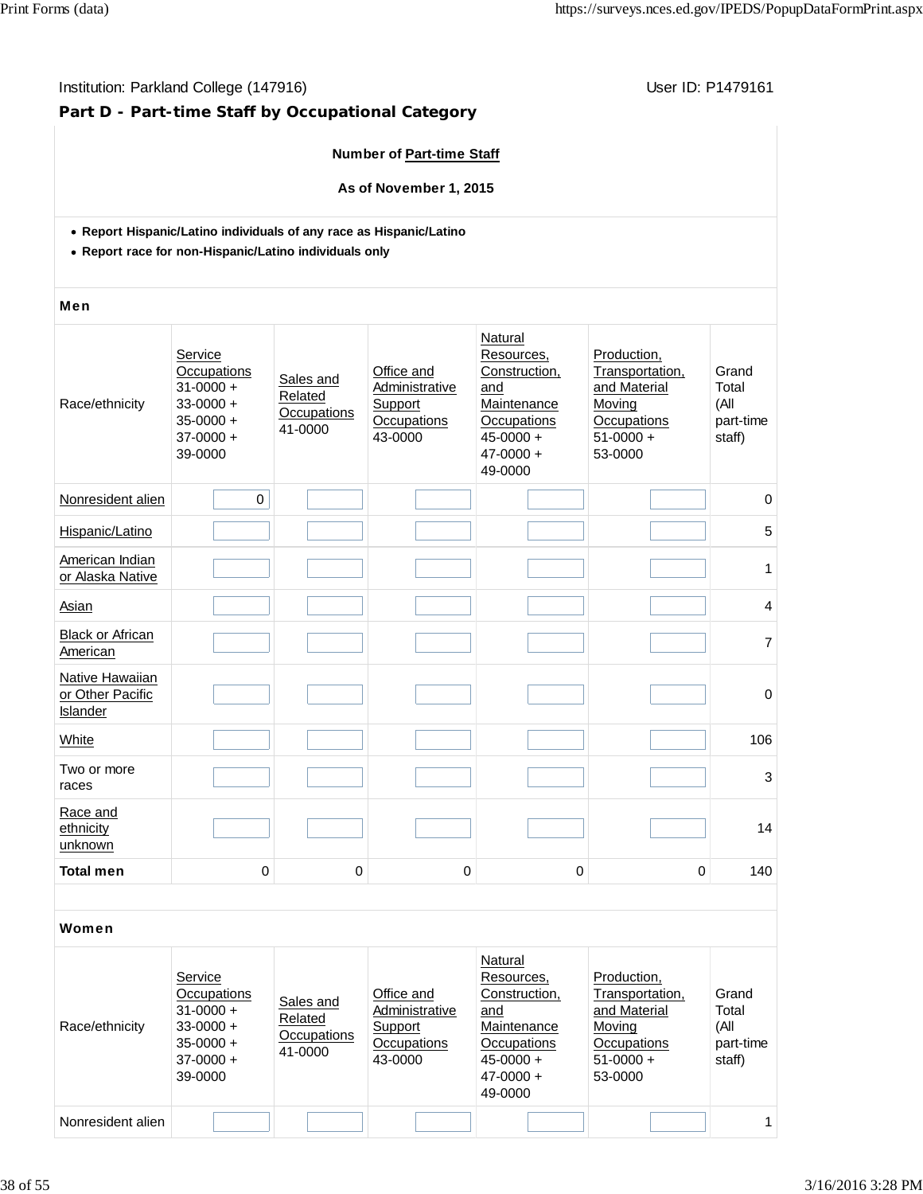Institution: Parkland College (147916) User ID: P1479161

## Part D - Part-time Staff by Occupational Category

**Number of Part-time Staff**

**As of November 1, 2015**

- **Report Hispanic/Latino individuals of any race as Hispanic/Latino**
- **Report race for non-Hispanic/Latino individuals only**

### Men

| Race/ethnicity | Service Occupations 31-0000 + 33-0000 + 35-0000 + 37-0000 + 39-0000 | Sales and Related Occupations 41-0000 | Office and Administrative Support Occupations 43-0000 | Natural Resources, Construction, and Maintenance Occupations 45-0000 + 47-0000 + 49-0000 | Production, Transportation, and Material Moving Occupations 51-0000 + 53-0000 | Grand Total (All part-time staff) |
|---|---|---|---|---|---|---|
| Nonresident alien | 0 | | | | | 0 |
| Hispanic/Latino | | | | | | 5 |
| American Indian or Alaska Native | | | | | | 1 |
| Asian | | | | | | 4 |
| Black or African American | | | | | | 7 |
| Native Hawaiian or Other Pacific Islander | | | | | | 0 |
| White | | | | | | 106 |
| Two or more races | | | | | | 3 |
| Race and ethnicity unknown | | | | | | 14 |
| **Total men** | 0 | 0 | 0 | 0 | 0 | 140 |

### Women

| Race/ethnicity | Service Occupations 31-0000 + 33-0000 + 35-0000 + 37-0000 + 39-0000 | Sales and Related Occupations 41-0000 | Office and Administrative Support Occupations 43-0000 | Natural Resources, Construction, and Maintenance Occupations 45-0000 + 47-0000 + 49-0000 | Production, Transportation, and Material Moving Occupations 51-0000 + 53-0000 | Grand Total (All part-time staff) |
|---|---|---|---|---|---|---|
| Nonresident alien | | | | | | 1 |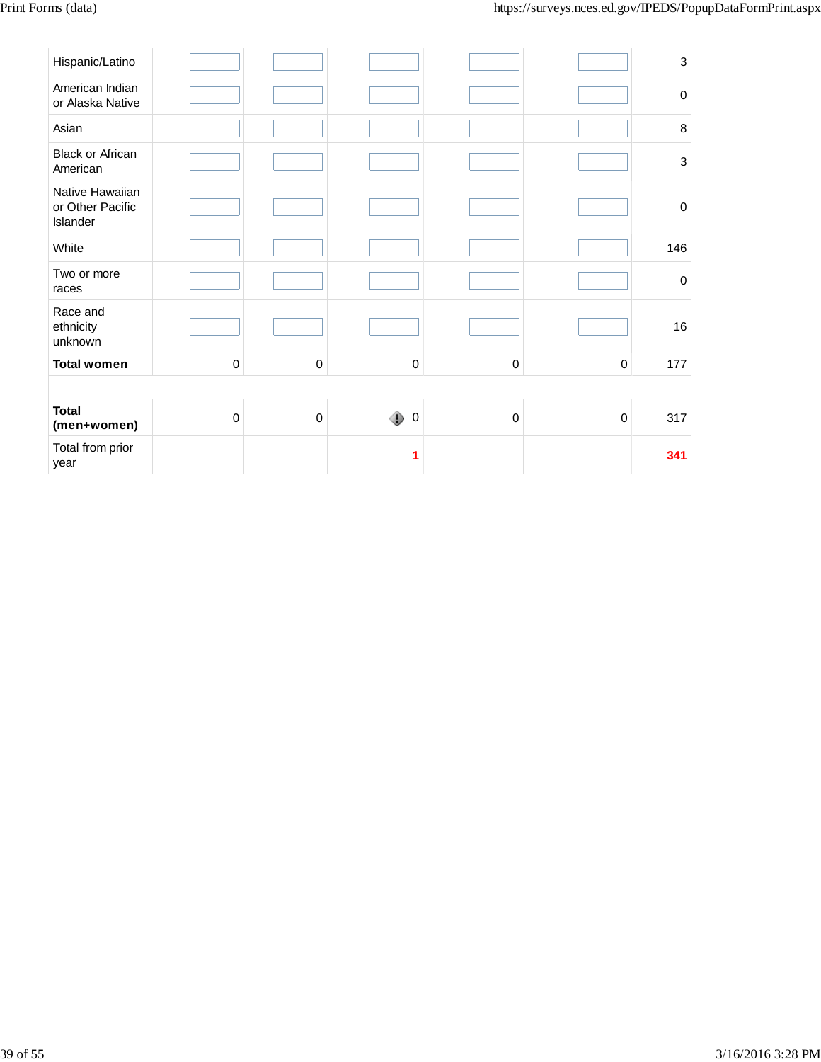| | | | | | | |
|---|---|---|---|---|---|---|
| Hispanic/Latino | | | | | | 3 |
| American Indian or Alaska Native | | | | | | 0 |
| Asian | | | | | | 8 |
| Black or African American | | | | | | 3 |
| Native Hawaiian or Other Pacific Islander | | | | | | 0 |
| White | | | | | | 146 |
| Two or more races | | | | | | 0 |
| Race and ethnicity unknown | | | | | | 16 |
| **Total women** | 0 | 0 | 0 | 0 | 0 | 177 |
| | | | | | | |
| **Total (men+women)** | 0 | 0 | 0 | 0 | 0 | 317 |
| Total from prior year | | | **1** | | | **341** |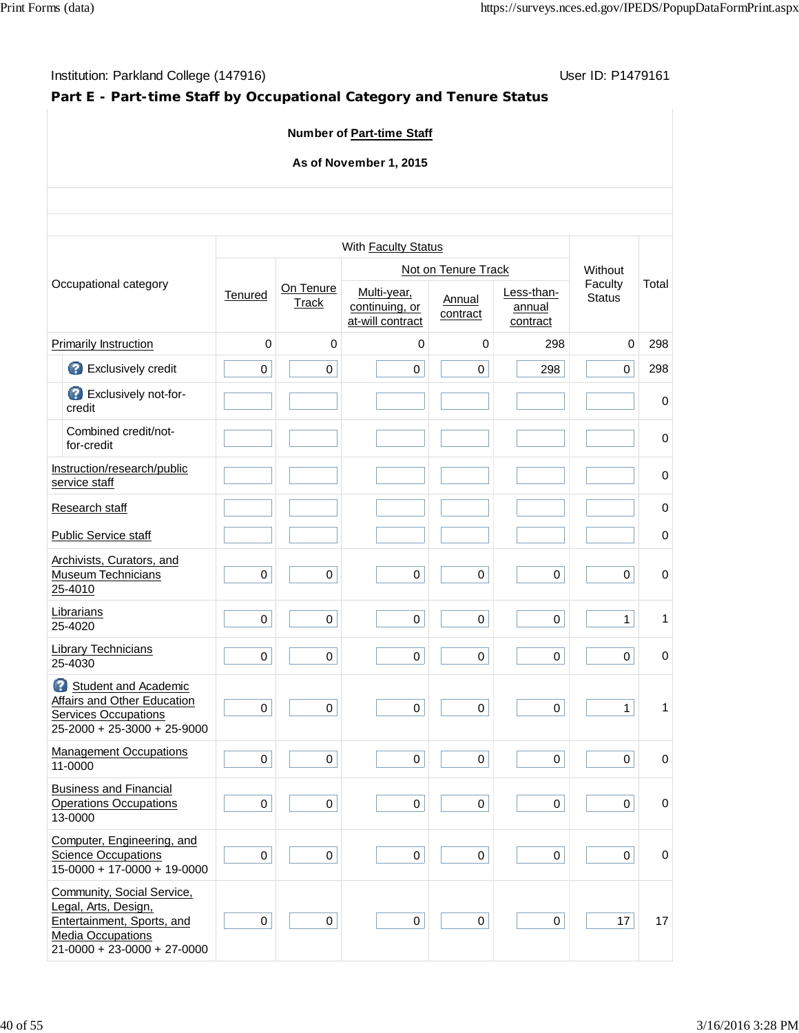Institution: Parkland College (147916) User ID: P1479161

## Part E - Part-time Staff by Occupational Category and Tenure Status

**Number of Part-time Staff**

**As of November 1, 2015**

| Occupational category | With Faculty Status | | | | | Without Faculty Status | Total |
|---|---|---|---|---|---|---|---|
| | Tenured | On Tenure Track | Not on Tenure Track | | | | |
| | | | Multi-year, continuing, or at-will contract | Annual contract | Less-than-annual contract | | |
| Primarily Instruction | 0 | 0 | 0 | 0 | 298 | 0 | 298 |
| Exclusively credit | 0 | 0 | 0 | 0 | 298 | 0 | 298 |
| Exclusively not-for-credit | | | | | | | 0 |
| Combined credit/not-for-credit | | | | | | | 0 |
| Instruction/research/public service staff | | | | | | | 0 |
| Research staff | | | | | | | 0 |
| Public Service staff | | | | | | | 0 |
| Archivists, Curators, and Museum Technicians 25-4010 | 0 | 0 | 0 | 0 | 0 | 0 | 0 |
| Librarians 25-4020 | 0 | 0 | 0 | 0 | 0 | 1 | 1 |
| Library Technicians 25-4030 | 0 | 0 | 0 | 0 | 0 | 0 | 0 |
| Student and Academic Affairs and Other Education Services Occupations 25-2000 + 25-3000 + 25-9000 | 0 | 0 | 0 | 0 | 0 | 1 | 1 |
| Management Occupations 11-0000 | 0 | 0 | 0 | 0 | 0 | 0 | 0 |
| Business and Financial Operations Occupations 13-0000 | 0 | 0 | 0 | 0 | 0 | 0 | 0 |
| Computer, Engineering, and Science Occupations 15-0000 + 17-0000 + 19-0000 | 0 | 0 | 0 | 0 | 0 | 0 | 0 |
| Community, Social Service, Legal, Arts, Design, Entertainment, Sports, and Media Occupations 21-0000 + 23-0000 + 27-0000 | 0 | 0 | 0 | 0 | 0 | 17 | 17 |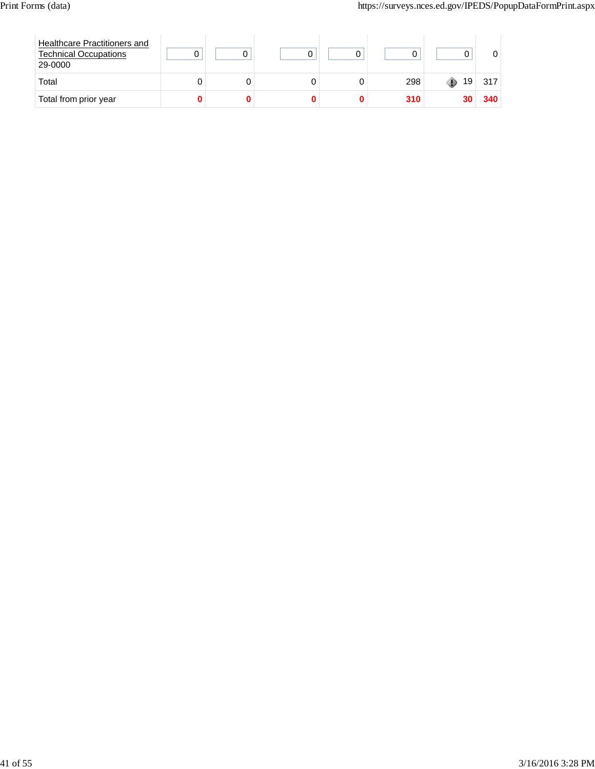| | | | | | | | |
|---|---|---|---|---|---|---|---|
| Healthcare Practitioners and Technical Occupations 29-0000 | 0 | 0 | 0 | 0 | 0 | 0 | 0 |
| Total | 0 | 0 | 0 | 0 | 298 | 19 | 317 |
| Total from prior year | **0** | **0** | **0** | **0** | **310** | **30** | **340** |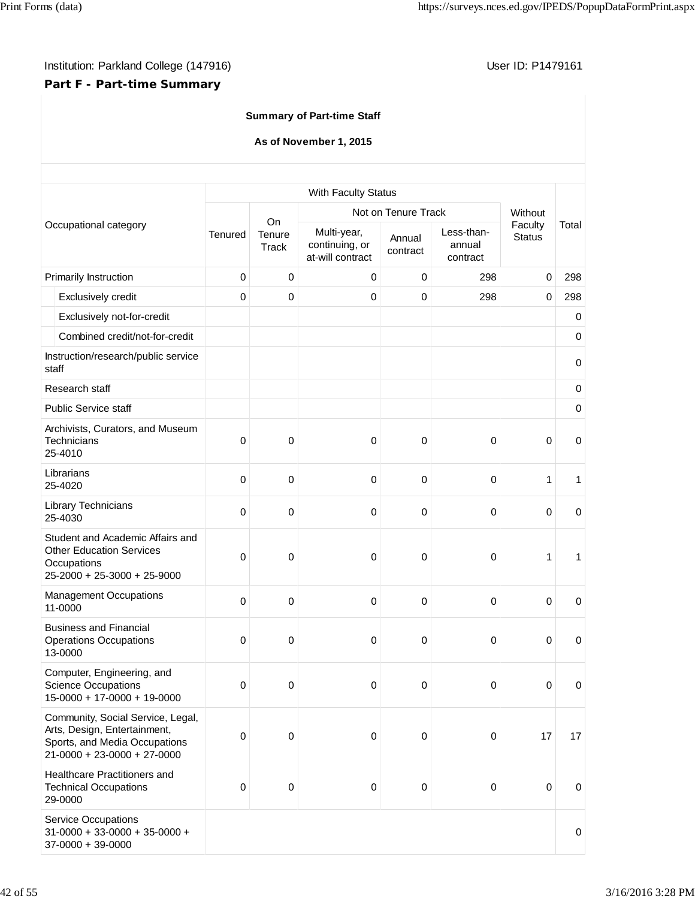Institution: Parkland College (147916) User ID: P1479161

**Part F - Part-time Summary**

**Summary of Part-time Staff**

**As of November 1, 2015**

| Occupational category | With Faculty Status | | | | | Without Faculty Status | Total |
|---|---|---|---|---|---|---|---|
| | Tenured | On Tenure Track | Not on Tenure Track | | | | |
| | | | Multi-year, continuing, or at-will contract | Annual contract | Less-than-annual contract | | |
| Primarily Instruction | 0 | 0 | 0 | 0 | 298 | 0 | 298 |
| Exclusively credit | 0 | 0 | 0 | 0 | 298 | 0 | 298 |
| Exclusively not-for-credit | | | | | | | 0 |
| Combined credit/not-for-credit | | | | | | | 0 |
| Instruction/research/public service staff | | | | | | | 0 |
| Research staff | | | | | | | 0 |
| Public Service staff | | | | | | | 0 |
| Archivists, Curators, and Museum Technicians 25-4010 | 0 | 0 | 0 | 0 | 0 | 0 | 0 |
| Librarians 25-4020 | 0 | 0 | 0 | 0 | 0 | 1 | 1 |
| Library Technicians 25-4030 | 0 | 0 | 0 | 0 | 0 | 0 | 0 |
| Student and Academic Affairs and Other Education Services Occupations 25-2000 + 25-3000 + 25-9000 | 0 | 0 | 0 | 0 | 0 | 1 | 1 |
| Management Occupations 11-0000 | 0 | 0 | 0 | 0 | 0 | 0 | 0 |
| Business and Financial Operations Occupations 13-0000 | 0 | 0 | 0 | 0 | 0 | 0 | 0 |
| Computer, Engineering, and Science Occupations 15-0000 + 17-0000 + 19-0000 | 0 | 0 | 0 | 0 | 0 | 0 | 0 |
| Community, Social Service, Legal, Arts, Design, Entertainment, Sports, and Media Occupations 21-0000 + 23-0000 + 27-0000 | 0 | 0 | 0 | 0 | 0 | 17 | 17 |
| Healthcare Practitioners and Technical Occupations 29-0000 | 0 | 0 | 0 | 0 | 0 | 0 | 0 |
| Service Occupations 31-0000 + 33-0000 + 35-0000 + 37-0000 + 39-0000 | | | | | | | 0 |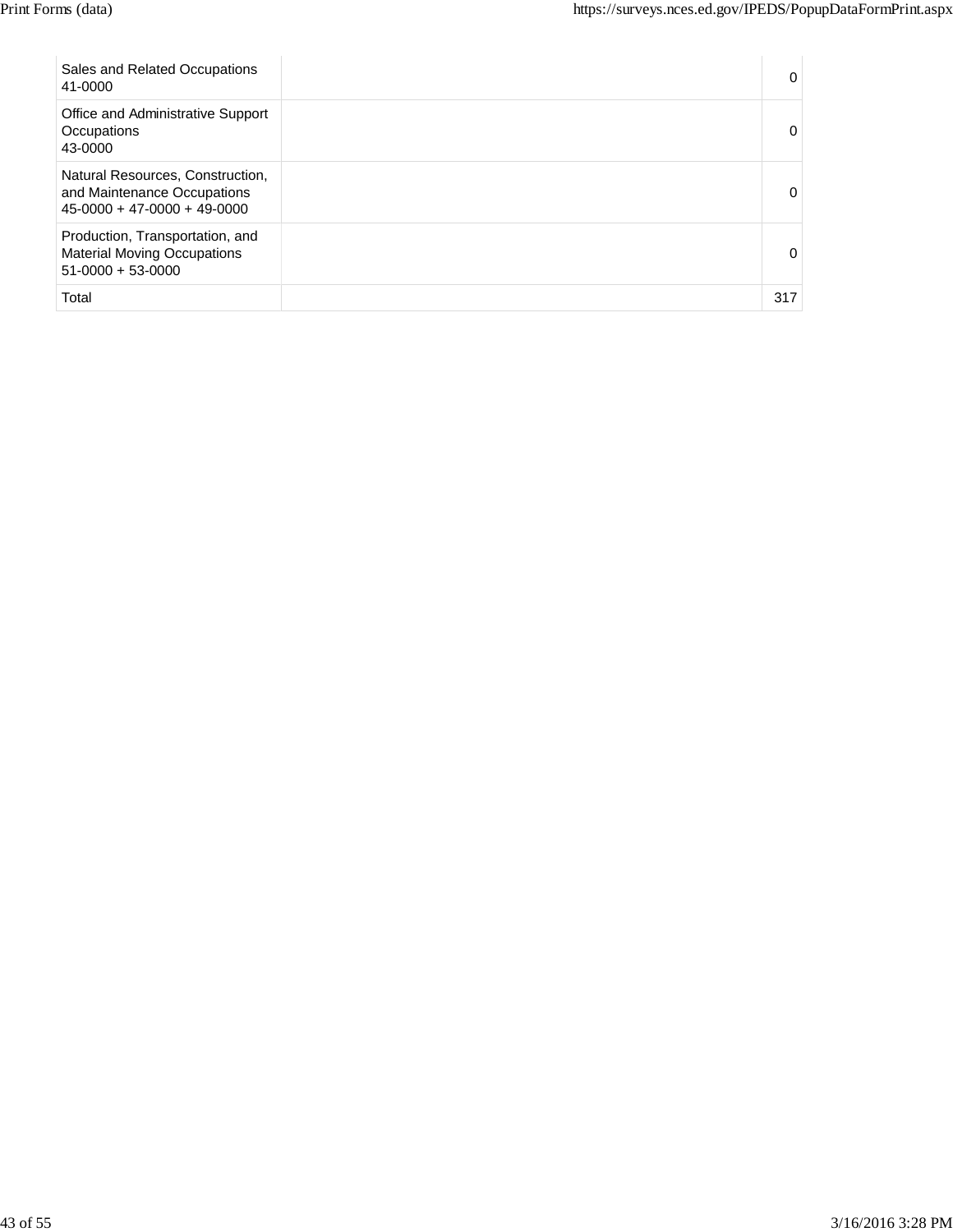| | | |
|---|---|---|
| Sales and Related Occupations 41-0000 | | 0 |
| Office and Administrative Support Occupations 43-0000 | | 0 |
| Natural Resources, Construction, and Maintenance Occupations 45-0000 + 47-0000 + 49-0000 | | 0 |
| Production, Transportation, and Material Moving Occupations 51-0000 + 53-0000 | | 0 |
| Total | | 317 |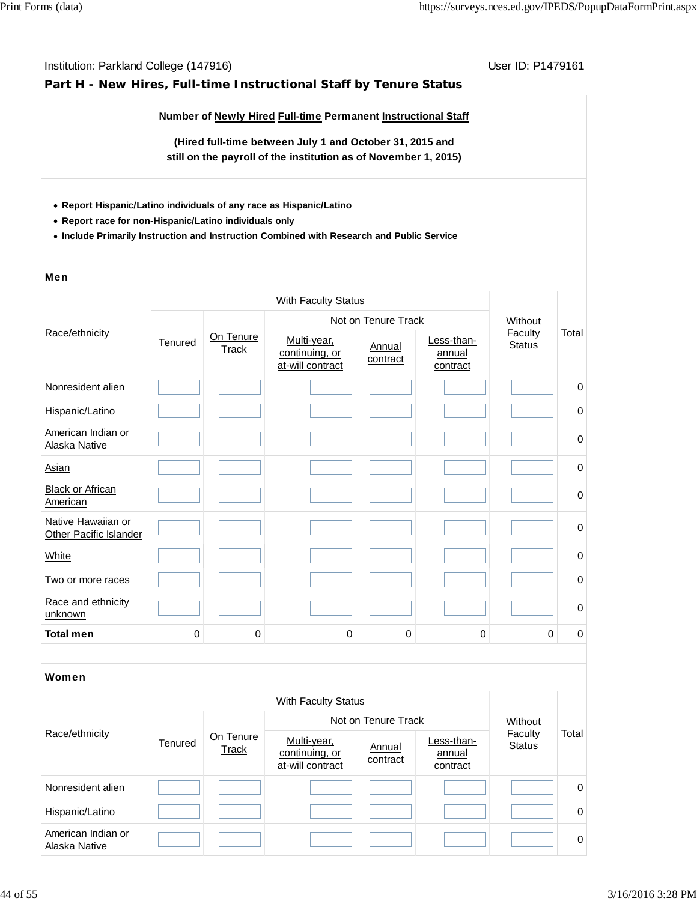Institution: Parkland College (147916) User ID: P1479161

## Part H - New Hires, Full-time Instructional Staff by Tenure Status

**Number of Newly Hired Full-time Permanent Instructional Staff**

**(Hired full-time between July 1 and October 31, 2015 and still on the payroll of the institution as of November 1, 2015)**

- **Report Hispanic/Latino individuals of any race as Hispanic/Latino**
- **Report race for non-Hispanic/Latino individuals only**
- **Include Primarily Instruction and Instruction Combined with Research and Public Service**

### Men

| Race/ethnicity | With Faculty Status | | | | | Without Faculty Status | Total |
|---|---|---|---|---|---|---|---|
| | Tenured | On Tenure Track | Not on Tenure Track | | | | |
| | | | Multi-year, continuing, or at-will contract | Annual contract | Less-than-annual contract | | |
| Nonresident alien | | | | | | | 0 |
| Hispanic/Latino | | | | | | | 0 |
| American Indian or Alaska Native | | | | | | | 0 |
| Asian | | | | | | | 0 |
| Black or African American | | | | | | | 0 |
| Native Hawaiian or Other Pacific Islander | | | | | | | 0 |
| White | | | | | | | 0 |
| Two or more races | | | | | | | 0 |
| Race and ethnicity unknown | | | | | | | 0 |
| **Total men** | 0 | 0 | 0 | 0 | 0 | 0 | 0 |

### Women

| Race/ethnicity | With Faculty Status | | | | | Without Faculty Status | Total |
|---|---|---|---|---|---|---|---|
| | Tenured | On Tenure Track | Not on Tenure Track | | | | |
| | | | Multi-year, continuing, or at-will contract | Annual contract | Less-than-annual contract | | |
| Nonresident alien | | | | | | | 0 |
| Hispanic/Latino | | | | | | | 0 |
| American Indian or Alaska Native | | | | | | | 0 |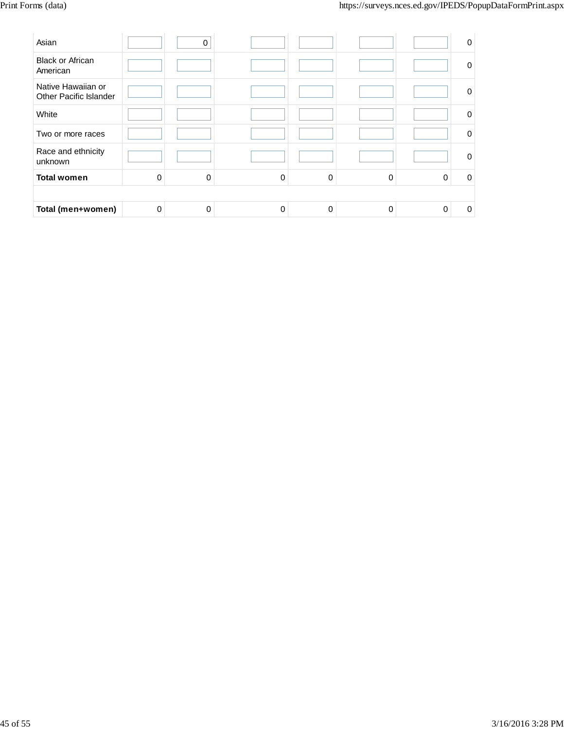| | | | | | | | |
|---|---|---|---|---|---|---|---|
| Asian | | 0 | | | | | 0 |
| Black or African American | | | | | | | 0 |
| Native Hawaiian or Other Pacific Islander | | | | | | | 0 |
| White | | | | | | | 0 |
| Two or more races | | | | | | | 0 |
| Race and ethnicity unknown | | | | | | | 0 |
| **Total women** | 0 | 0 | 0 | 0 | 0 | 0 | 0 |
| | | | | | | | |
| **Total (men+women)** | 0 | 0 | 0 | 0 | 0 | 0 | 0 |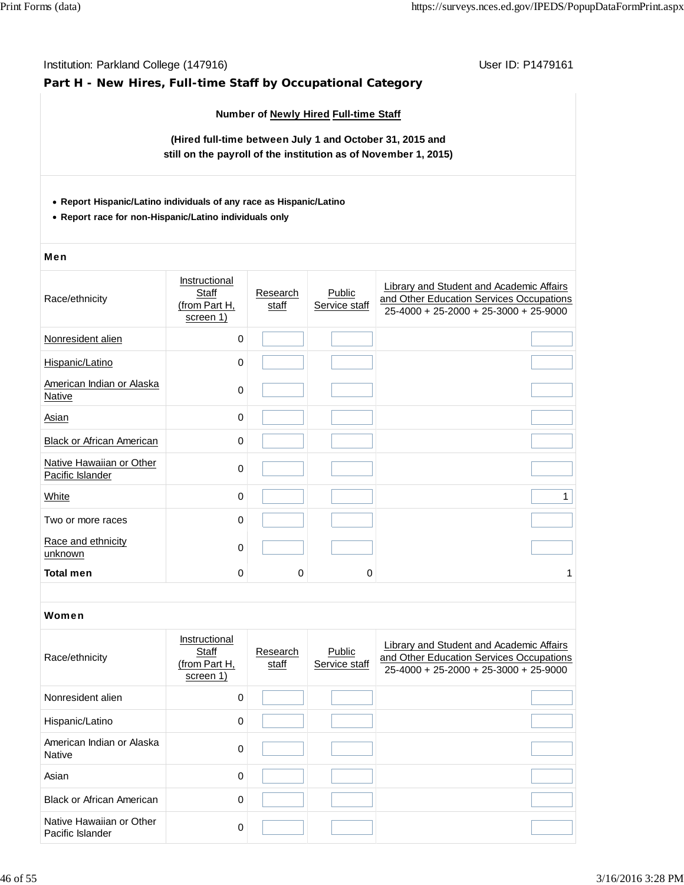Institution: Parkland College (147916) User ID: P1479161

## Part H - New Hires, Full-time Staff by Occupational Category

**Number of Newly Hired Full-time Staff**

**(Hired full-time between July 1 and October 31, 2015 and still on the payroll of the institution as of November 1, 2015)**

- **Report Hispanic/Latino individuals of any race as Hispanic/Latino**
- **Report race for non-Hispanic/Latino individuals only**

**Men**

| Race/ethnicity | Instructional Staff (from Part H, screen 1) | Research staff | Public Service staff | Library and Student and Academic Affairs and Other Education Services Occupations 25-4000 + 25-2000 + 25-3000 + 25-9000 |
|---|---|---|---|---|
| Nonresident alien | 0 | | | |
| Hispanic/Latino | 0 | | | |
| American Indian or Alaska Native | 0 | | | |
| Asian | 0 | | | |
| Black or African American | 0 | | | |
| Native Hawaiian or Other Pacific Islander | 0 | | | |
| White | 0 | | | 1 |
| Two or more races | 0 | | | |
| Race and ethnicity unknown | 0 | | | |
| **Total men** | 0 | 0 | 0 | 1 |

**Women**

| Race/ethnicity | Instructional Staff (from Part H, screen 1) | Research staff | Public Service staff | Library and Student and Academic Affairs and Other Education Services Occupations 25-4000 + 25-2000 + 25-3000 + 25-9000 |
|---|---|---|---|---|
| Nonresident alien | 0 | | | |
| Hispanic/Latino | 0 | | | |
| American Indian or Alaska Native | 0 | | | |
| Asian | 0 | | | |
| Black or African American | 0 | | | |
| Native Hawaiian or Other Pacific Islander | 0 | | | |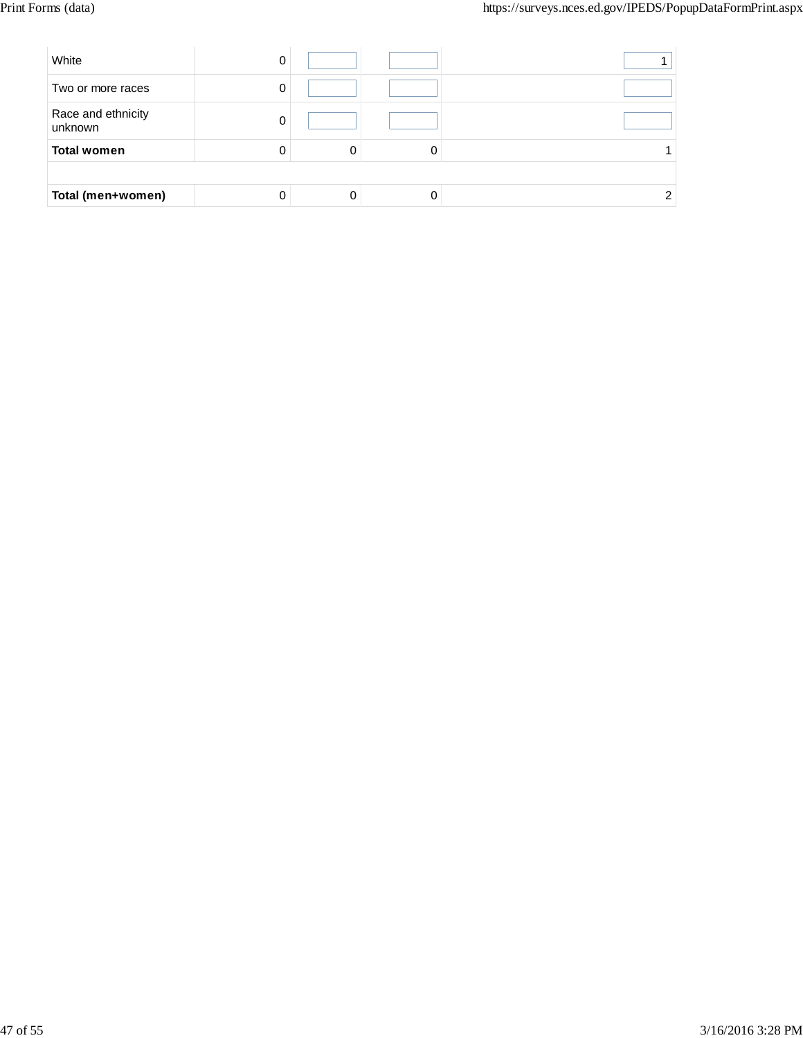| | | | | |
|---|---|---|---|---|
| White | 0 | | | 1 |
| Two or more races | 0 | | | |
| Race and ethnicity unknown | 0 | | | |
| **Total women** | 0 | 0 | 0 | 1 |
| | | | | |
| **Total (men+women)** | 0 | 0 | 0 | 2 |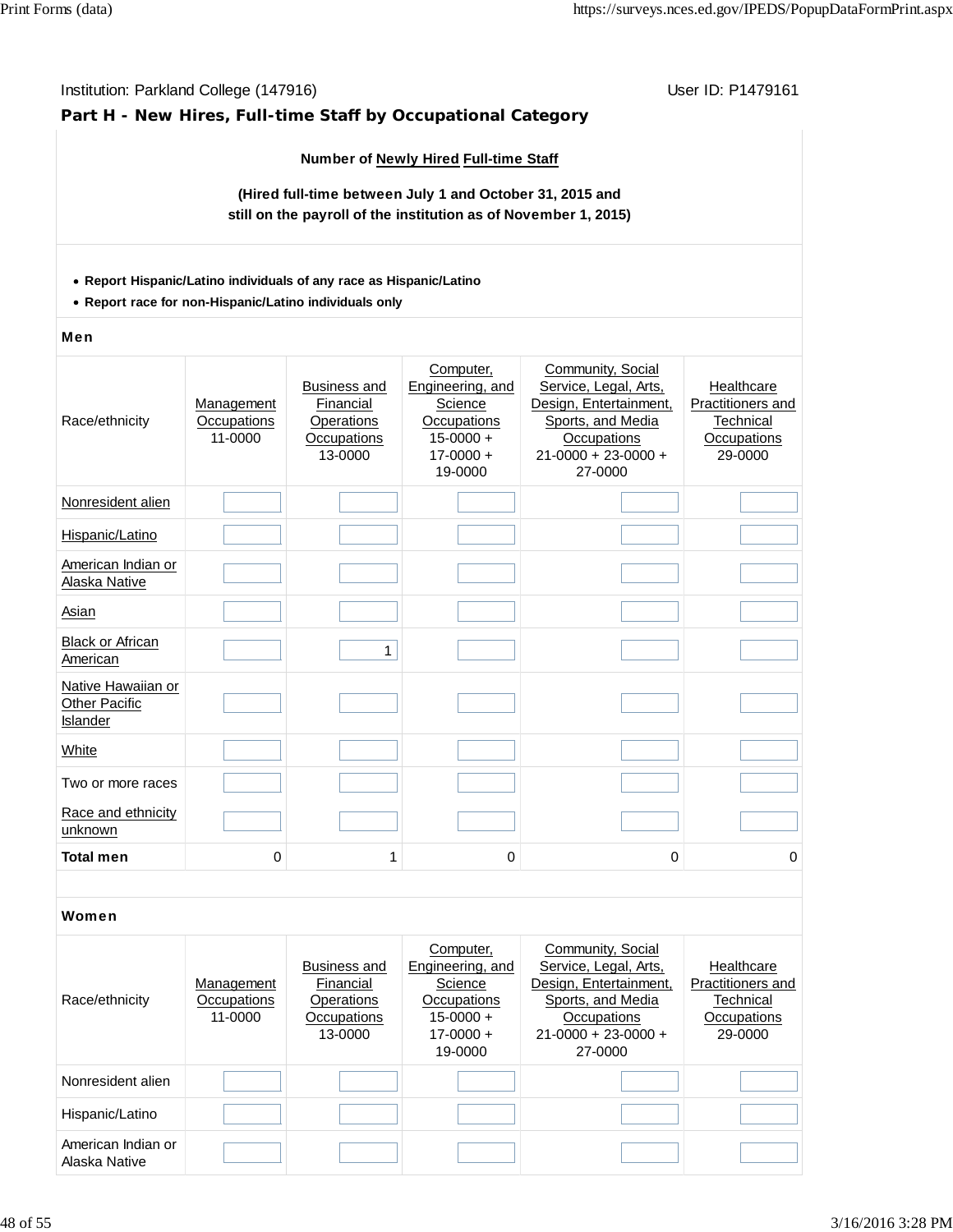Institution: Parkland College (147916) User ID: P1479161

## Part H - New Hires, Full-time Staff by Occupational Category

**Number of Newly Hired Full-time Staff**

**(Hired full-time between July 1 and October 31, 2015 and still on the payroll of the institution as of November 1, 2015)**

- **Report Hispanic/Latino individuals of any race as Hispanic/Latino**
- **Report race for non-Hispanic/Latino individuals only**

**Men**

| Race/ethnicity | Management Occupations 11-0000 | Business and Financial Operations Occupations 13-0000 | Computer, Engineering, and Science Occupations 15-0000 + 17-0000 + 19-0000 | Community, Social Service, Legal, Arts, Design, Entertainment, Sports, and Media Occupations 21-0000 + 23-0000 + 27-0000 | Healthcare Practitioners and Technical Occupations 29-0000 |
|---|---|---|---|---|---|
| Nonresident alien | | | | | |
| Hispanic/Latino | | | | | |
| American Indian or Alaska Native | | | | | |
| Asian | | | | | |
| Black or African American | | 1 | | | |
| Native Hawaiian or Other Pacific Islander | | | | | |
| White | | | | | |
| Two or more races | | | | | |
| Race and ethnicity unknown | | | | | |
| **Total men** | 0 | 1 | 0 | 0 | 0 |

**Women**

| Race/ethnicity | Management Occupations 11-0000 | Business and Financial Operations Occupations 13-0000 | Computer, Engineering, and Science Occupations 15-0000 + 17-0000 + 19-0000 | Community, Social Service, Legal, Arts, Design, Entertainment, Sports, and Media Occupations 21-0000 + 23-0000 + 27-0000 | Healthcare Practitioners and Technical Occupations 29-0000 |
|---|---|---|---|---|---|
| Nonresident alien | | | | | |
| Hispanic/Latino | | | | | |
| American Indian or Alaska Native | | | | | |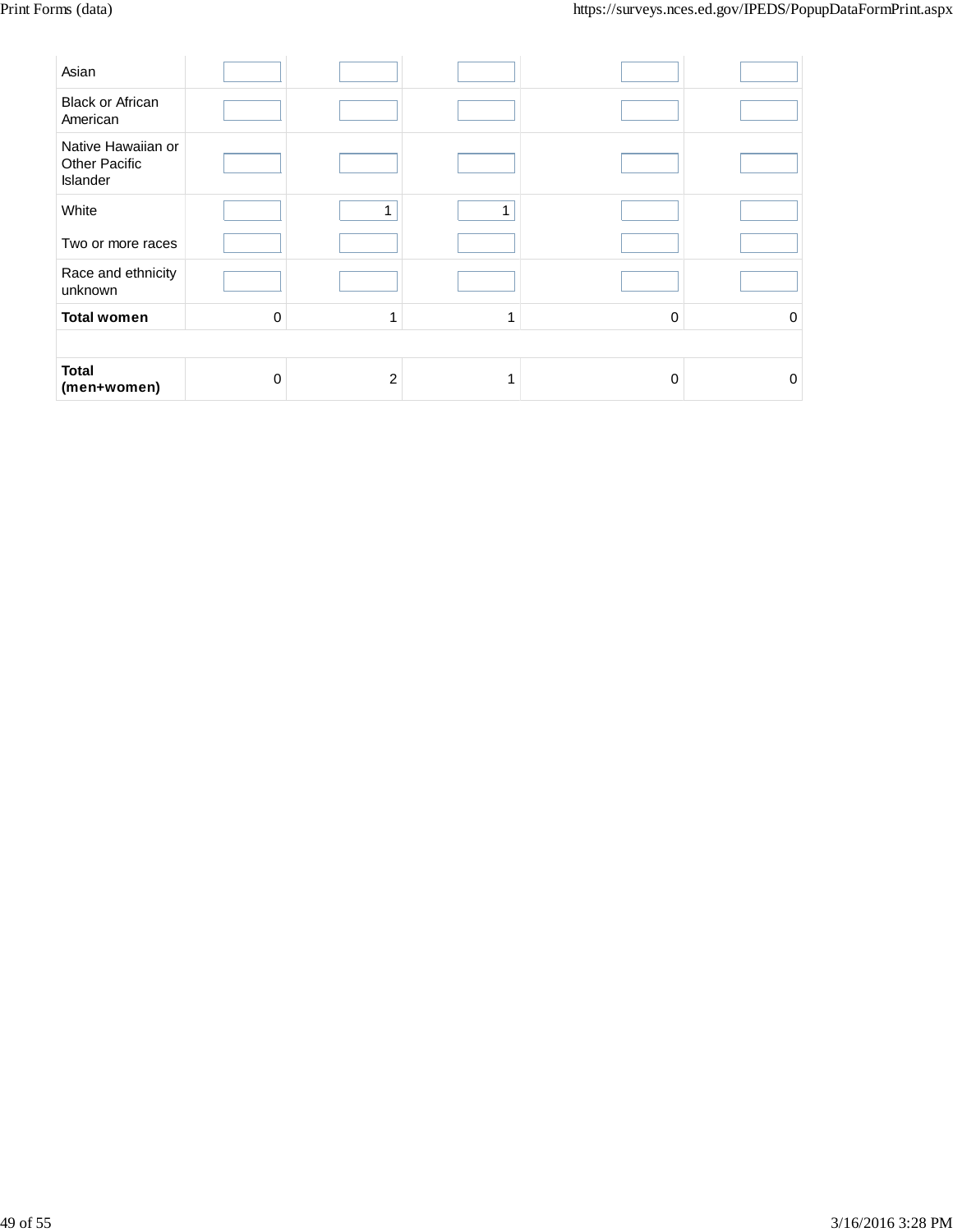| | | | | | |
|---|---|---|---|---|---|
| Asian | | | | | |
| Black or African American | | | | | |
| Native Hawaiian or Other Pacific Islander | | | | | |
| White | | 1 | 1 | | |
| Two or more races | | | | | |
| Race and ethnicity unknown | | | | | |
| **Total women** | 0 | 1 | 1 | 0 | 0 |
| | | | | | |
| **Total (men+women)** | 0 | 2 | 1 | 0 | 0 |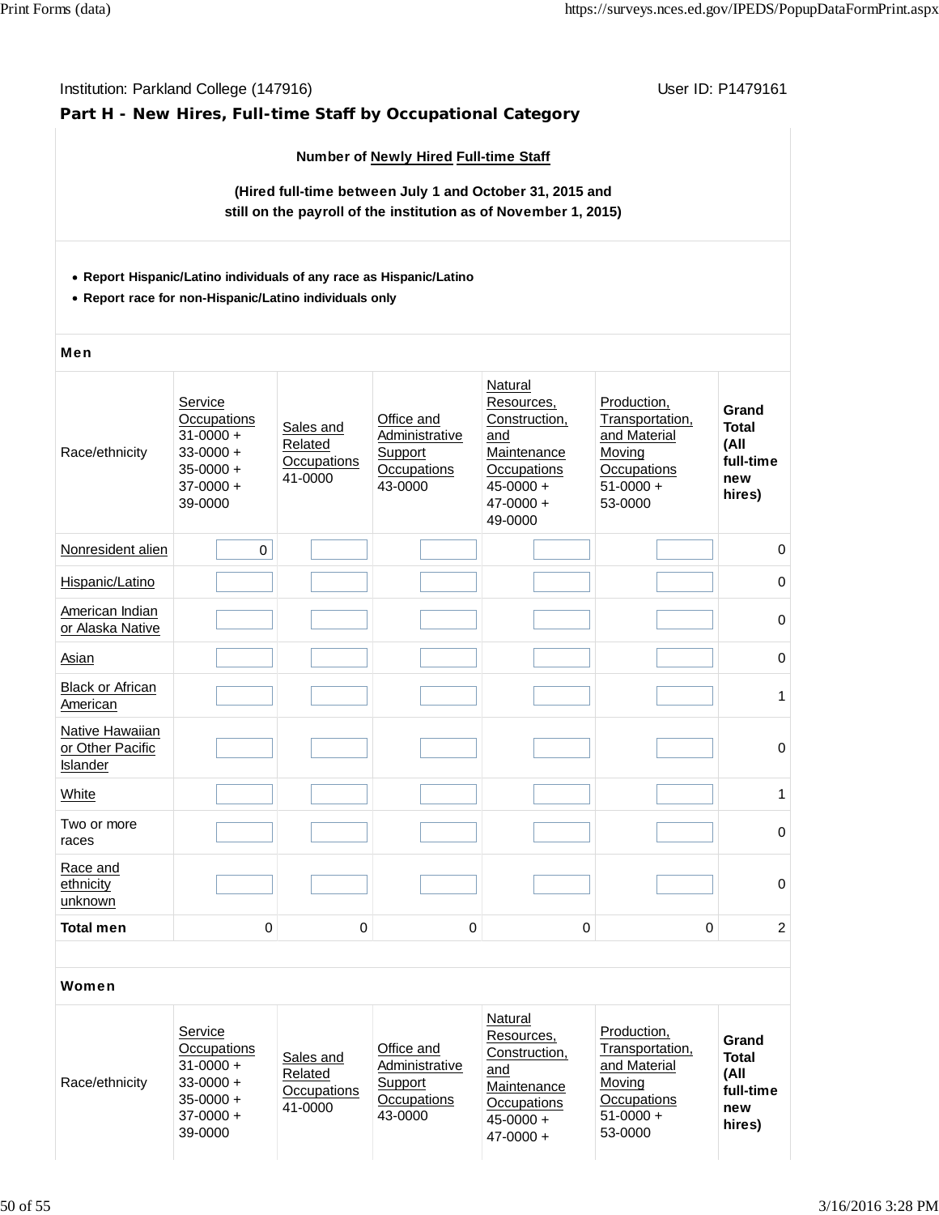Institution: Parkland College (147916) User ID: P1479161

## Part H - New Hires, Full-time Staff by Occupational Category

**Number of Newly Hired Full-time Staff**

**(Hired full-time between July 1 and October 31, 2015 and still on the payroll of the institution as of November 1, 2015)**

- **Report Hispanic/Latino individuals of any race as Hispanic/Latino**
- **Report race for non-Hispanic/Latino individuals only**

**Men**

| Race/ethnicity | Service Occupations 31-0000 + 33-0000 + 35-0000 + 37-0000 + 39-0000 | Sales and Related Occupations 41-0000 | Office and Administrative Support Occupations 43-0000 | Natural Resources, Construction, and Maintenance Occupations 45-0000 + 47-0000 + 49-0000 | Production, Transportation, and Material Moving Occupations 51-0000 + 53-0000 | Grand Total (All full-time new hires) |
|---|---|---|---|---|---|---|
| Nonresident alien | 0 | | | | | 0 |
| Hispanic/Latino | | | | | | 0 |
| American Indian or Alaska Native | | | | | | 0 |
| Asian | | | | | | 0 |
| Black or African American | | | | | | 1 |
| Native Hawaiian or Other Pacific Islander | | | | | | 0 |
| White | | | | | | 1 |
| Two or more races | | | | | | 0 |
| Race and ethnicity unknown | | | | | | 0 |
| **Total men** | 0 | 0 | 0 | 0 | 0 | 2 |

**Women**

| Race/ethnicity | Service Occupations 31-0000 + 33-0000 + 35-0000 + 37-0000 + 39-0000 | Sales and Related Occupations 41-0000 | Office and Administrative Support Occupations 43-0000 | Natural Resources, Construction, and Maintenance Occupations 45-0000 + 47-0000 + | Production, Transportation, and Material Moving Occupations 51-0000 + 53-0000 | Grand Total (All full-time new hires) |
|---|---|---|---|---|---|---|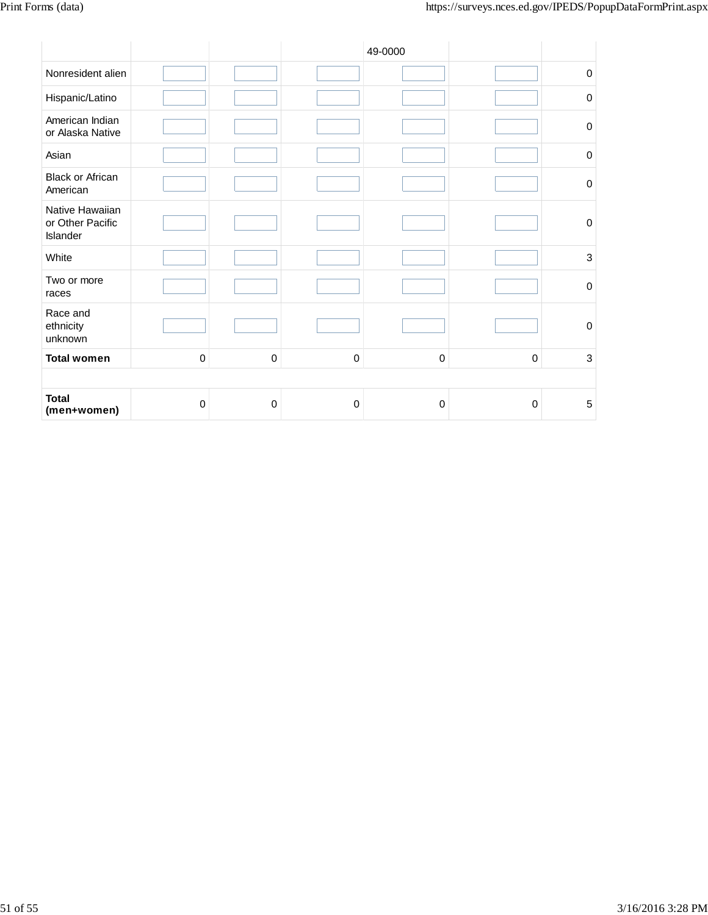| | | | | 49-0000 | | |
|---|---|---|---|---|---|---|
| Nonresident alien | | | | | | 0 |
| Hispanic/Latino | | | | | | 0 |
| American Indian or Alaska Native | | | | | | 0 |
| Asian | | | | | | 0 |
| Black or African American | | | | | | 0 |
| Native Hawaiian or Other Pacific Islander | | | | | | 0 |
| White | | | | | | 3 |
| Two or more races | | | | | | 0 |
| Race and ethnicity unknown | | | | | | 0 |
| **Total women** | 0 | 0 | 0 | 0 | 0 | 3 |
| | | | | | | |
| **Total (men+women)** | 0 | 0 | 0 | 0 | 0 | 5 |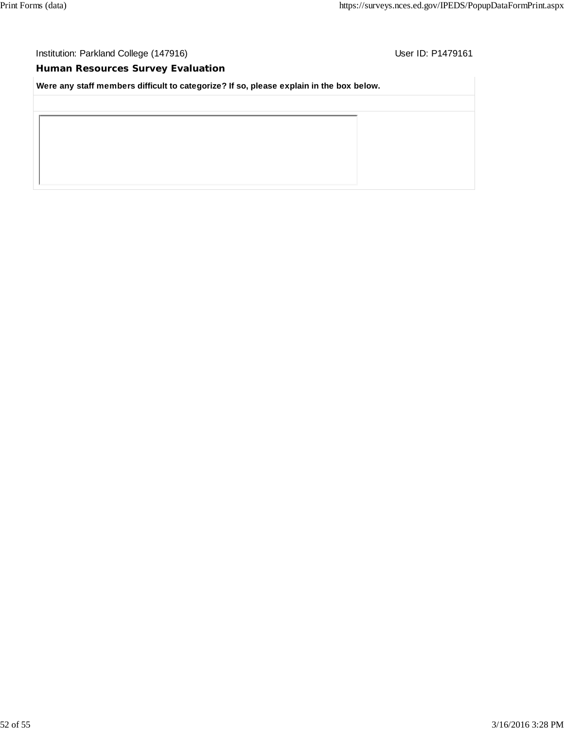Institution: Parkland College (147916) User ID: P1479161

## Human Resources Survey Evaluation

**Were any staff members difficult to categorize? If so, please explain in the box below.**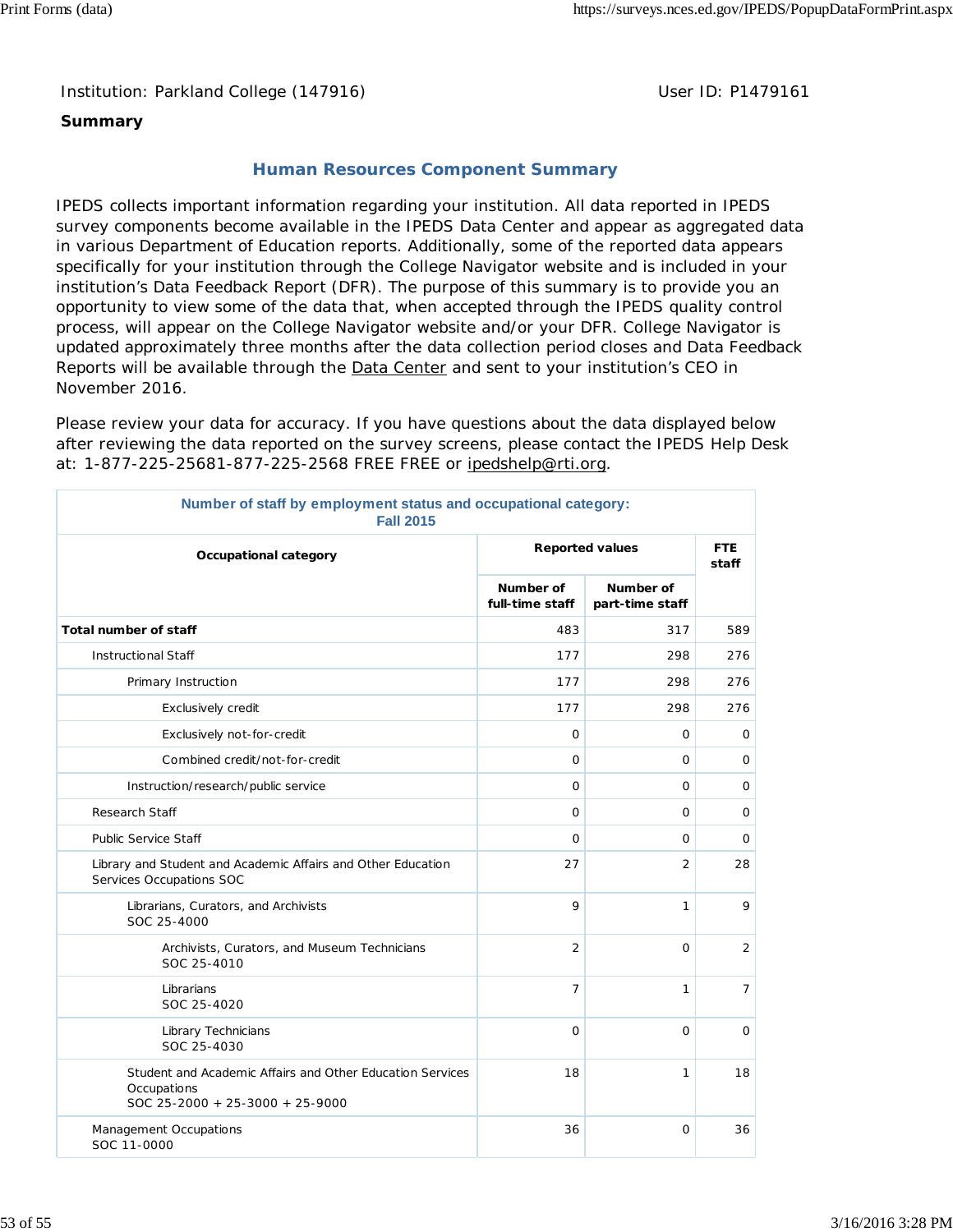Institution: Parkland College (147916)

User ID: P1479161

**Summary**

## Human Resources Component Summary

IPEDS collects important information regarding your institution. All data reported in IPEDS survey components become available in the IPEDS Data Center and appear as aggregated data in various Department of Education reports. Additionally, some of the reported data appears specifically for your institution through the College Navigator website and is included in your institution's Data Feedback Report (DFR). The purpose of this summary is to provide you an opportunity to view some of the data that, when accepted through the IPEDS quality control process, will appear on the College Navigator website and/or your DFR. College Navigator is updated approximately three months after the data collection period closes and Data Feedback Reports will be available through the Data Center and sent to your institution's CEO in November 2016.

Please review your data for accuracy. If you have questions about the data displayed below after reviewing the data reported on the survey screens, please contact the IPEDS Help Desk at: 1-877-225-25681-877-225-2568 FREE FREE or ipedshelp@rti.org.

**Number of staff by employment status and occupational category: Fall 2015**

| Occupational category | Reported values | | FTE staff |
|---|---|---|---|
| | Number of full-time staff | Number of part-time staff | |
| **Total number of staff** | 483 | 317 | 589 |
| Instructional Staff | 177 | 298 | 276 |
| Primary Instruction | 177 | 298 | 276 |
| Exclusively credit | 177 | 298 | 276 |
| Exclusively not-for-credit | 0 | 0 | 0 |
| Combined credit/not-for-credit | 0 | 0 | 0 |
| Instruction/research/public service | 0 | 0 | 0 |
| Research Staff | 0 | 0 | 0 |
| Public Service Staff | 0 | 0 | 0 |
| Library and Student and Academic Affairs and Other Education Services Occupations SOC | 27 | 2 | 28 |
| Librarians, Curators, and Archivists SOC 25-4000 | 9 | 1 | 9 |
| Archivists, Curators, and Museum Technicians SOC 25-4010 | 2 | 0 | 2 |
| Librarians SOC 25-4020 | 7 | 1 | 7 |
| Library Technicians SOC 25-4030 | 0 | 0 | 0 |
| Student and Academic Affairs and Other Education Services Occupations SOC 25-2000 + 25-3000 + 25-9000 | 18 | 1 | 18 |
| Management Occupations SOC 11-0000 | 36 | 0 | 36 |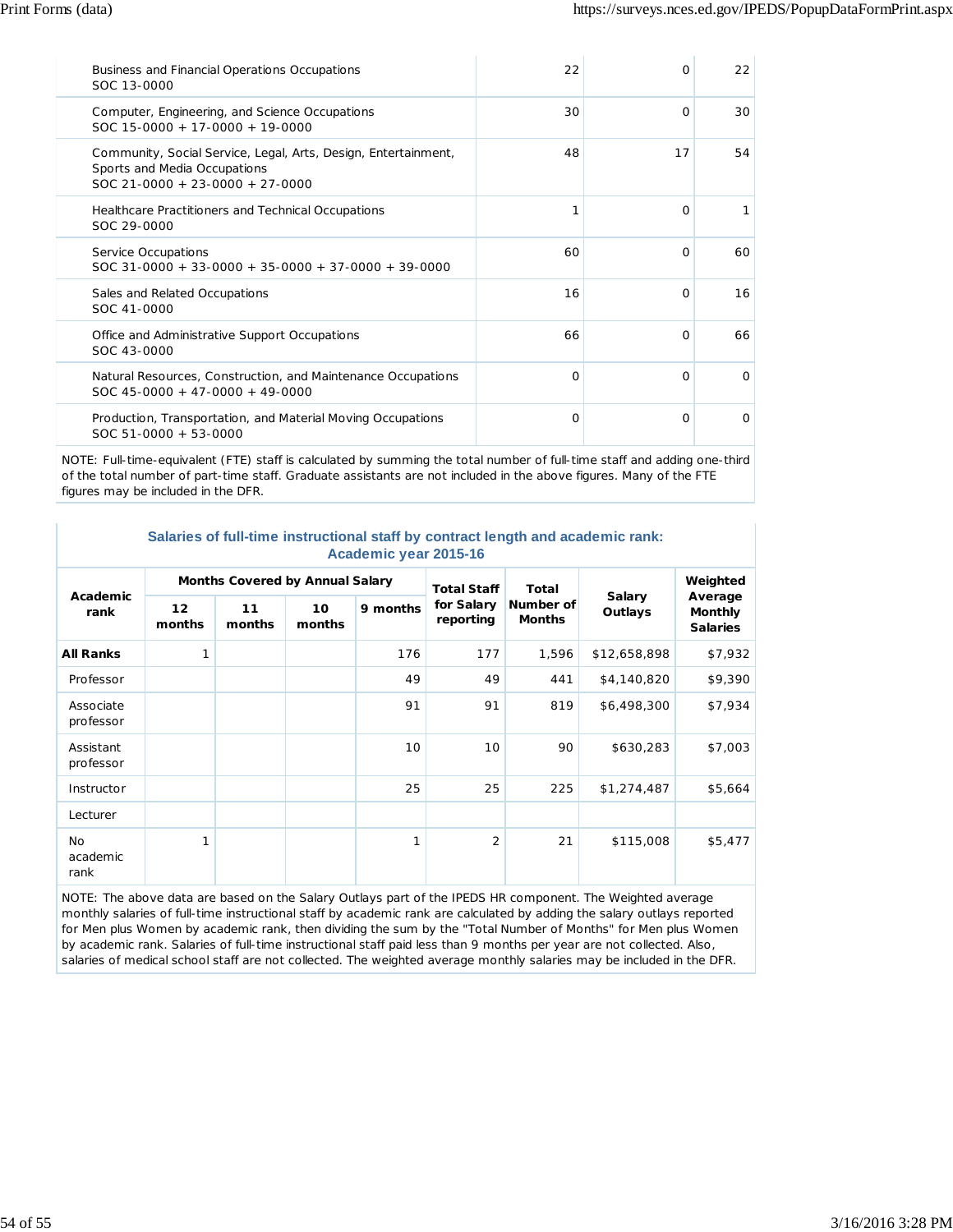| Occupation | | | |
|---|---|---|---|
| Business and Financial Operations Occupations<br>SOC 13-0000 | 22 | 0 | 22 |
| Computer, Engineering, and Science Occupations<br>SOC 15-0000 + 17-0000 + 19-0000 | 30 | 0 | 30 |
| Community, Social Service, Legal, Arts, Design, Entertainment, Sports and Media Occupations<br>SOC 21-0000 + 23-0000 + 27-0000 | 48 | 17 | 54 |
| Healthcare Practitioners and Technical Occupations<br>SOC 29-0000 | 1 | 0 | 1 |
| Service Occupations<br>SOC 31-0000 + 33-0000 + 35-0000 + 37-0000 + 39-0000 | 60 | 0 | 60 |
| Sales and Related Occupations<br>SOC 41-0000 | 16 | 0 | 16 |
| Office and Administrative Support Occupations<br>SOC 43-0000 | 66 | 0 | 66 |
| Natural Resources, Construction, and Maintenance Occupations<br>SOC 45-0000 + 47-0000 + 49-0000 | 0 | 0 | 0 |
| Production, Transportation, and Material Moving Occupations<br>SOC 51-0000 + 53-0000 | 0 | 0 | 0 |

NOTE: Full-time-equivalent (FTE) staff is calculated by summing the total number of full-time staff and adding one-third of the total number of part-time staff. Graduate assistants are not included in the above figures. Many of the FTE figures may be included in the DFR.

### Salaries of full-time instructional staff by contract length and academic rank: Academic year 2015-16

| Academic rank | Months Covered by Annual Salary | | | | Total Staff for Salary reporting | Total Number of Months | Salary Outlays | Weighted Average Monthly Salaries |
|---|---|---|---|---|---|---|---|---|
| | 12 months | 11 months | 10 months | 9 months | | | | |
| **All Ranks** | 1 | | | 176 | 177 | 1,596 | $12,658,898 | $7,932 |
| Professor | | | | 49 | 49 | 441 | $4,140,820 | $9,390 |
| Associate professor | | | | 91 | 91 | 819 | $6,498,300 | $7,934 |
| Assistant professor | | | | 10 | 10 | 90 | $630,283 | $7,003 |
| Instructor | | | | 25 | 25 | 225 | $1,274,487 | $5,664 |
| Lecturer | | | | | | | | |
| No academic rank | 1 | | | 1 | 2 | 21 | $115,008 | $5,477 |

NOTE: The above data are based on the Salary Outlays part of the IPEDS HR component. The Weighted average monthly salaries of full-time instructional staff by academic rank are calculated by adding the salary outlays reported for Men plus Women by academic rank, then dividing the sum by the "Total Number of Months" for Men plus Women by academic rank. Salaries of full-time instructional staff paid less than 9 months per year are not collected. Also, salaries of medical school staff are not collected. The weighted average monthly salaries may be included in the DFR.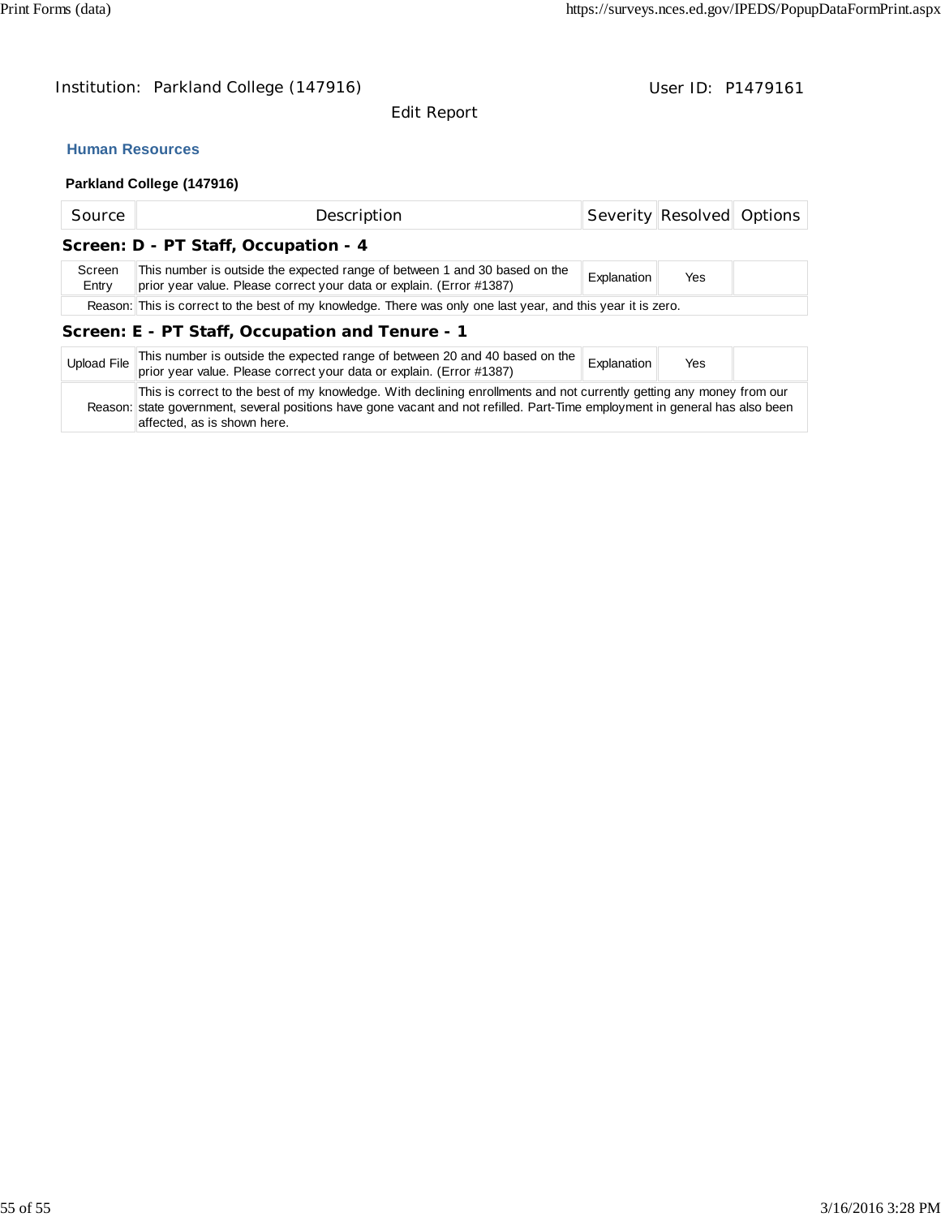Institution: Parkland College (147916)

User ID: P1479161

Edit Report

### Human Resources

**Parkland College (147916)**

| Source | Description | Severity | Resolved | Options |
|---|---|---|---|---|

**Screen: D - PT Staff, Occupation - 4**

| Source | Description | Severity | Resolved | Options |
|---|---|---|---|---|
| Screen Entry | This number is outside the expected range of between 1 and 30 based on the prior year value. Please correct your data or explain. (Error #1387) | Explanation | Yes | |
| Reason: | This is correct to the best of my knowledge. There was only one last year, and this year it is zero. | | | |

**Screen: E - PT Staff, Occupation and Tenure - 1**

| Source | Description | Severity | Resolved | Options |
|---|---|---|---|---|
| Upload File | This number is outside the expected range of between 20 and 40 based on the prior year value. Please correct your data or explain. (Error #1387) | Explanation | Yes | |
| Reason: | This is correct to the best of my knowledge. With declining enrollments and not currently getting any money from our state government, several positions have gone vacant and not refilled. Part-Time employment in general has also been affected, as is shown here. | | | |